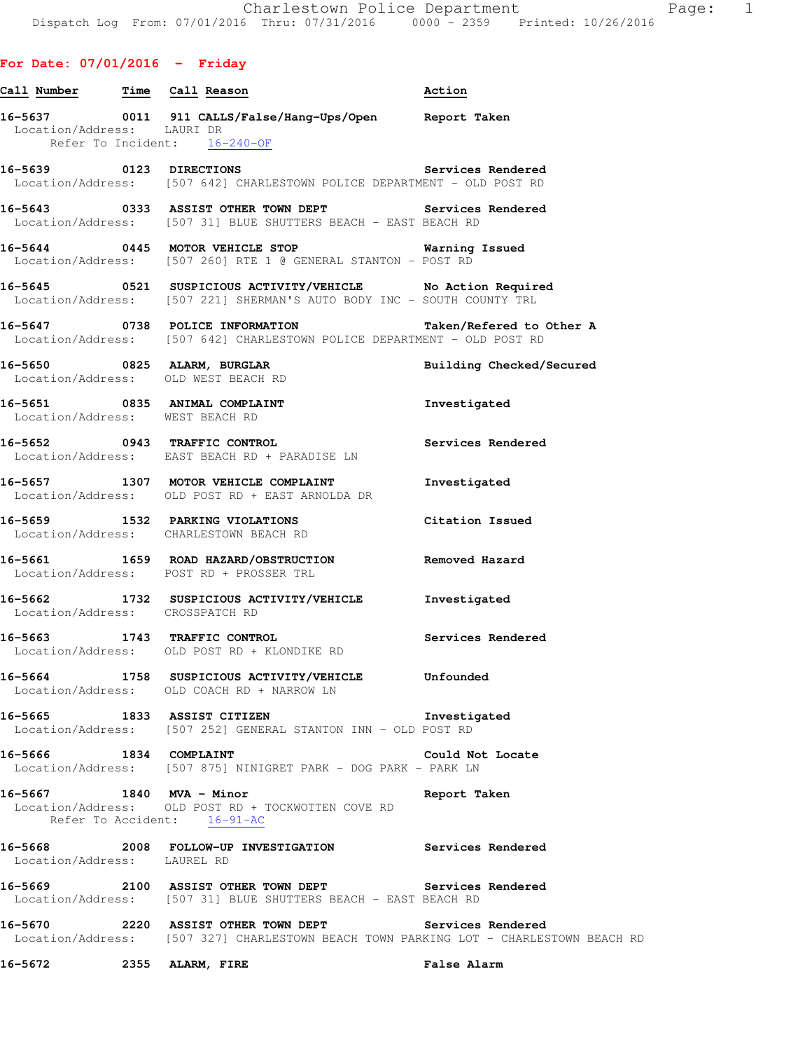## For Date: 07/01/2016 - Friday

| Call Number | Time | Call Reason | Action |
|---|---|---|---|
| 16-5637 | 0011 | 911 CALLS/False/Hang-Ups/Open | Report Taken |
| Location/Address: LAURI DR<br>Refer To Incident: 16-240-OF | | | |
| 16-5639 | 0123 | DIRECTIONS | Services Rendered |
| Location/Address: [507 642] CHARLESTOWN POLICE DEPARTMENT - OLD POST RD | | | |
| 16-5643 | 0333 | ASSIST OTHER TOWN DEPT | Services Rendered |
| Location/Address: [507 31] BLUE SHUTTERS BEACH - EAST BEACH RD | | | |
| 16-5644 | 0445 | MOTOR VEHICLE STOP | Warning Issued |
| Location/Address: [507 260] RTE 1 @ GENERAL STANTON - POST RD | | | |
| 16-5645 | 0521 | SUSPICIOUS ACTIVITY/VEHICLE | No Action Required |
| Location/Address: [507 221] SHERMAN'S AUTO BODY INC - SOUTH COUNTY TRL | | | |
| 16-5647 | 0738 | POLICE INFORMATION | Taken/Refered to Other A |
| Location/Address: [507 642] CHARLESTOWN POLICE DEPARTMENT - OLD POST RD | | | |
| 16-5650 | 0825 | ALARM, BURGLAR | Building Checked/Secured |
| Location/Address: OLD WEST BEACH RD | | | |
| 16-5651 | 0835 | ANIMAL COMPLAINT | Investigated |
| Location/Address: WEST BEACH RD | | | |
| 16-5652 | 0943 | TRAFFIC CONTROL | Services Rendered |
| Location/Address: EAST BEACH RD + PARADISE LN | | | |
| 16-5657 | 1307 | MOTOR VEHICLE COMPLAINT | Investigated |
| Location/Address: OLD POST RD + EAST ARNOLDA DR | | | |
| 16-5659 | 1532 | PARKING VIOLATIONS | Citation Issued |
| Location/Address: CHARLESTOWN BEACH RD | | | |
| 16-5661 | 1659 | ROAD HAZARD/OBSTRUCTION | Removed Hazard |
| Location/Address: POST RD + PROSSER TRL | | | |
| 16-5662 | 1732 | SUSPICIOUS ACTIVITY/VEHICLE | Investigated |
| Location/Address: CROSSPATCH RD | | | |
| 16-5663 | 1743 | TRAFFIC CONTROL | Services Rendered |
| Location/Address: OLD POST RD + KLONDIKE RD | | | |
| 16-5664 | 1758 | SUSPICIOUS ACTIVITY/VEHICLE | Unfounded |
| Location/Address: OLD COACH RD + NARROW LN | | | |
| 16-5665 | 1833 | ASSIST CITIZEN | Investigated |
| Location/Address: [507 252] GENERAL STANTON INN - OLD POST RD | | | |
| 16-5666 | 1834 | COMPLAINT | Could Not Locate |
| Location/Address: [507 875] NINIGRET PARK - DOG PARK - PARK LN | | | |
| 16-5667 | 1840 | MVA - Minor | Report Taken |
| Location/Address: OLD POST RD + TOCKWOTTEN COVE RD<br>Refer To Accident: 16-91-AC | | | |
| 16-5668 | 2008 | FOLLOW-UP INVESTIGATION | Services Rendered |
| Location/Address: LAUREL RD | | | |
| 16-5669 | 2100 | ASSIST OTHER TOWN DEPT | Services Rendered |
| Location/Address: [507 31] BLUE SHUTTERS BEACH - EAST BEACH RD | | | |
| 16-5670 | 2220 | ASSIST OTHER TOWN DEPT | Services Rendered |
| Location/Address: [507 327] CHARLESTOWN BEACH TOWN PARKING LOT - CHARLESTOWN BEACH RD | | | |
| 16-5672 | 2355 | ALARM, FIRE | False Alarm |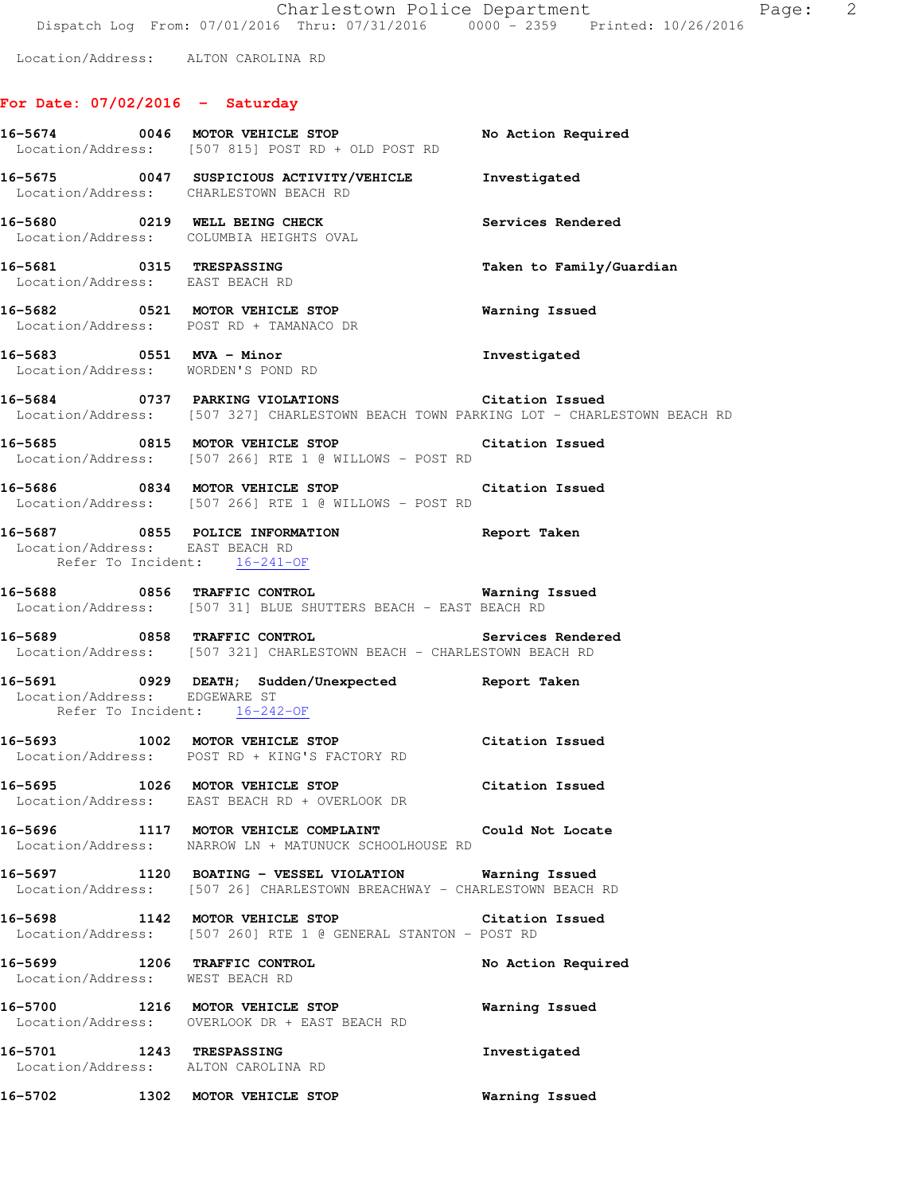Location/Address: ALTON CAROLINA RD

## For Date: 07/02/2016 - Saturday

**16-5674 0046 MOTOR VEHICLE STOP** — No Action Required
Location/Address: [507 815] POST RD + OLD POST RD

**16-5675 0047 SUSPICIOUS ACTIVITY/VEHICLE** — Investigated
Location/Address: CHARLESTOWN BEACH RD

**16-5680 0219 WELL BEING CHECK** — Services Rendered
Location/Address: COLUMBIA HEIGHTS OVAL

**16-5681 0315 TRESPASSING** — Taken to Family/Guardian
Location/Address: EAST BEACH RD

**16-5682 0521 MOTOR VEHICLE STOP** — Warning Issued
Location/Address: POST RD + TAMANACO DR

**16-5683 0551 MVA - Minor** — Investigated
Location/Address: WORDEN'S POND RD

**16-5684 0737 PARKING VIOLATIONS** — Citation Issued
Location/Address: [507 327] CHARLESTOWN BEACH TOWN PARKING LOT - CHARLESTOWN BEACH RD

**16-5685 0815 MOTOR VEHICLE STOP** — Citation Issued
Location/Address: [507 266] RTE 1 @ WILLOWS - POST RD

**16-5686 0834 MOTOR VEHICLE STOP** — Citation Issued
Location/Address: [507 266] RTE 1 @ WILLOWS - POST RD

**16-5687 0855 POLICE INFORMATION** — Report Taken
Location/Address: EAST BEACH RD
Refer To Incident: 16-241-OF

**16-5688 0856 TRAFFIC CONTROL** — Warning Issued
Location/Address: [507 31] BLUE SHUTTERS BEACH - EAST BEACH RD

**16-5689 0858 TRAFFIC CONTROL** — Services Rendered
Location/Address: [507 321] CHARLESTOWN BEACH - CHARLESTOWN BEACH RD

**16-5691 0929 DEATH; Sudden/Unexpected** — Report Taken
Location/Address: EDGEWARE ST
Refer To Incident: 16-242-OF

**16-5693 1002 MOTOR VEHICLE STOP** — Citation Issued
Location/Address: POST RD + KING'S FACTORY RD

**16-5695 1026 MOTOR VEHICLE STOP** — Citation Issued
Location/Address: EAST BEACH RD + OVERLOOK DR

**16-5696 1117 MOTOR VEHICLE COMPLAINT** — Could Not Locate
Location/Address: NARROW LN + MATUNUCK SCHOOLHOUSE RD

**16-5697 1120 BOATING - VESSEL VIOLATION** — Warning Issued
Location/Address: [507 26] CHARLESTOWN BREACHWAY - CHARLESTOWN BEACH RD

**16-5698 1142 MOTOR VEHICLE STOP** — Citation Issued
Location/Address: [507 260] RTE 1 @ GENERAL STANTON - POST RD

**16-5699 1206 TRAFFIC CONTROL** — No Action Required
Location/Address: WEST BEACH RD

**16-5700 1216 MOTOR VEHICLE STOP** — Warning Issued
Location/Address: OVERLOOK DR + EAST BEACH RD

**16-5701 1243 TRESPASSING** — Investigated
Location/Address: ALTON CAROLINA RD

**16-5702 1302 MOTOR VEHICLE STOP** — Warning Issued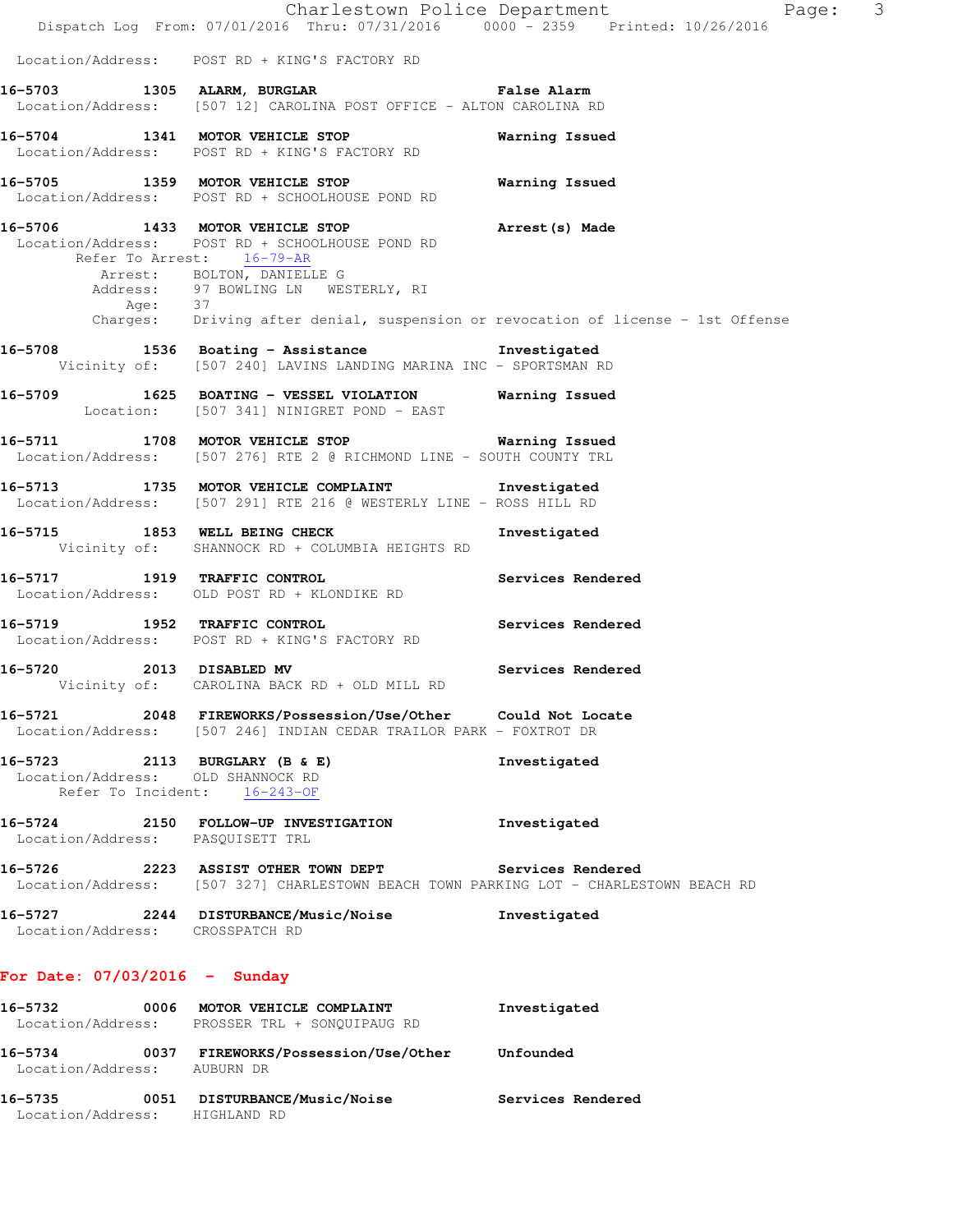Location/Address: POST RD + KING'S FACTORY RD

**16-5703 1305 ALARM, BURGLAR** **False Alarm**
Location/Address: [507 12] CAROLINA POST OFFICE - ALTON CAROLINA RD

**16-5704 1341 MOTOR VEHICLE STOP** **Warning Issued**
Location/Address: POST RD + KING'S FACTORY RD

**16-5705 1359 MOTOR VEHICLE STOP** **Warning Issued**
Location/Address: POST RD + SCHOOLHOUSE POND RD

**16-5706 1433 MOTOR VEHICLE STOP** **Arrest(s) Made**
Location/Address: POST RD + SCHOOLHOUSE POND RD
Refer To Arrest: 16-79-AR
Arrest: BOLTON, DANIELLE G
Address: 97 BOWLING LN WESTERLY, RI
Age: 37
Charges: Driving after denial, suspension or revocation of license - 1st Offense

**16-5708 1536 Boating - Assistance** **Investigated**
Vicinity of: [507 240] LAVINS LANDING MARINA INC - SPORTSMAN RD

**16-5709 1625 BOATING - VESSEL VIOLATION** **Warning Issued**
Location: [507 341] NINIGRET POND - EAST

**16-5711 1708 MOTOR VEHICLE STOP** **Warning Issued**
Location/Address: [507 276] RTE 2 @ RICHMOND LINE - SOUTH COUNTY TRL

**16-5713 1735 MOTOR VEHICLE COMPLAINT** **Investigated**
Location/Address: [507 291] RTE 216 @ WESTERLY LINE - ROSS HILL RD

**16-5715 1853 WELL BEING CHECK** **Investigated**
Vicinity of: SHANNOCK RD + COLUMBIA HEIGHTS RD

**16-5717 1919 TRAFFIC CONTROL** **Services Rendered**
Location/Address: OLD POST RD + KLONDIKE RD

**16-5719 1952 TRAFFIC CONTROL** **Services Rendered**
Location/Address: POST RD + KING'S FACTORY RD

**16-5720 2013 DISABLED MV** **Services Rendered**
Vicinity of: CAROLINA BACK RD + OLD MILL RD

**16-5721 2048 FIREWORKS/Possession/Use/Other** **Could Not Locate**
Location/Address: [507 246] INDIAN CEDAR TRAILOR PARK - FOXTROT DR

**16-5723 2113 BURGLARY (B & E)** **Investigated**
Location/Address: OLD SHANNOCK RD
Refer To Incident: 16-243-OF

**16-5724 2150 FOLLOW-UP INVESTIGATION** **Investigated**
Location/Address: PASQUISETT TRL

**16-5726 2223 ASSIST OTHER TOWN DEPT** **Services Rendered**
Location/Address: [507 327] CHARLESTOWN BEACH TOWN PARKING LOT - CHARLESTOWN BEACH RD

**16-5727 2244 DISTURBANCE/Music/Noise** **Investigated**
Location/Address: CROSSPATCH RD

## For Date: 07/03/2016 - Sunday

**16-5732 0006 MOTOR VEHICLE COMPLAINT** **Investigated**
Location/Address: PROSSER TRL + SONQUIPAUG RD

**16-5734 0037 FIREWORKS/Possession/Use/Other** **Unfounded**
Location/Address: AUBURN DR

**16-5735 0051 DISTURBANCE/Music/Noise** **Services Rendered**
Location/Address: HIGHLAND RD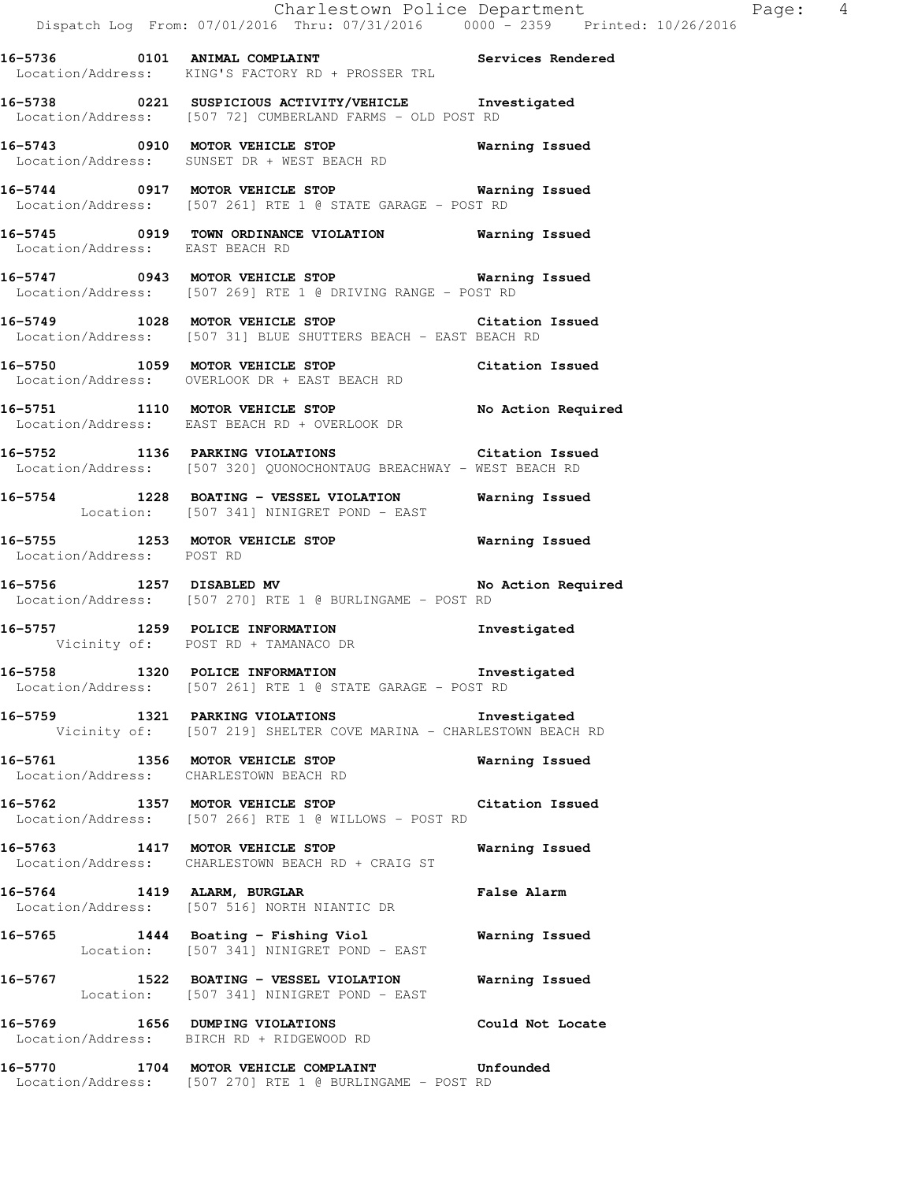**16-5736 0101 ANIMAL COMPLAINT** Services Rendered
Location/Address: KING'S FACTORY RD + PROSSER TRL

**16-5738 0221 SUSPICIOUS ACTIVITY/VEHICLE** Investigated
Location/Address: [507 72] CUMBERLAND FARMS - OLD POST RD

**16-5743 0910 MOTOR VEHICLE STOP** Warning Issued
Location/Address: SUNSET DR + WEST BEACH RD

**16-5744 0917 MOTOR VEHICLE STOP** Warning Issued
Location/Address: [507 261] RTE 1 @ STATE GARAGE - POST RD

**16-5745 0919 TOWN ORDINANCE VIOLATION** Warning Issued
Location/Address: EAST BEACH RD

**16-5747 0943 MOTOR VEHICLE STOP** Warning Issued
Location/Address: [507 269] RTE 1 @ DRIVING RANGE - POST RD

**16-5749 1028 MOTOR VEHICLE STOP** Citation Issued
Location/Address: [507 31] BLUE SHUTTERS BEACH - EAST BEACH RD

**16-5750 1059 MOTOR VEHICLE STOP** Citation Issued
Location/Address: OVERLOOK DR + EAST BEACH RD

**16-5751 1110 MOTOR VEHICLE STOP** No Action Required
Location/Address: EAST BEACH RD + OVERLOOK DR

**16-5752 1136 PARKING VIOLATIONS** Citation Issued
Location/Address: [507 320] QUONOCHONTAUG BREACHWAY - WEST BEACH RD

**16-5754 1228 BOATING - VESSEL VIOLATION** Warning Issued
Location: [507 341] NINIGRET POND - EAST

**16-5755 1253 MOTOR VEHICLE STOP** Warning Issued
Location/Address: POST RD

**16-5756 1257 DISABLED MV** No Action Required
Location/Address: [507 270] RTE 1 @ BURLINGAME - POST RD

**16-5757 1259 POLICE INFORMATION** Investigated
Vicinity of: POST RD + TAMANACO DR

**16-5758 1320 POLICE INFORMATION** Investigated
Location/Address: [507 261] RTE 1 @ STATE GARAGE - POST RD

**16-5759 1321 PARKING VIOLATIONS** Investigated
Vicinity of: [507 219] SHELTER COVE MARINA - CHARLESTOWN BEACH RD

**16-5761 1356 MOTOR VEHICLE STOP** Warning Issued
Location/Address: CHARLESTOWN BEACH RD

**16-5762 1357 MOTOR VEHICLE STOP** Citation Issued
Location/Address: [507 266] RTE 1 @ WILLOWS - POST RD

**16-5763 1417 MOTOR VEHICLE STOP** Warning Issued
Location/Address: CHARLESTOWN BEACH RD + CRAIG ST

**16-5764 1419 ALARM, BURGLAR** False Alarm
Location/Address: [507 516] NORTH NIANTIC DR

**16-5765 1444 Boating - Fishing Viol** Warning Issued
Location: [507 341] NINIGRET POND - EAST

**16-5767 1522 BOATING - VESSEL VIOLATION** Warning Issued
Location: [507 341] NINIGRET POND - EAST

**16-5769 1656 DUMPING VIOLATIONS** Could Not Locate
Location/Address: BIRCH RD + RIDGEWOOD RD

**16-5770 1704 MOTOR VEHICLE COMPLAINT** Unfounded
Location/Address: [507 270] RTE 1 @ BURLINGAME - POST RD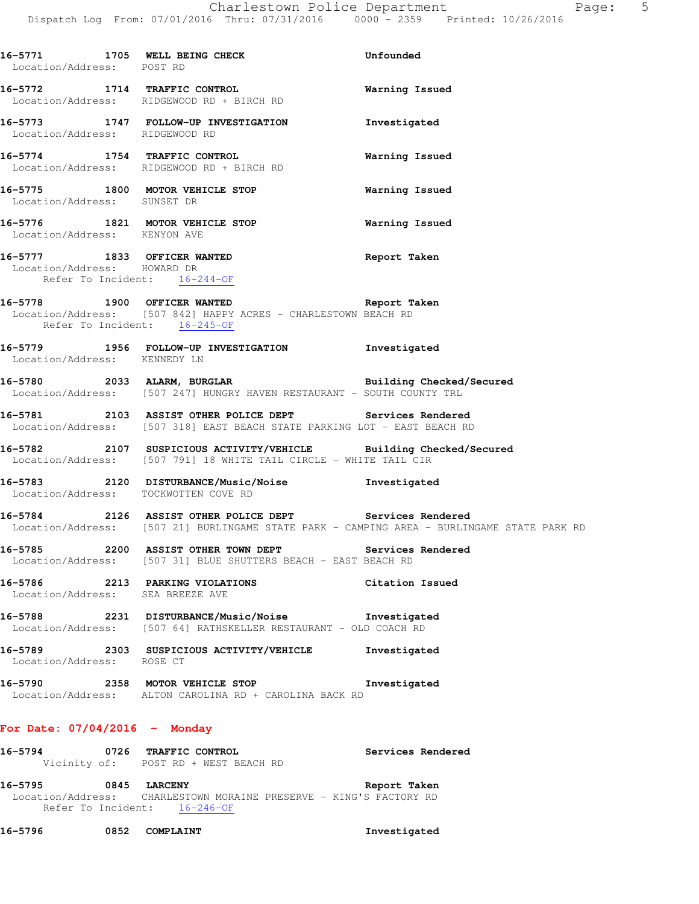16-5771 1705 WELL BEING CHECK Unfounded
Location/Address: POST RD

16-5772 1714 TRAFFIC CONTROL Warning Issued
Location/Address: RIDGEWOOD RD + BIRCH RD

16-5773 1747 FOLLOW-UP INVESTIGATION Investigated
Location/Address: RIDGEWOOD RD

16-5774 1754 TRAFFIC CONTROL Warning Issued
Location/Address: RIDGEWOOD RD + BIRCH RD

16-5775 1800 MOTOR VEHICLE STOP Warning Issued
Location/Address: SUNSET DR

16-5776 1821 MOTOR VEHICLE STOP Warning Issued
Location/Address: KENYON AVE

16-5777 1833 OFFICER WANTED Report Taken
Location/Address: HOWARD DR
Refer To Incident: 16-244-OF

16-5778 1900 OFFICER WANTED Report Taken
Location/Address: [507 842] HAPPY ACRES - CHARLESTOWN BEACH RD
Refer To Incident: 16-245-OF

16-5779 1956 FOLLOW-UP INVESTIGATION Investigated
Location/Address: KENNEDY LN

16-5780 2033 ALARM, BURGLAR Building Checked/Secured
Location/Address: [507 247] HUNGRY HAVEN RESTAURANT - SOUTH COUNTY TRL

16-5781 2103 ASSIST OTHER POLICE DEPT Services Rendered
Location/Address: [507 318] EAST BEACH STATE PARKING LOT - EAST BEACH RD

16-5782 2107 SUSPICIOUS ACTIVITY/VEHICLE Building Checked/Secured
Location/Address: [507 791] 18 WHITE TAIL CIRCLE - WHITE TAIL CIR

16-5783 2120 DISTURBANCE/Music/Noise Investigated
Location/Address: TOCKWOTTEN COVE RD

16-5784 2126 ASSIST OTHER POLICE DEPT Services Rendered
Location/Address: [507 21] BURLINGAME STATE PARK - CAMPING AREA - BURLINGAME STATE PARK RD

16-5785 2200 ASSIST OTHER TOWN DEPT Services Rendered
Location/Address: [507 31] BLUE SHUTTERS BEACH - EAST BEACH RD

16-5786 2213 PARKING VIOLATIONS Citation Issued
Location/Address: SEA BREEZE AVE

16-5788 2231 DISTURBANCE/Music/Noise Investigated
Location/Address: [507 64] RATHSKELLER RESTAURANT - OLD COACH RD

16-5789 2303 SUSPICIOUS ACTIVITY/VEHICLE Investigated
Location/Address: ROSE CT

16-5790 2358 MOTOR VEHICLE STOP Investigated
Location/Address: ALTON CAROLINA RD + CAROLINA BACK RD

## For Date: 07/04/2016 - Monday

16-5794 0726 TRAFFIC CONTROL Services Rendered
Vicinity of: POST RD + WEST BEACH RD

16-5795 0845 LARCENY Report Taken
Location/Address: CHARLESTOWN MORAINE PRESERVE - KING'S FACTORY RD
Refer To Incident: 16-246-OF

16-5796 0852 COMPLAINT Investigated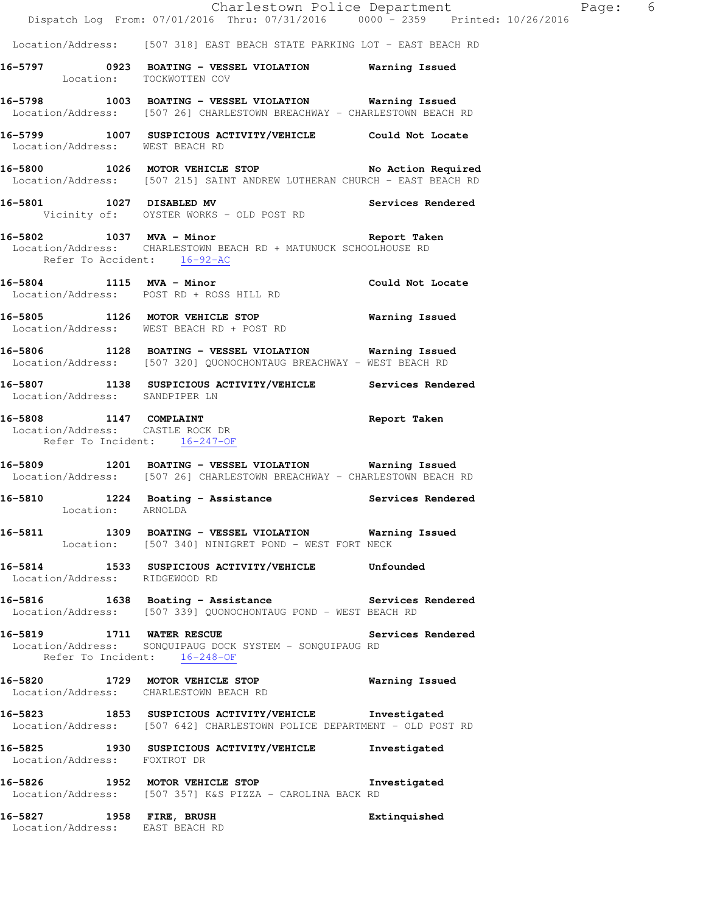Location/Address: [507 318] EAST BEACH STATE PARKING LOT - EAST BEACH RD

**16-5797 0923 BOATING - VESSEL VIOLATION Warning Issued**
Location: TOCKWOTTEN COV

**16-5798 1003 BOATING - VESSEL VIOLATION Warning Issued**
Location/Address: [507 26] CHARLESTOWN BREACHWAY - CHARLESTOWN BEACH RD

**16-5799 1007 SUSPICIOUS ACTIVITY/VEHICLE Could Not Locate**
Location/Address: WEST BEACH RD

**16-5800 1026 MOTOR VEHICLE STOP No Action Required**
Location/Address: [507 215] SAINT ANDREW LUTHERAN CHURCH - EAST BEACH RD

**16-5801 1027 DISABLED MV Services Rendered**
Vicinity of: OYSTER WORKS - OLD POST RD

**16-5802 1037 MVA - Minor Report Taken**
Location/Address: CHARLESTOWN BEACH RD + MATUNUCK SCHOOLHOUSE RD
Refer To Accident: 16-92-AC

**16-5804 1115 MVA - Minor Could Not Locate**
Location/Address: POST RD + ROSS HILL RD

**16-5805 1126 MOTOR VEHICLE STOP Warning Issued**
Location/Address: WEST BEACH RD + POST RD

**16-5806 1128 BOATING - VESSEL VIOLATION Warning Issued**
Location/Address: [507 320] QUONOCHONTAUG BREACHWAY - WEST BEACH RD

**16-5807 1138 SUSPICIOUS ACTIVITY/VEHICLE Services Rendered**
Location/Address: SANDPIPER LN

**16-5808 1147 COMPLAINT Report Taken**
Location/Address: CASTLE ROCK DR
Refer To Incident: 16-247-OF

**16-5809 1201 BOATING - VESSEL VIOLATION Warning Issued**
Location/Address: [507 26] CHARLESTOWN BREACHWAY - CHARLESTOWN BEACH RD

**16-5810 1224 Boating - Assistance Services Rendered**
Location: ARNOLDA

**16-5811 1309 BOATING - VESSEL VIOLATION Warning Issued**
Location: [507 340] NINIGRET POND - WEST FORT NECK

**16-5814 1533 SUSPICIOUS ACTIVITY/VEHICLE Unfounded**
Location/Address: RIDGEWOOD RD

**16-5816 1638 Boating - Assistance Services Rendered**
Location/Address: [507 339] QUONOCHONTAUG POND - WEST BEACH RD

**16-5819 1711 WATER RESCUE Services Rendered**
Location/Address: SONQUIPAUG DOCK SYSTEM - SONQUIPAUG RD
Refer To Incident: 16-248-OF

**16-5820 1729 MOTOR VEHICLE STOP Warning Issued**
Location/Address: CHARLESTOWN BEACH RD

**16-5823 1853 SUSPICIOUS ACTIVITY/VEHICLE Investigated**
Location/Address: [507 642] CHARLESTOWN POLICE DEPARTMENT - OLD POST RD

**16-5825 1930 SUSPICIOUS ACTIVITY/VEHICLE Investigated**
Location/Address: FOXTROT DR

**16-5826 1952 MOTOR VEHICLE STOP Investigated**
Location/Address: [507 357] K&S PIZZA - CAROLINA BACK RD

**16-5827 1958 FIRE, BRUSH Extinguished**
Location/Address: EAST BEACH RD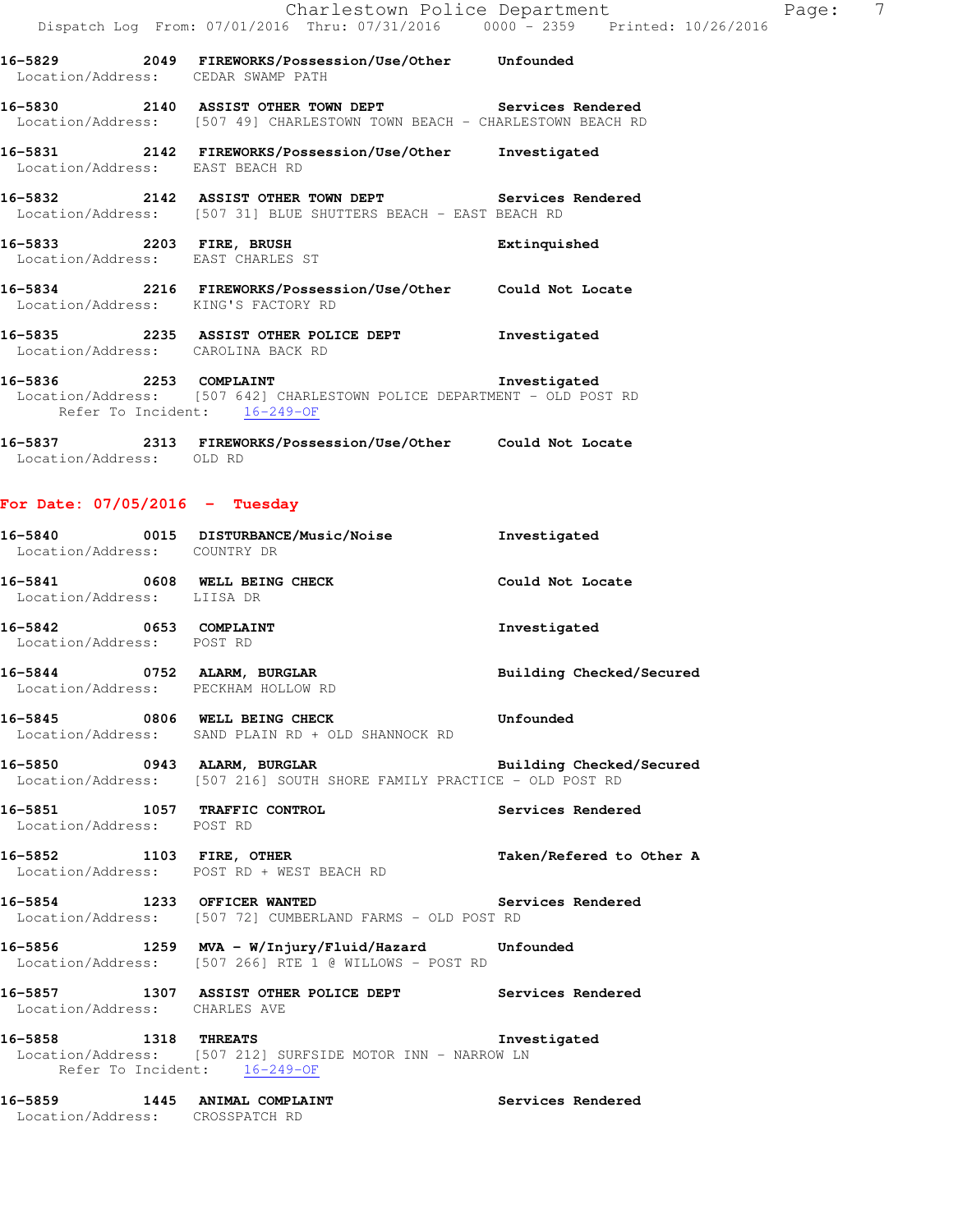**16-5829 2049 FIREWORKS/Possession/Use/Other Unfounded**
Location/Address: CEDAR SWAMP PATH

**16-5830 2140 ASSIST OTHER TOWN DEPT Services Rendered**
Location/Address: [507 49] CHARLESTOWN TOWN BEACH - CHARLESTOWN BEACH RD

**16-5831 2142 FIREWORKS/Possession/Use/Other Investigated**
Location/Address: EAST BEACH RD

**16-5832 2142 ASSIST OTHER TOWN DEPT Services Rendered**
Location/Address: [507 31] BLUE SHUTTERS BEACH - EAST BEACH RD

**16-5833 2203 FIRE, BRUSH Extinquished**
Location/Address: EAST CHARLES ST

**16-5834 2216 FIREWORKS/Possession/Use/Other Could Not Locate**
Location/Address: KING'S FACTORY RD

**16-5835 2235 ASSIST OTHER POLICE DEPT Investigated**
Location/Address: CAROLINA BACK RD

**16-5836 2253 COMPLAINT Investigated**
Location/Address: [507 642] CHARLESTOWN POLICE DEPARTMENT - OLD POST RD
Refer To Incident: 16-249-OF

**16-5837 2313 FIREWORKS/Possession/Use/Other Could Not Locate**
Location/Address: OLD RD

## For Date: 07/05/2016 - Tuesday

**16-5840 0015 DISTURBANCE/Music/Noise Investigated**
Location/Address: COUNTRY DR

**16-5841 0608 WELL BEING CHECK Could Not Locate**
Location/Address: LIISA DR

**16-5842 0653 COMPLAINT Investigated**
Location/Address: POST RD

**16-5844 0752 ALARM, BURGLAR Building Checked/Secured**
Location/Address: PECKHAM HOLLOW RD

**16-5845 0806 WELL BEING CHECK Unfounded**
Location/Address: SAND PLAIN RD + OLD SHANNOCK RD

**16-5850 0943 ALARM, BURGLAR Building Checked/Secured**
Location/Address: [507 216] SOUTH SHORE FAMILY PRACTICE - OLD POST RD

**16-5851 1057 TRAFFIC CONTROL Services Rendered**
Location/Address: POST RD

**16-5852 1103 FIRE, OTHER Taken/Refered to Other A**
Location/Address: POST RD + WEST BEACH RD

**16-5854 1233 OFFICER WANTED Services Rendered**
Location/Address: [507 72] CUMBERLAND FARMS - OLD POST RD

**16-5856 1259 MVA - W/Injury/Fluid/Hazard Unfounded**
Location/Address: [507 266] RTE 1 @ WILLOWS - POST RD

**16-5857 1307 ASSIST OTHER POLICE DEPT Services Rendered**
Location/Address: CHARLES AVE

**16-5858 1318 THREATS Investigated**
Location/Address: [507 212] SURFSIDE MOTOR INN - NARROW LN
Refer To Incident: 16-249-OF

**16-5859 1445 ANIMAL COMPLAINT Services Rendered**
Location/Address: CROSSPATCH RD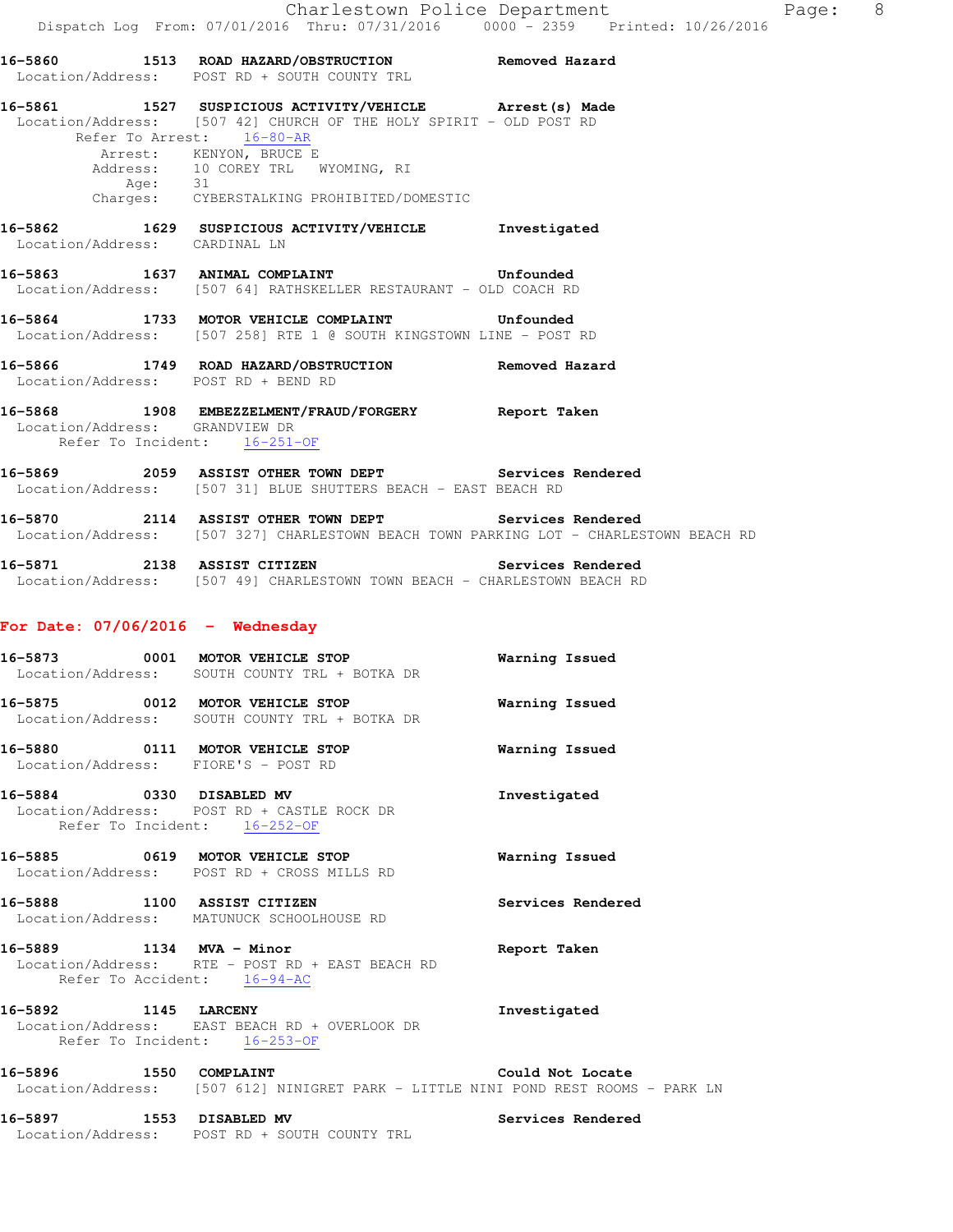**16-5860 1513 ROAD HAZARD/OBSTRUCTION** Removed Hazard
Location/Address: POST RD + SOUTH COUNTY TRL

**16-5861 1527 SUSPICIOUS ACTIVITY/VEHICLE** Arrest(s) Made
Location/Address: [507 42] CHURCH OF THE HOLY SPIRIT - OLD POST RD
Refer To Arrest: 16-80-AR
Arrest: KENYON, BRUCE E
Address: 10 COREY TRL WYOMING, RI
Age: 31
Charges: CYBERSTALKING PROHIBITED/DOMESTIC

**16-5862 1629 SUSPICIOUS ACTIVITY/VEHICLE** Investigated
Location/Address: CARDINAL LN

**16-5863 1637 ANIMAL COMPLAINT** Unfounded
Location/Address: [507 64] RATHSKELLER RESTAURANT - OLD COACH RD

**16-5864 1733 MOTOR VEHICLE COMPLAINT** Unfounded
Location/Address: [507 258] RTE 1 @ SOUTH KINGSTOWN LINE - POST RD

**16-5866 1749 ROAD HAZARD/OBSTRUCTION** Removed Hazard
Location/Address: POST RD + BEND RD

**16-5868 1908 EMBEZZELMENT/FRAUD/FORGERY** Report Taken
Location/Address: GRANDVIEW DR
Refer To Incident: 16-251-OF

**16-5869 2059 ASSIST OTHER TOWN DEPT** Services Rendered
Location/Address: [507 31] BLUE SHUTTERS BEACH - EAST BEACH RD

**16-5870 2114 ASSIST OTHER TOWN DEPT** Services Rendered
Location/Address: [507 327] CHARLESTOWN BEACH TOWN PARKING LOT - CHARLESTOWN BEACH RD

**16-5871 2138 ASSIST CITIZEN** Services Rendered
Location/Address: [507 49] CHARLESTOWN TOWN BEACH - CHARLESTOWN BEACH RD

## For Date: 07/06/2016 - Wednesday

**16-5873 0001 MOTOR VEHICLE STOP** Warning Issued
Location/Address: SOUTH COUNTY TRL + BOTKA DR

**16-5875 0012 MOTOR VEHICLE STOP** Warning Issued
Location/Address: SOUTH COUNTY TRL + BOTKA DR

**16-5880 0111 MOTOR VEHICLE STOP** Warning Issued
Location/Address: FIORE'S - POST RD

**16-5884 0330 DISABLED MV** Investigated
Location/Address: POST RD + CASTLE ROCK DR
Refer To Incident: 16-252-OF

**16-5885 0619 MOTOR VEHICLE STOP** Warning Issued
Location/Address: POST RD + CROSS MILLS RD

**16-5888 1100 ASSIST CITIZEN** Services Rendered
Location/Address: MATUNUCK SCHOOLHOUSE RD

**16-5889 1134 MVA - Minor** Report Taken
Location/Address: RTE - POST RD + EAST BEACH RD
Refer To Accident: 16-94-AC

**16-5892 1145 LARCENY** Investigated
Location/Address: EAST BEACH RD + OVERLOOK DR
Refer To Incident: 16-253-OF

**16-5896 1550 COMPLAINT** Could Not Locate
Location/Address: [507 612] NINIGRET PARK - LITTLE NINI POND REST ROOMS - PARK LN

**16-5897 1553 DISABLED MV** Services Rendered
Location/Address: POST RD + SOUTH COUNTY TRL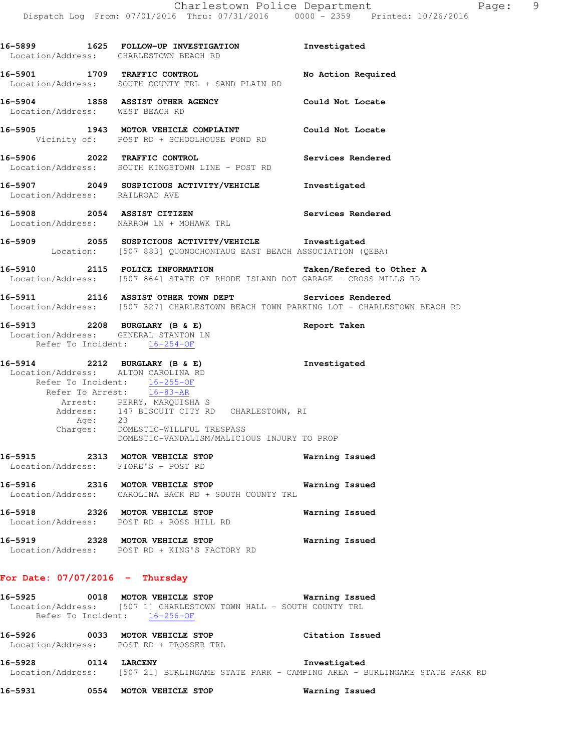16-5899 1625 FOLLOW-UP INVESTIGATION Investigated
Location/Address: CHARLESTOWN BEACH RD

16-5901 1709 TRAFFIC CONTROL No Action Required
Location/Address: SOUTH COUNTY TRL + SAND PLAIN RD

16-5904 1858 ASSIST OTHER AGENCY Could Not Locate
Location/Address: WEST BEACH RD

16-5905 1943 MOTOR VEHICLE COMPLAINT Could Not Locate
Vicinity of: POST RD + SCHOOLHOUSE POND RD

16-5906 2022 TRAFFIC CONTROL Services Rendered
Location/Address: SOUTH KINGSTOWN LINE - POST RD

16-5907 2049 SUSPICIOUS ACTIVITY/VEHICLE Investigated
Location/Address: RAILROAD AVE

16-5908 2054 ASSIST CITIZEN Services Rendered
Location/Address: NARROW LN + MOHAWK TRL

16-5909 2055 SUSPICIOUS ACTIVITY/VEHICLE Investigated
Location: [507 883] QUONOCHONTAUG EAST BEACH ASSOCIATION (QEBA)

16-5910 2115 POLICE INFORMATION Taken/Refered to Other A
Location/Address: [507 864] STATE OF RHODE ISLAND DOT GARAGE - CROSS MILLS RD

16-5911 2116 ASSIST OTHER TOWN DEPT Services Rendered
Location/Address: [507 327] CHARLESTOWN BEACH TOWN PARKING LOT - CHARLESTOWN BEACH RD

16-5913 2208 BURGLARY (B & E) Report Taken
Location/Address: GENERAL STANTON LN
Refer To Incident: 16-254-OF

16-5914 2212 BURGLARY (B & E) Investigated
Location/Address: ALTON CAROLINA RD
Refer To Incident: 16-255-OF
Refer To Arrest: 16-83-AR
Arrest: PERRY, MARQUISHA S
Address: 147 BISCUIT CITY RD CHARLESTOWN, RI
Age: 23
Charges: DOMESTIC-WILLFUL TRESPASS
DOMESTIC-VANDALISM/MALICIOUS INJURY TO PROP

16-5915 2313 MOTOR VEHICLE STOP Warning Issued
Location/Address: FIORE'S - POST RD

16-5916 2316 MOTOR VEHICLE STOP Warning Issued
Location/Address: CAROLINA BACK RD + SOUTH COUNTY TRL

16-5918 2326 MOTOR VEHICLE STOP Warning Issued
Location/Address: POST RD + ROSS HILL RD

16-5919 2328 MOTOR VEHICLE STOP Warning Issued
Location/Address: POST RD + KING'S FACTORY RD

## For Date: 07/07/2016 - Thursday

16-5925 0018 MOTOR VEHICLE STOP Warning Issued
Location/Address: [507 1] CHARLESTOWN TOWN HALL - SOUTH COUNTY TRL
Refer To Incident: 16-256-OF

16-5926 0033 MOTOR VEHICLE STOP Citation Issued
Location/Address: POST RD + PROSSER TRL

16-5928 0114 LARCENY Investigated
Location/Address: [507 21] BURLINGAME STATE PARK - CAMPING AREA - BURLINGAME STATE PARK RD

16-5931 0554 MOTOR VEHICLE STOP Warning Issued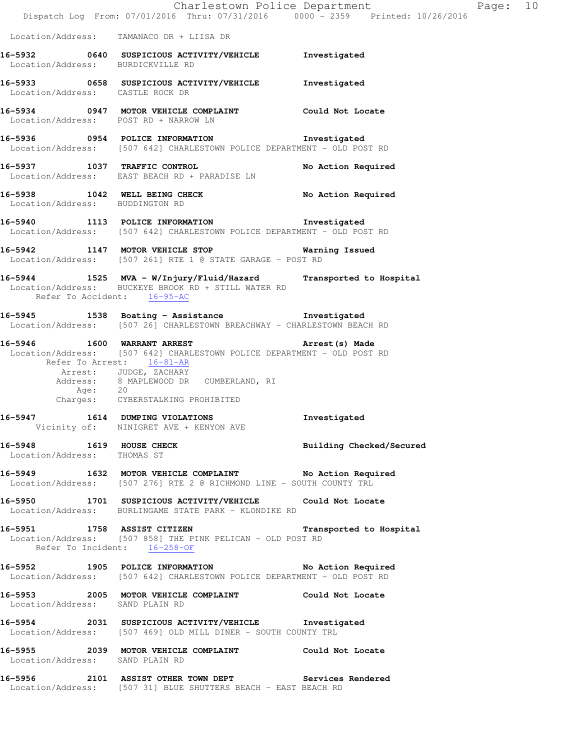Location/Address: TAMANACO DR + LIISA DR

**16-5932 0640 SUSPICIOUS ACTIVITY/VEHICLE Investigated**
Location/Address: BURDICKVILLE RD

**16-5933 0658 SUSPICIOUS ACTIVITY/VEHICLE Investigated**
Location/Address: CASTLE ROCK DR

**16-5934 0947 MOTOR VEHICLE COMPLAINT Could Not Locate**
Location/Address: POST RD + NARROW LN

**16-5936 0954 POLICE INFORMATION Investigated**
Location/Address: [507 642] CHARLESTOWN POLICE DEPARTMENT - OLD POST RD

**16-5937 1037 TRAFFIC CONTROL No Action Required**
Location/Address: EAST BEACH RD + PARADISE LN

**16-5938 1042 WELL BEING CHECK No Action Required**
Location/Address: BUDDINGTON RD

**16-5940 1113 POLICE INFORMATION Investigated**
Location/Address: [507 642] CHARLESTOWN POLICE DEPARTMENT - OLD POST RD

**16-5942 1147 MOTOR VEHICLE STOP Warning Issued**
Location/Address: [507 261] RTE 1 @ STATE GARAGE - POST RD

**16-5944 1525 MVA - W/Injury/Fluid/Hazard Transported to Hospital**
Location/Address: BUCKEYE BROOK RD + STILL WATER RD
Refer To Accident: 16-95-AC

**16-5945 1538 Boating - Assistance Investigated**
Location/Address: [507 26] CHARLESTOWN BREACHWAY - CHARLESTOWN BEACH RD

**16-5946 1600 WARRANT ARREST Arrest(s) Made**
Location/Address: [507 642] CHARLESTOWN POLICE DEPARTMENT - OLD POST RD
Refer To Arrest: 16-81-AR
Arrest: JUDGE, ZACHARY
Address: 8 MAPLEWOOD DR CUMBERLAND, RI
Age: 20
Charges: CYBERSTALKING PROHIBITED

**16-5947 1614 DUMPING VIOLATIONS Investigated**
Vicinity of: NINIGRET AVE + KENYON AVE

**16-5948 1619 HOUSE CHECK Building Checked/Secured**
Location/Address: THOMAS ST

**16-5949 1632 MOTOR VEHICLE COMPLAINT No Action Required**
Location/Address: [507 276] RTE 2 @ RICHMOND LINE - SOUTH COUNTY TRL

**16-5950 1701 SUSPICIOUS ACTIVITY/VEHICLE Could Not Locate**
Location/Address: BURLINGAME STATE PARK - KLONDIKE RD

**16-5951 1758 ASSIST CITIZEN Transported to Hospital**
Location/Address: [507 858] THE PINK PELICAN - OLD POST RD
Refer To Incident: 16-258-OF

**16-5952 1905 POLICE INFORMATION No Action Required**
Location/Address: [507 642] CHARLESTOWN POLICE DEPARTMENT - OLD POST RD

**16-5953 2005 MOTOR VEHICLE COMPLAINT Could Not Locate**
Location/Address: SAND PLAIN RD

**16-5954 2031 SUSPICIOUS ACTIVITY/VEHICLE Investigated**
Location/Address: [507 469] OLD MILL DINER - SOUTH COUNTY TRL

**16-5955 2039 MOTOR VEHICLE COMPLAINT Could Not Locate**
Location/Address: SAND PLAIN RD

**16-5956 2101 ASSIST OTHER TOWN DEPT Services Rendered**
Location/Address: [507 31] BLUE SHUTTERS BEACH - EAST BEACH RD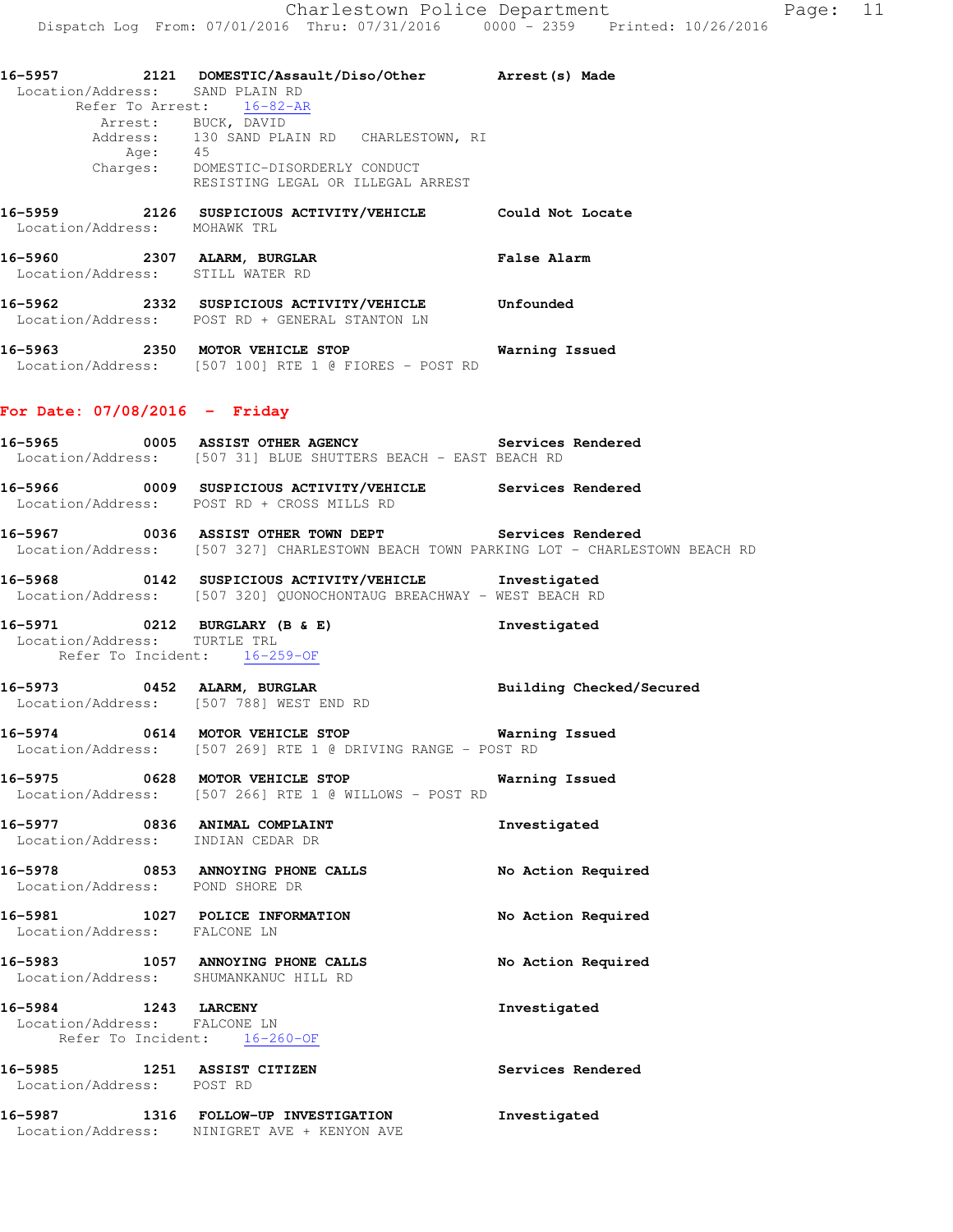**16-5957** **2121** **DOMESTIC/Assault/Diso/Other** **Arrest(s) Made**
Location/Address: SAND PLAIN RD
Refer To Arrest: 16-82-AR
Arrest: BUCK, DAVID
Address: 130 SAND PLAIN RD CHARLESTOWN, RI
Age: 45
Charges: DOMESTIC-DISORDERLY CONDUCT
RESISTING LEGAL OR ILLEGAL ARREST

**16-5959** **2126** **SUSPICIOUS ACTIVITY/VEHICLE** **Could Not Locate**
Location/Address: MOHAWK TRL

**16-5960** **2307** **ALARM, BURGLAR** **False Alarm**
Location/Address: STILL WATER RD

**16-5962** **2332** **SUSPICIOUS ACTIVITY/VEHICLE** **Unfounded**
Location/Address: POST RD + GENERAL STANTON LN

**16-5963** **2350** **MOTOR VEHICLE STOP** **Warning Issued**
Location/Address: [507 100] RTE 1 @ FIORES - POST RD

## For Date: 07/08/2016 - Friday

**16-5965** **0005** **ASSIST OTHER AGENCY** **Services Rendered**
Location/Address: [507 31] BLUE SHUTTERS BEACH - EAST BEACH RD

**16-5966** **0009** **SUSPICIOUS ACTIVITY/VEHICLE** **Services Rendered**
Location/Address: POST RD + CROSS MILLS RD

**16-5967** **0036** **ASSIST OTHER TOWN DEPT** **Services Rendered**
Location/Address: [507 327] CHARLESTOWN BEACH TOWN PARKING LOT - CHARLESTOWN BEACH RD

**16-5968** **0142** **SUSPICIOUS ACTIVITY/VEHICLE** **Investigated**
Location/Address: [507 320] QUONOCHONTAUG BREACHWAY - WEST BEACH RD

**16-5971** **0212** **BURGLARY (B & E)** **Investigated**
Location/Address: TURTLE TRL
Refer To Incident: 16-259-OF

**16-5973** **0452** **ALARM, BURGLAR** **Building Checked/Secured**
Location/Address: [507 788] WEST END RD

**16-5974** **0614** **MOTOR VEHICLE STOP** **Warning Issued**
Location/Address: [507 269] RTE 1 @ DRIVING RANGE - POST RD

**16-5975** **0628** **MOTOR VEHICLE STOP** **Warning Issued**
Location/Address: [507 266] RTE 1 @ WILLOWS - POST RD

**16-5977** **0836** **ANIMAL COMPLAINT** **Investigated**
Location/Address: INDIAN CEDAR DR

**16-5978** **0853** **ANNOYING PHONE CALLS** **No Action Required**
Location/Address: POND SHORE DR

**16-5981** **1027** **POLICE INFORMATION** **No Action Required**
Location/Address: FALCONE LN

**16-5983** **1057** **ANNOYING PHONE CALLS** **No Action Required**
Location/Address: SHUMANKANUC HILL RD

**16-5984** **1243** **LARCENY** **Investigated**
Location/Address: FALCONE LN
Refer To Incident: 16-260-OF

**16-5985** **1251** **ASSIST CITIZEN** **Services Rendered**
Location/Address: POST RD

**16-5987** **1316** **FOLLOW-UP INVESTIGATION** **Investigated**
Location/Address: NINIGRET AVE + KENYON AVE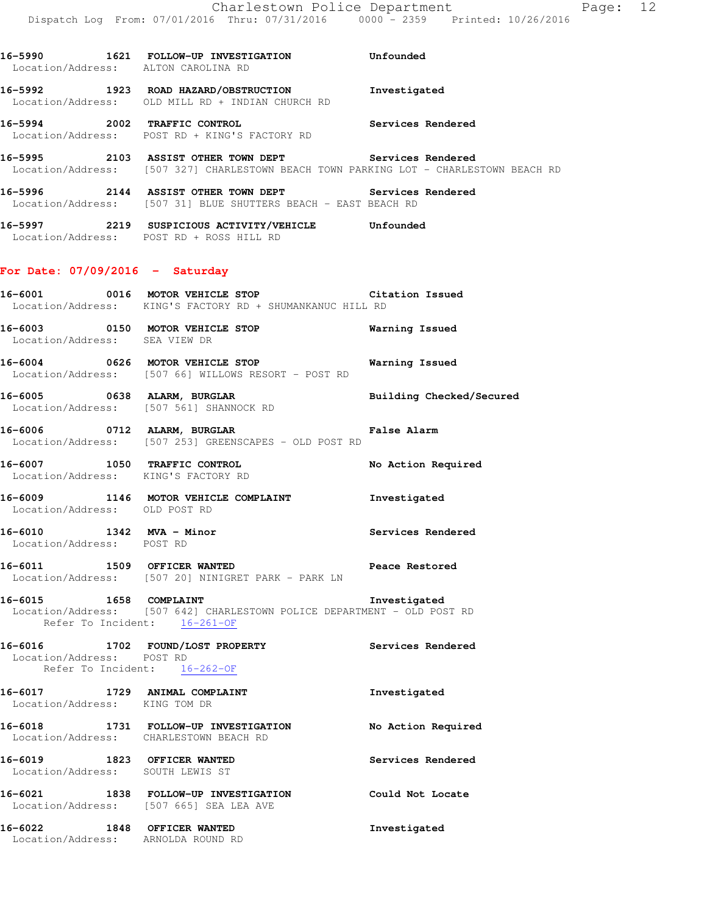16-5990 1621 **FOLLOW-UP INVESTIGATION** Unfounded
Location/Address: ALTON CAROLINA RD

16-5992 1923 **ROAD HAZARD/OBSTRUCTION** Investigated
Location/Address: OLD MILL RD + INDIAN CHURCH RD

16-5994 2002 **TRAFFIC CONTROL** Services Rendered
Location/Address: POST RD + KING'S FACTORY RD

16-5995 2103 **ASSIST OTHER TOWN DEPT** Services Rendered
Location/Address: [507 327] CHARLESTOWN BEACH TOWN PARKING LOT - CHARLESTOWN BEACH RD

16-5996 2144 **ASSIST OTHER TOWN DEPT** Services Rendered
Location/Address: [507 31] BLUE SHUTTERS BEACH - EAST BEACH RD

16-5997 2219 **SUSPICIOUS ACTIVITY/VEHICLE** Unfounded
Location/Address: POST RD + ROSS HILL RD

## For Date: 07/09/2016 - Saturday

16-6001 0016 **MOTOR VEHICLE STOP** Citation Issued
Location/Address: KING'S FACTORY RD + SHUMANKANUC HILL RD

16-6003 0150 **MOTOR VEHICLE STOP** Warning Issued
Location/Address: SEA VIEW DR

16-6004 0626 **MOTOR VEHICLE STOP** Warning Issued
Location/Address: [507 66] WILLOWS RESORT - POST RD

16-6005 0638 **ALARM, BURGLAR** Building Checked/Secured
Location/Address: [507 561] SHANNOCK RD

16-6006 0712 **ALARM, BURGLAR** False Alarm
Location/Address: [507 253] GREENSCAPES - OLD POST RD

16-6007 1050 **TRAFFIC CONTROL** No Action Required
Location/Address: KING'S FACTORY RD

16-6009 1146 **MOTOR VEHICLE COMPLAINT** Investigated
Location/Address: OLD POST RD

16-6010 1342 **MVA - Minor** Services Rendered
Location/Address: POST RD

16-6011 1509 **OFFICER WANTED** Peace Restored
Location/Address: [507 20] NINIGRET PARK - PARK LN

16-6015 1658 **COMPLAINT** Investigated
Location/Address: [507 642] CHARLESTOWN POLICE DEPARTMENT - OLD POST RD
Refer To Incident: 16-261-OF

16-6016 1702 **FOUND/LOST PROPERTY** Services Rendered
Location/Address: POST RD
Refer To Incident: 16-262-OF

16-6017 1729 **ANIMAL COMPLAINT** Investigated
Location/Address: KING TOM DR

16-6018 1731 **FOLLOW-UP INVESTIGATION** No Action Required
Location/Address: CHARLESTOWN BEACH RD

16-6019 1823 **OFFICER WANTED** Services Rendered
Location/Address: SOUTH LEWIS ST

16-6021 1838 **FOLLOW-UP INVESTIGATION** Could Not Locate
Location/Address: [507 665] SEA LEA AVE

16-6022 1848 **OFFICER WANTED** Investigated
Location/Address: ARNOLDA ROUND RD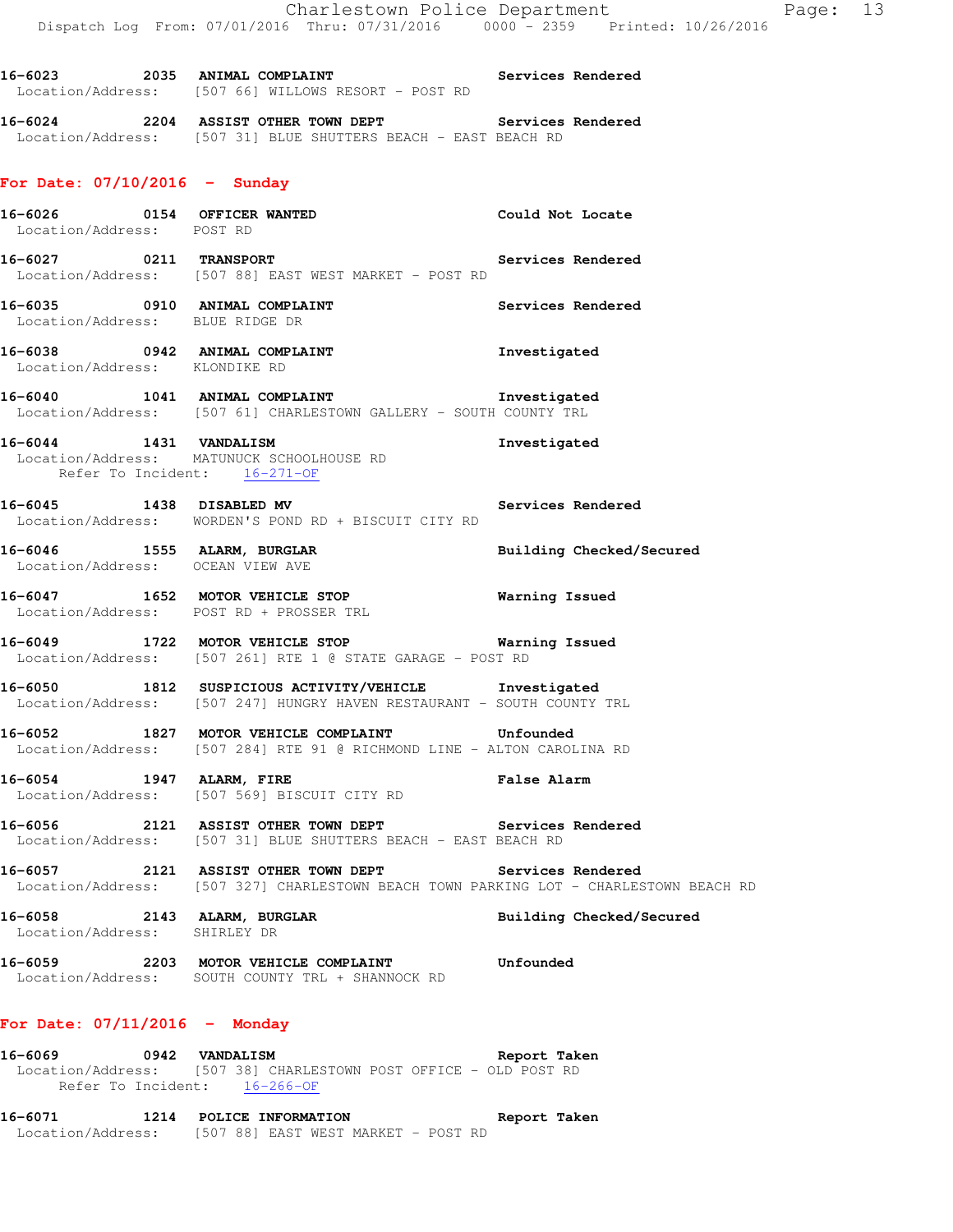16-6023 2035 **ANIMAL COMPLAINT** Services Rendered
Location/Address: [507 66] WILLOWS RESORT - POST RD

16-6024 2204 **ASSIST OTHER TOWN DEPT** Services Rendered
Location/Address: [507 31] BLUE SHUTTERS BEACH - EAST BEACH RD

## For Date: 07/10/2016 - Sunday

16-6026 0154 **OFFICER WANTED** Could Not Locate
Location/Address: POST RD

16-6027 0211 **TRANSPORT** Services Rendered
Location/Address: [507 88] EAST WEST MARKET - POST RD

16-6035 0910 **ANIMAL COMPLAINT** Services Rendered
Location/Address: BLUE RIDGE DR

16-6038 0942 **ANIMAL COMPLAINT** Investigated
Location/Address: KLONDIKE RD

16-6040 1041 **ANIMAL COMPLAINT** Investigated
Location/Address: [507 61] CHARLESTOWN GALLERY - SOUTH COUNTY TRL

16-6044 1431 **VANDALISM** Investigated
Location/Address: MATUNUCK SCHOOLHOUSE RD
Refer To Incident: 16-271-OF

16-6045 1438 **DISABLED MV** Services Rendered
Location/Address: WORDEN'S POND RD + BISCUIT CITY RD

16-6046 1555 **ALARM, BURGLAR** Building Checked/Secured
Location/Address: OCEAN VIEW AVE

16-6047 1652 **MOTOR VEHICLE STOP** Warning Issued
Location/Address: POST RD + PROSSER TRL

16-6049 1722 **MOTOR VEHICLE STOP** Warning Issued
Location/Address: [507 261] RTE 1 @ STATE GARAGE - POST RD

16-6050 1812 **SUSPICIOUS ACTIVITY/VEHICLE** Investigated
Location/Address: [507 247] HUNGRY HAVEN RESTAURANT - SOUTH COUNTY TRL

16-6052 1827 **MOTOR VEHICLE COMPLAINT** Unfounded
Location/Address: [507 284] RTE 91 @ RICHMOND LINE - ALTON CAROLINA RD

16-6054 1947 **ALARM, FIRE** False Alarm
Location/Address: [507 569] BISCUIT CITY RD

16-6056 2121 **ASSIST OTHER TOWN DEPT** Services Rendered
Location/Address: [507 31] BLUE SHUTTERS BEACH - EAST BEACH RD

16-6057 2121 **ASSIST OTHER TOWN DEPT** Services Rendered
Location/Address: [507 327] CHARLESTOWN BEACH TOWN PARKING LOT - CHARLESTOWN BEACH RD

16-6058 2143 **ALARM, BURGLAR** Building Checked/Secured
Location/Address: SHIRLEY DR

16-6059 2203 **MOTOR VEHICLE COMPLAINT** Unfounded
Location/Address: SOUTH COUNTY TRL + SHANNOCK RD

## For Date: 07/11/2016 - Monday

16-6069 0942 **VANDALISM** Report Taken
Location/Address: [507 38] CHARLESTOWN POST OFFICE - OLD POST RD
Refer To Incident: 16-266-OF

16-6071 1214 **POLICE INFORMATION** Report Taken
Location/Address: [507 88] EAST WEST MARKET - POST RD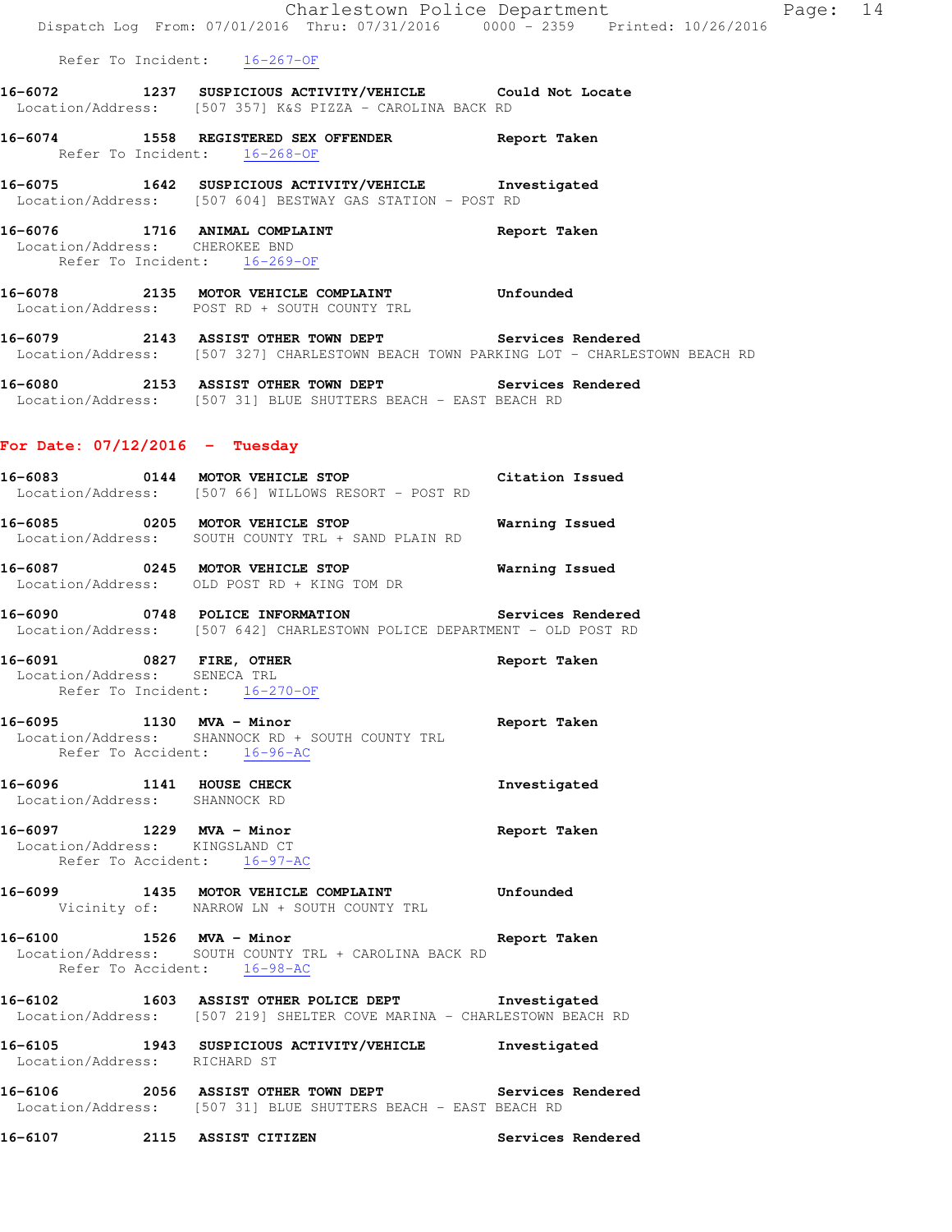Refer To Incident: 16-267-OF

**16-6072 1237 SUSPICIOUS ACTIVITY/VEHICLE Could Not Locate**
Location/Address: [507 357] K&S PIZZA - CAROLINA BACK RD

**16-6074 1558 REGISTERED SEX OFFENDER Report Taken**
Refer To Incident: 16-268-OF

**16-6075 1642 SUSPICIOUS ACTIVITY/VEHICLE Investigated**
Location/Address: [507 604] BESTWAY GAS STATION - POST RD

**16-6076 1716 ANIMAL COMPLAINT Report Taken**
Location/Address: CHEROKEE BND
Refer To Incident: 16-269-OF

**16-6078 2135 MOTOR VEHICLE COMPLAINT Unfounded**
Location/Address: POST RD + SOUTH COUNTY TRL

**16-6079 2143 ASSIST OTHER TOWN DEPT Services Rendered**
Location/Address: [507 327] CHARLESTOWN BEACH TOWN PARKING LOT - CHARLESTOWN BEACH RD

**16-6080 2153 ASSIST OTHER TOWN DEPT Services Rendered**
Location/Address: [507 31] BLUE SHUTTERS BEACH - EAST BEACH RD

## For Date: 07/12/2016 - Tuesday

**16-6083 0144 MOTOR VEHICLE STOP Citation Issued**
Location/Address: [507 66] WILLOWS RESORT - POST RD

**16-6085 0205 MOTOR VEHICLE STOP Warning Issued**
Location/Address: SOUTH COUNTY TRL + SAND PLAIN RD

**16-6087 0245 MOTOR VEHICLE STOP Warning Issued**
Location/Address: OLD POST RD + KING TOM DR

**16-6090 0748 POLICE INFORMATION Services Rendered**
Location/Address: [507 642] CHARLESTOWN POLICE DEPARTMENT - OLD POST RD

**16-6091 0827 FIRE, OTHER Report Taken**
Location/Address: SENECA TRL
Refer To Incident: 16-270-OF

**16-6095 1130 MVA - Minor Report Taken**
Location/Address: SHANNOCK RD + SOUTH COUNTY TRL
Refer To Accident: 16-96-AC

**16-6096 1141 HOUSE CHECK Investigated**
Location/Address: SHANNOCK RD

**16-6097 1229 MVA - Minor Report Taken**
Location/Address: KINGSLAND CT
Refer To Accident: 16-97-AC

**16-6099 1435 MOTOR VEHICLE COMPLAINT Unfounded**
Vicinity of: NARROW LN + SOUTH COUNTY TRL

**16-6100 1526 MVA - Minor Report Taken**
Location/Address: SOUTH COUNTY TRL + CAROLINA BACK RD
Refer To Accident: 16-98-AC

**16-6102 1603 ASSIST OTHER POLICE DEPT Investigated**
Location/Address: [507 219] SHELTER COVE MARINA - CHARLESTOWN BEACH RD

**16-6105 1943 SUSPICIOUS ACTIVITY/VEHICLE Investigated**
Location/Address: RICHARD ST

**16-6106 2056 ASSIST OTHER TOWN DEPT Services Rendered**
Location/Address: [507 31] BLUE SHUTTERS BEACH - EAST BEACH RD

**16-6107 2115 ASSIST CITIZEN Services Rendered**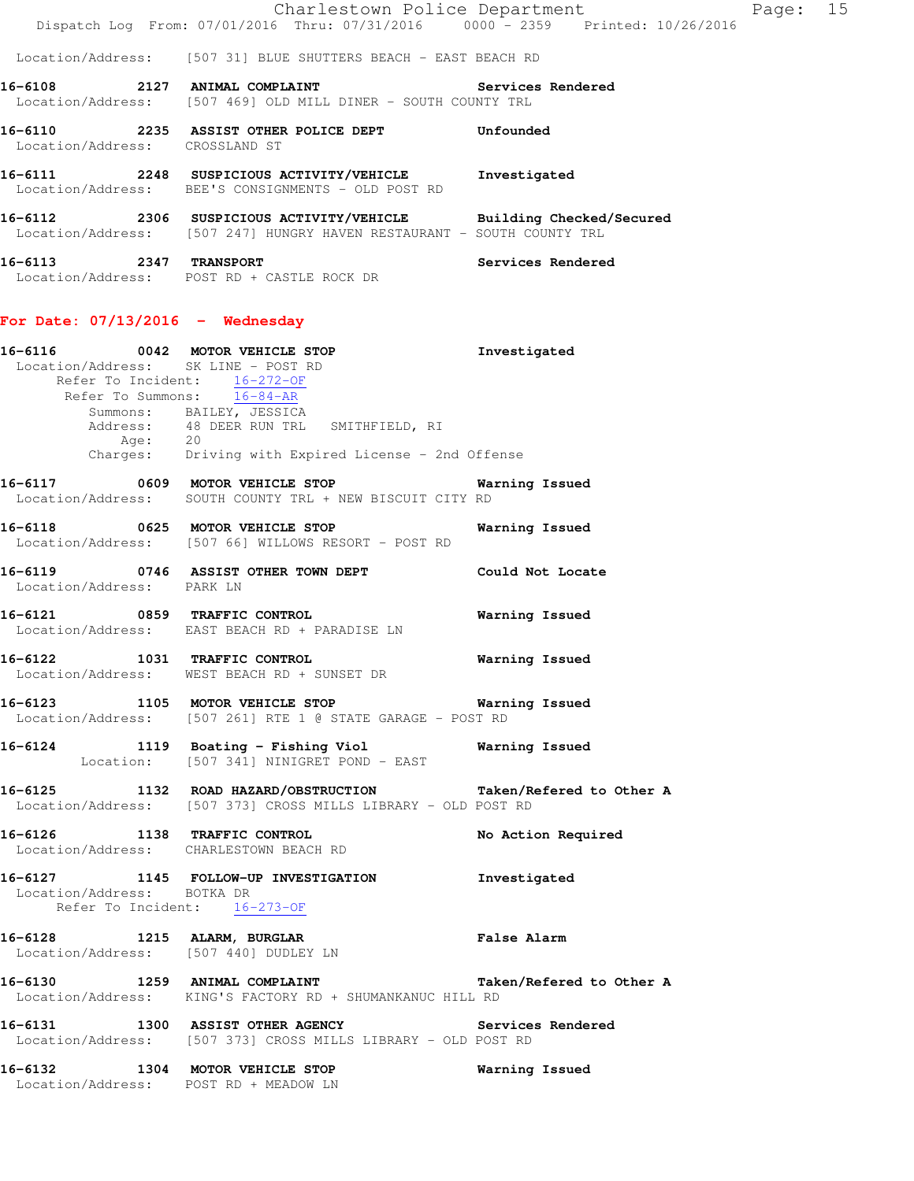Location/Address: [507 31] BLUE SHUTTERS BEACH - EAST BEACH RD

**16-6108 2127 ANIMAL COMPLAINT** Services Rendered
Location/Address: [507 469] OLD MILL DINER - SOUTH COUNTY TRL

**16-6110 2235 ASSIST OTHER POLICE DEPT** Unfounded
Location/Address: CROSSLAND ST

**16-6111 2248 SUSPICIOUS ACTIVITY/VEHICLE** Investigated
Location/Address: BEE'S CONSIGNMENTS - OLD POST RD

**16-6112 2306 SUSPICIOUS ACTIVITY/VEHICLE** Building Checked/Secured
Location/Address: [507 247] HUNGRY HAVEN RESTAURANT - SOUTH COUNTY TRL

**16-6113 2347 TRANSPORT** Services Rendered
Location/Address: POST RD + CASTLE ROCK DR

## For Date: 07/13/2016 - Wednesday

**16-6116 0042 MOTOR VEHICLE STOP** Investigated
Location/Address: SK LINE - POST RD
Refer To Incident: 16-272-OF
Refer To Summons: 16-84-AR
Summons: BAILEY, JESSICA
Address: 48 DEER RUN TRL SMITHFIELD, RI
Age: 20
Charges: Driving with Expired License - 2nd Offense

**16-6117 0609 MOTOR VEHICLE STOP** Warning Issued
Location/Address: SOUTH COUNTY TRL + NEW BISCUIT CITY RD

**16-6118 0625 MOTOR VEHICLE STOP** Warning Issued
Location/Address: [507 66] WILLOWS RESORT - POST RD

**16-6119 0746 ASSIST OTHER TOWN DEPT** Could Not Locate
Location/Address: PARK LN

**16-6121 0859 TRAFFIC CONTROL** Warning Issued
Location/Address: EAST BEACH RD + PARADISE LN

**16-6122 1031 TRAFFIC CONTROL** Warning Issued
Location/Address: WEST BEACH RD + SUNSET DR

**16-6123 1105 MOTOR VEHICLE STOP** Warning Issued
Location/Address: [507 261] RTE 1 @ STATE GARAGE - POST RD

**16-6124 1119 Boating - Fishing Viol** Warning Issued
Location: [507 341] NINIGRET POND - EAST

**16-6125 1132 ROAD HAZARD/OBSTRUCTION** Taken/Refered to Other A
Location/Address: [507 373] CROSS MILLS LIBRARY - OLD POST RD

**16-6126 1138 TRAFFIC CONTROL** No Action Required
Location/Address: CHARLESTOWN BEACH RD

**16-6127 1145 FOLLOW-UP INVESTIGATION** Investigated
Location/Address: BOTKA DR
Refer To Incident: 16-273-OF

**16-6128 1215 ALARM, BURGLAR** False Alarm
Location/Address: [507 440] DUDLEY LN

**16-6130 1259 ANIMAL COMPLAINT** Taken/Refered to Other A
Location/Address: KING'S FACTORY RD + SHUMANKANUC HILL RD

**16-6131 1300 ASSIST OTHER AGENCY** Services Rendered
Location/Address: [507 373] CROSS MILLS LIBRARY - OLD POST RD

**16-6132 1304 MOTOR VEHICLE STOP** Warning Issued
Location/Address: POST RD + MEADOW LN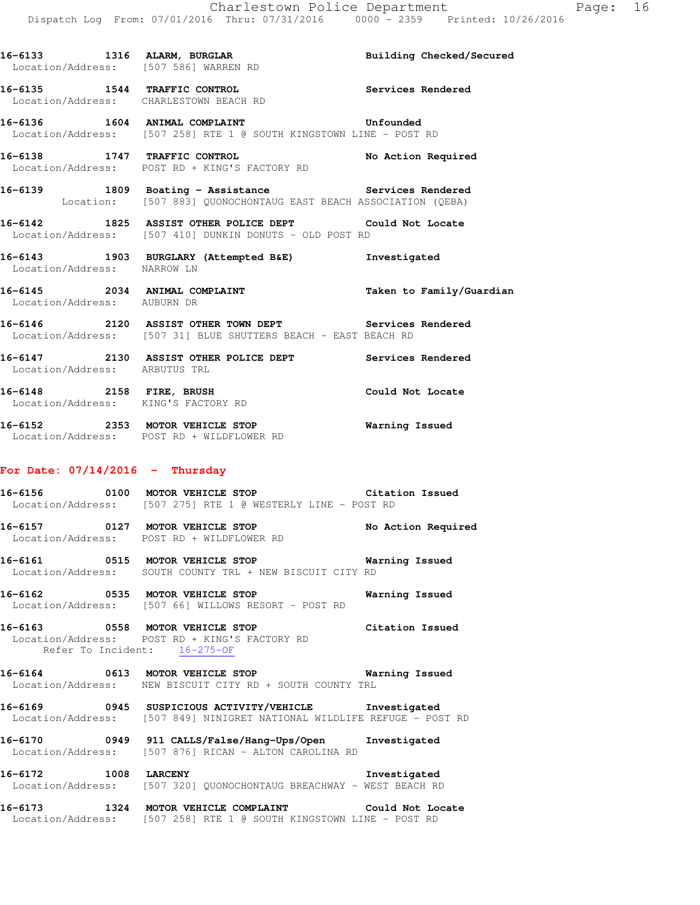16-6133 1316 **ALARM, BURGLAR** Building Checked/Secured
Location/Address: [507 586] WARREN RD

16-6135 1544 **TRAFFIC CONTROL** Services Rendered
Location/Address: CHARLESTOWN BEACH RD

16-6136 1604 **ANIMAL COMPLAINT** Unfounded
Location/Address: [507 258] RTE 1 @ SOUTH KINGSTOWN LINE - POST RD

16-6138 1747 **TRAFFIC CONTROL** No Action Required
Location/Address: POST RD + KING'S FACTORY RD

16-6139 1809 **Boating - Assistance** Services Rendered
Location: [507 883] QUONOCHONTAUG EAST BEACH ASSOCIATION (QEBA)

16-6142 1825 **ASSIST OTHER POLICE DEPT** Could Not Locate
Location/Address: [507 410] DUNKIN DONUTS - OLD POST RD

16-6143 1903 **BURGLARY (Attempted B&E)** Investigated
Location/Address: NARROW LN

16-6145 2034 **ANIMAL COMPLAINT** Taken to Family/Guardian
Location/Address: AUBURN DR

16-6146 2120 **ASSIST OTHER TOWN DEPT** Services Rendered
Location/Address: [507 31] BLUE SHUTTERS BEACH - EAST BEACH RD

16-6147 2130 **ASSIST OTHER POLICE DEPT** Services Rendered
Location/Address: ARBUTUS TRL

16-6148 2158 **FIRE, BRUSH** Could Not Locate
Location/Address: KING'S FACTORY RD

16-6152 2353 **MOTOR VEHICLE STOP** Warning Issued
Location/Address: POST RD + WILDFLOWER RD

## For Date: 07/14/2016 - Thursday

16-6156 0100 **MOTOR VEHICLE STOP** Citation Issued
Location/Address: [507 275] RTE 1 @ WESTERLY LINE - POST RD

16-6157 0127 **MOTOR VEHICLE STOP** No Action Required
Location/Address: POST RD + WILDFLOWER RD

16-6161 0515 **MOTOR VEHICLE STOP** Warning Issued
Location/Address: SOUTH COUNTY TRL + NEW BISCUIT CITY RD

16-6162 0535 **MOTOR VEHICLE STOP** Warning Issued
Location/Address: [507 66] WILLOWS RESORT - POST RD

16-6163 0558 **MOTOR VEHICLE STOP** Citation Issued
Location/Address: POST RD + KING'S FACTORY RD
Refer To Incident: 16-275-OF

16-6164 0613 **MOTOR VEHICLE STOP** Warning Issued
Location/Address: NEW BISCUIT CITY RD + SOUTH COUNTY TRL

16-6169 0945 **SUSPICIOUS ACTIVITY/VEHICLE** Investigated
Location/Address: [507 849] NINIGRET NATIONAL WILDLIFE REFUGE - POST RD

16-6170 0949 **911 CALLS/False/Hang-Ups/Open** Investigated
Location/Address: [507 876] RICAN - ALTON CAROLINA RD

16-6172 1008 **LARCENY** Investigated
Location/Address: [507 320] QUONOCHONTAUG BREACHWAY - WEST BEACH RD

16-6173 1324 **MOTOR VEHICLE COMPLAINT** Could Not Locate
Location/Address: [507 258] RTE 1 @ SOUTH KINGSTOWN LINE - POST RD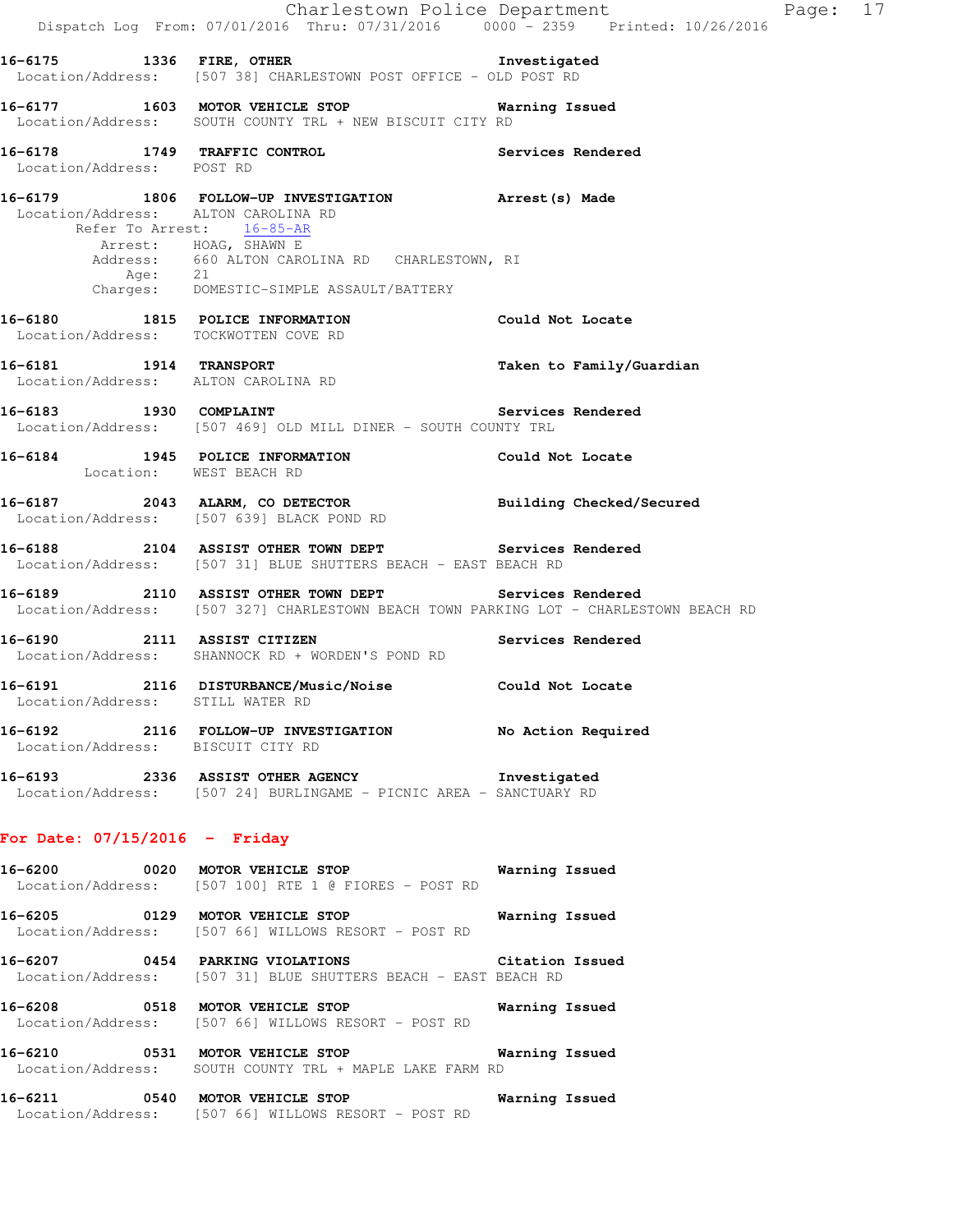**16-6175 1336 FIRE, OTHER** — **Investigated**
Location/Address: [507 38] CHARLESTOWN POST OFFICE - OLD POST RD

**16-6177 1603 MOTOR VEHICLE STOP** — **Warning Issued**
Location/Address: SOUTH COUNTY TRL + NEW BISCUIT CITY RD

**16-6178 1749 TRAFFIC CONTROL** — **Services Rendered**
Location/Address: POST RD

**16-6179 1806 FOLLOW-UP INVESTIGATION** — **Arrest(s) Made**
Location/Address: ALTON CAROLINA RD
Refer To Arrest: 16-85-AR
Arrest: HOAG, SHAWN E
Address: 660 ALTON CAROLINA RD CHARLESTOWN, RI
Age: 21
Charges: DOMESTIC-SIMPLE ASSAULT/BATTERY

**16-6180 1815 POLICE INFORMATION** — **Could Not Locate**
Location/Address: TOCKWOTTEN COVE RD

**16-6181 1914 TRANSPORT** — **Taken to Family/Guardian**
Location/Address: ALTON CAROLINA RD

**16-6183 1930 COMPLAINT** — **Services Rendered**
Location/Address: [507 469] OLD MILL DINER - SOUTH COUNTY TRL

**16-6184 1945 POLICE INFORMATION** — **Could Not Locate**
Location: WEST BEACH RD

**16-6187 2043 ALARM, CO DETECTOR** — **Building Checked/Secured**
Location/Address: [507 639] BLACK POND RD

**16-6188 2104 ASSIST OTHER TOWN DEPT** — **Services Rendered**
Location/Address: [507 31] BLUE SHUTTERS BEACH - EAST BEACH RD

**16-6189 2110 ASSIST OTHER TOWN DEPT** — **Services Rendered**
Location/Address: [507 327] CHARLESTOWN BEACH TOWN PARKING LOT - CHARLESTOWN BEACH RD

**16-6190 2111 ASSIST CITIZEN** — **Services Rendered**
Location/Address: SHANNOCK RD + WORDEN'S POND RD

**16-6191 2116 DISTURBANCE/Music/Noise** — **Could Not Locate**
Location/Address: STILL WATER RD

**16-6192 2116 FOLLOW-UP INVESTIGATION** — **No Action Required**
Location/Address: BISCUIT CITY RD

**16-6193 2336 ASSIST OTHER AGENCY** — **Investigated**
Location/Address: [507 24] BURLINGAME - PICNIC AREA - SANCTUARY RD

## For Date: 07/15/2016 - Friday

**16-6200 0020 MOTOR VEHICLE STOP** — **Warning Issued**
Location/Address: [507 100] RTE 1 @ FIORES - POST RD

**16-6205 0129 MOTOR VEHICLE STOP** — **Warning Issued**
Location/Address: [507 66] WILLOWS RESORT - POST RD

**16-6207 0454 PARKING VIOLATIONS** — **Citation Issued**
Location/Address: [507 31] BLUE SHUTTERS BEACH - EAST BEACH RD

**16-6208 0518 MOTOR VEHICLE STOP** — **Warning Issued**
Location/Address: [507 66] WILLOWS RESORT - POST RD

**16-6210 0531 MOTOR VEHICLE STOP** — **Warning Issued**
Location/Address: SOUTH COUNTY TRL + MAPLE LAKE FARM RD

**16-6211 0540 MOTOR VEHICLE STOP** — **Warning Issued**
Location/Address: [507 66] WILLOWS RESORT - POST RD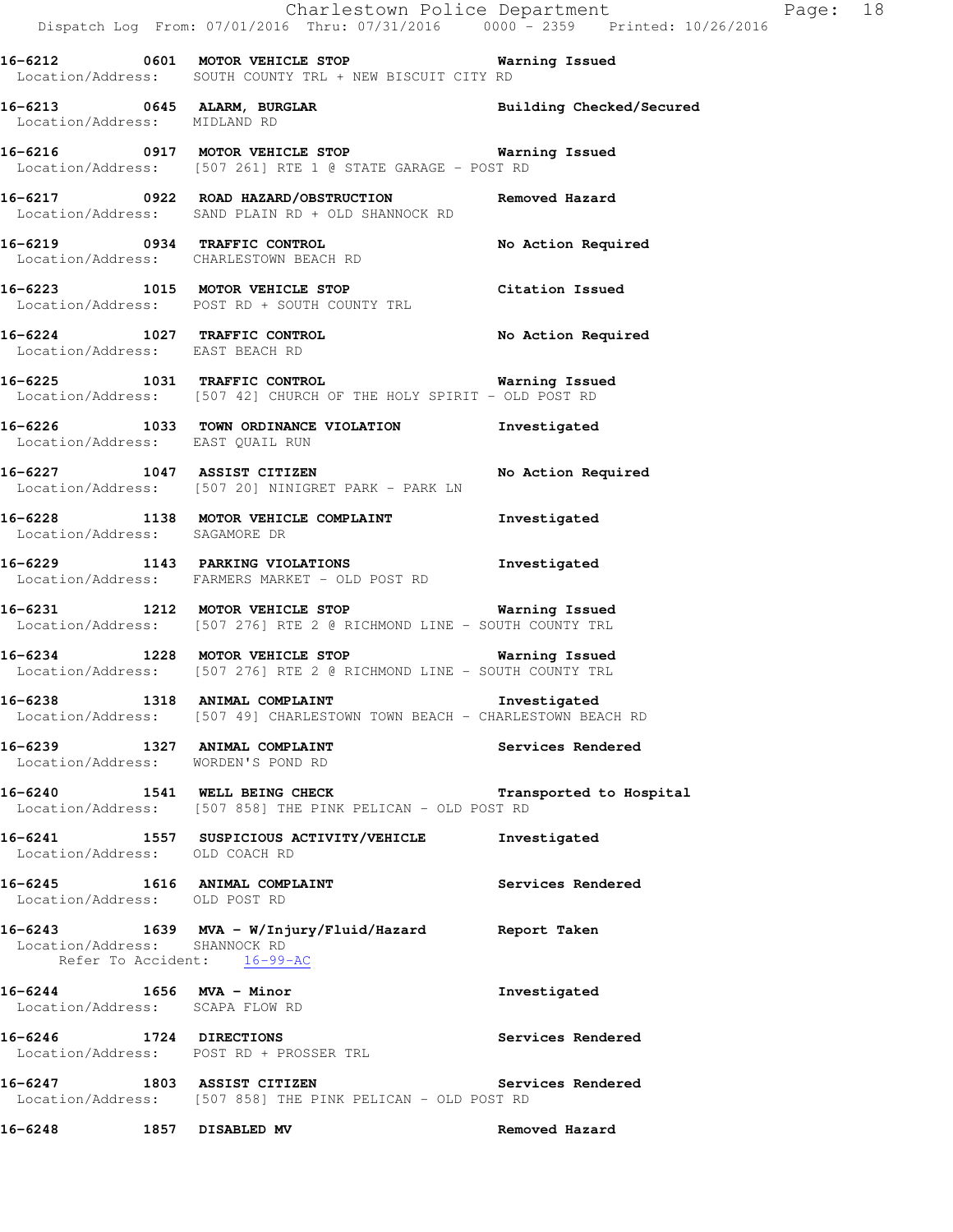16-6212 0601 MOTOR VEHICLE STOP Warning Issued
Location/Address: SOUTH COUNTY TRL + NEW BISCUIT CITY RD

16-6213 0645 ALARM, BURGLAR Building Checked/Secured
Location/Address: MIDLAND RD

16-6216 0917 MOTOR VEHICLE STOP Warning Issued
Location/Address: [507 261] RTE 1 @ STATE GARAGE - POST RD

16-6217 0922 ROAD HAZARD/OBSTRUCTION Removed Hazard
Location/Address: SAND PLAIN RD + OLD SHANNOCK RD

16-6219 0934 TRAFFIC CONTROL No Action Required
Location/Address: CHARLESTOWN BEACH RD

16-6223 1015 MOTOR VEHICLE STOP Citation Issued
Location/Address: POST RD + SOUTH COUNTY TRL

16-6224 1027 TRAFFIC CONTROL No Action Required
Location/Address: EAST BEACH RD

16-6225 1031 TRAFFIC CONTROL Warning Issued
Location/Address: [507 42] CHURCH OF THE HOLY SPIRIT - OLD POST RD

16-6226 1033 TOWN ORDINANCE VIOLATION Investigated
Location/Address: EAST QUAIL RUN

16-6227 1047 ASSIST CITIZEN No Action Required
Location/Address: [507 20] NINIGRET PARK - PARK LN

16-6228 1138 MOTOR VEHICLE COMPLAINT Investigated
Location/Address: SAGAMORE DR

16-6229 1143 PARKING VIOLATIONS Investigated
Location/Address: FARMERS MARKET - OLD POST RD

16-6231 1212 MOTOR VEHICLE STOP Warning Issued
Location/Address: [507 276] RTE 2 @ RICHMOND LINE - SOUTH COUNTY TRL

16-6234 1228 MOTOR VEHICLE STOP Warning Issued
Location/Address: [507 276] RTE 2 @ RICHMOND LINE - SOUTH COUNTY TRL

16-6238 1318 ANIMAL COMPLAINT Investigated
Location/Address: [507 49] CHARLESTOWN TOWN BEACH - CHARLESTOWN BEACH RD

16-6239 1327 ANIMAL COMPLAINT Services Rendered
Location/Address: WORDEN'S POND RD

16-6240 1541 WELL BEING CHECK Transported to Hospital
Location/Address: [507 858] THE PINK PELICAN - OLD POST RD

16-6241 1557 SUSPICIOUS ACTIVITY/VEHICLE Investigated
Location/Address: OLD COACH RD

16-6245 1616 ANIMAL COMPLAINT Services Rendered
Location/Address: OLD POST RD

16-6243 1639 MVA - W/Injury/Fluid/Hazard Report Taken
Location/Address: SHANNOCK RD
Refer To Accident: 16-99-AC

16-6244 1656 MVA - Minor Investigated
Location/Address: SCAPA FLOW RD

16-6246 1724 DIRECTIONS Services Rendered
Location/Address: POST RD + PROSSER TRL

16-6247 1803 ASSIST CITIZEN Services Rendered
Location/Address: [507 858] THE PINK PELICAN - OLD POST RD

16-6248 1857 DISABLED MV Removed Hazard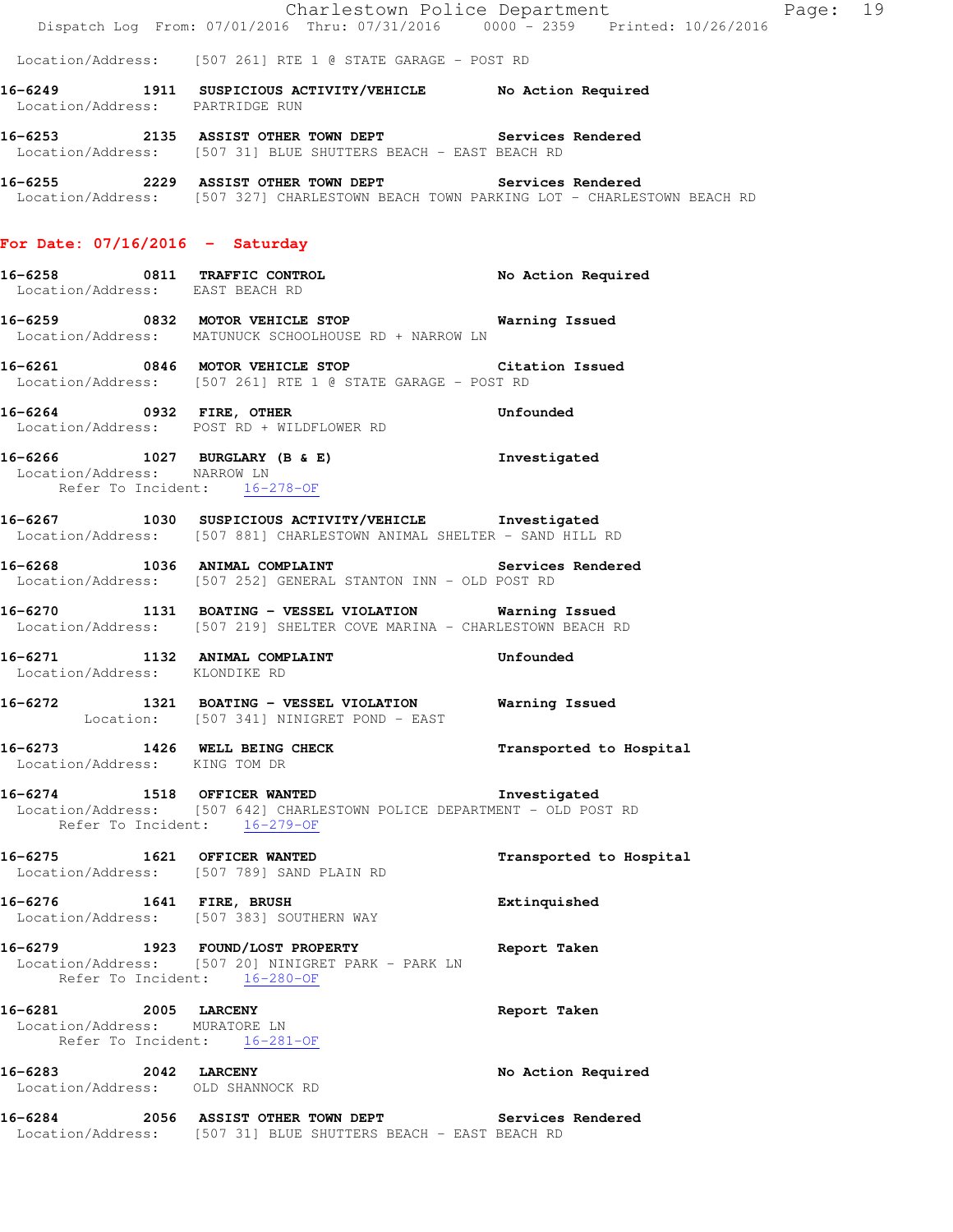Location/Address: [507 261] RTE 1 @ STATE GARAGE - POST RD

**16-6249 1911 SUSPICIOUS ACTIVITY/VEHICLE** **No Action Required**
Location/Address: PARTRIDGE RUN

**16-6253 2135 ASSIST OTHER TOWN DEPT** **Services Rendered**
Location/Address: [507 31] BLUE SHUTTERS BEACH - EAST BEACH RD

**16-6255 2229 ASSIST OTHER TOWN DEPT** **Services Rendered**
Location/Address: [507 327] CHARLESTOWN BEACH TOWN PARKING LOT - CHARLESTOWN BEACH RD

## For Date: 07/16/2016 - Saturday

**16-6258 0811 TRAFFIC CONTROL** **No Action Required**
Location/Address: EAST BEACH RD

**16-6259 0832 MOTOR VEHICLE STOP** **Warning Issued**
Location/Address: MATUNUCK SCHOOLHOUSE RD + NARROW LN

**16-6261 0846 MOTOR VEHICLE STOP** **Citation Issued**
Location/Address: [507 261] RTE 1 @ STATE GARAGE - POST RD

**16-6264 0932 FIRE, OTHER** **Unfounded**
Location/Address: POST RD + WILDFLOWER RD

**16-6266 1027 BURGLARY (B & E)** **Investigated**
Location/Address: NARROW LN
Refer To Incident: 16-278-OF

**16-6267 1030 SUSPICIOUS ACTIVITY/VEHICLE** **Investigated**
Location/Address: [507 881] CHARLESTOWN ANIMAL SHELTER - SAND HILL RD

**16-6268 1036 ANIMAL COMPLAINT** **Services Rendered**
Location/Address: [507 252] GENERAL STANTON INN - OLD POST RD

**16-6270 1131 BOATING - VESSEL VIOLATION** **Warning Issued**
Location/Address: [507 219] SHELTER COVE MARINA - CHARLESTOWN BEACH RD

**16-6271 1132 ANIMAL COMPLAINT** **Unfounded**
Location/Address: KLONDIKE RD

**16-6272 1321 BOATING - VESSEL VIOLATION** **Warning Issued**
Location: [507 341] NINIGRET POND - EAST

**16-6273 1426 WELL BEING CHECK** **Transported to Hospital**
Location/Address: KING TOM DR

**16-6274 1518 OFFICER WANTED** **Investigated**
Location/Address: [507 642] CHARLESTOWN POLICE DEPARTMENT - OLD POST RD
Refer To Incident: 16-279-OF

**16-6275 1621 OFFICER WANTED** **Transported to Hospital**
Location/Address: [507 789] SAND PLAIN RD

**16-6276 1641 FIRE, BRUSH** **Extinquished**
Location/Address: [507 383] SOUTHERN WAY

**16-6279 1923 FOUND/LOST PROPERTY** **Report Taken**
Location/Address: [507 20] NINIGRET PARK - PARK LN
Refer To Incident: 16-280-OF

**16-6281 2005 LARCENY** **Report Taken**
Location/Address: MURATORE LN
Refer To Incident: 16-281-OF

**16-6283 2042 LARCENY** **No Action Required**
Location/Address: OLD SHANNOCK RD

**16-6284 2056 ASSIST OTHER TOWN DEPT** **Services Rendered**
Location/Address: [507 31] BLUE SHUTTERS BEACH - EAST BEACH RD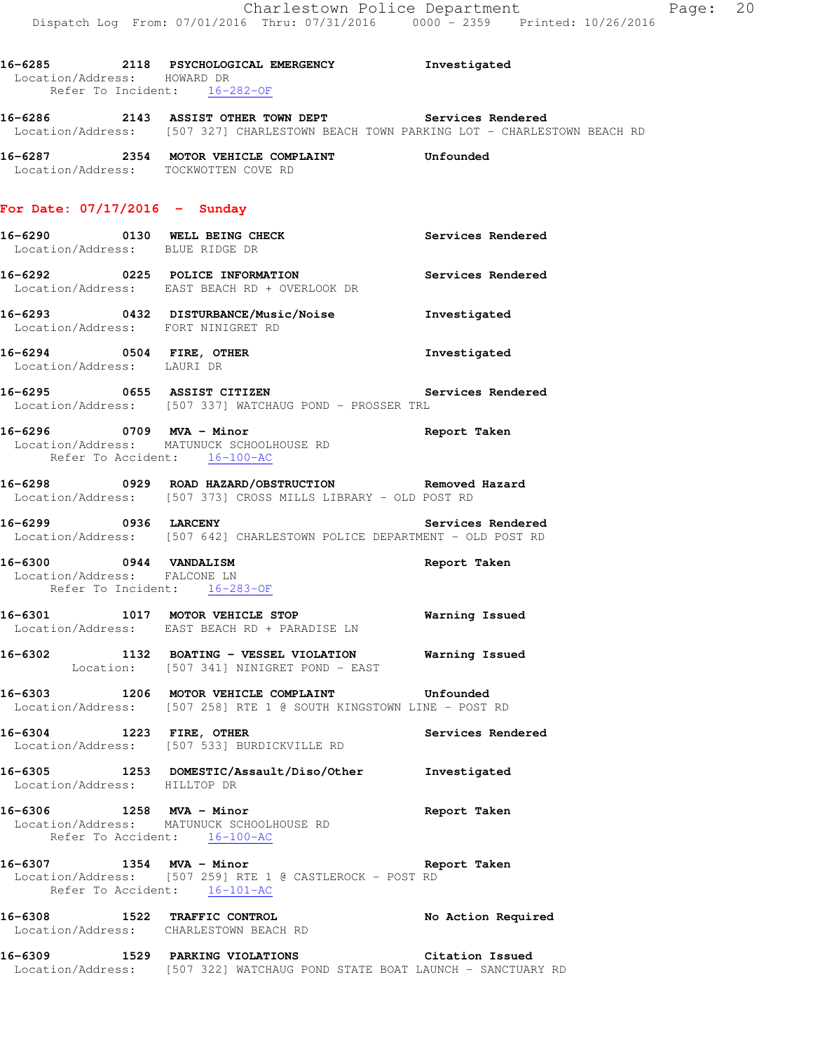16-6285 2118 PSYCHOLOGICAL EMERGENCY Investigated
Location/Address: HOWARD DR
Refer To Incident: 16-282-OF

16-6286 2143 ASSIST OTHER TOWN DEPT Services Rendered
Location/Address: [507 327] CHARLESTOWN BEACH TOWN PARKING LOT - CHARLESTOWN BEACH RD

16-6287 2354 MOTOR VEHICLE COMPLAINT Unfounded
Location/Address: TOCKWOTTEN COVE RD

**For Date: 07/17/2016 - Sunday**

16-6290 0130 WELL BEING CHECK Services Rendered
Location/Address: BLUE RIDGE DR

16-6292 0225 POLICE INFORMATION Services Rendered
Location/Address: EAST BEACH RD + OVERLOOK DR

16-6293 0432 DISTURBANCE/Music/Noise Investigated
Location/Address: FORT NINIGRET RD

16-6294 0504 FIRE, OTHER Investigated
Location/Address: LAURI DR

16-6295 0655 ASSIST CITIZEN Services Rendered
Location/Address: [507 337] WATCHAUG POND - PROSSER TRL

16-6296 0709 MVA - Minor Report Taken
Location/Address: MATUNUCK SCHOOLHOUSE RD
Refer To Accident: 16-100-AC

16-6298 0929 ROAD HAZARD/OBSTRUCTION Removed Hazard
Location/Address: [507 373] CROSS MILLS LIBRARY - OLD POST RD

16-6299 0936 LARCENY Services Rendered
Location/Address: [507 642] CHARLESTOWN POLICE DEPARTMENT - OLD POST RD

16-6300 0944 VANDALISM Report Taken
Location/Address: FALCONE LN
Refer To Incident: 16-283-OF

16-6301 1017 MOTOR VEHICLE STOP Warning Issued
Location/Address: EAST BEACH RD + PARADISE LN

16-6302 1132 BOATING - VESSEL VIOLATION Warning Issued
Location: [507 341] NINIGRET POND - EAST

16-6303 1206 MOTOR VEHICLE COMPLAINT Unfounded
Location/Address: [507 258] RTE 1 @ SOUTH KINGSTOWN LINE - POST RD

16-6304 1223 FIRE, OTHER Services Rendered
Location/Address: [507 533] BURDICKVILLE RD

16-6305 1253 DOMESTIC/Assault/Diso/Other Investigated
Location/Address: HILLTOP DR

16-6306 1258 MVA - Minor Report Taken
Location/Address: MATUNUCK SCHOOLHOUSE RD
Refer To Accident: 16-100-AC

16-6307 1354 MVA - Minor Report Taken
Location/Address: [507 259] RTE 1 @ CASTLEROCK - POST RD
Refer To Accident: 16-101-AC

16-6308 1522 TRAFFIC CONTROL No Action Required
Location/Address: CHARLESTOWN BEACH RD

16-6309 1529 PARKING VIOLATIONS Citation Issued
Location/Address: [507 322] WATCHAUG POND STATE BOAT LAUNCH - SANCTUARY RD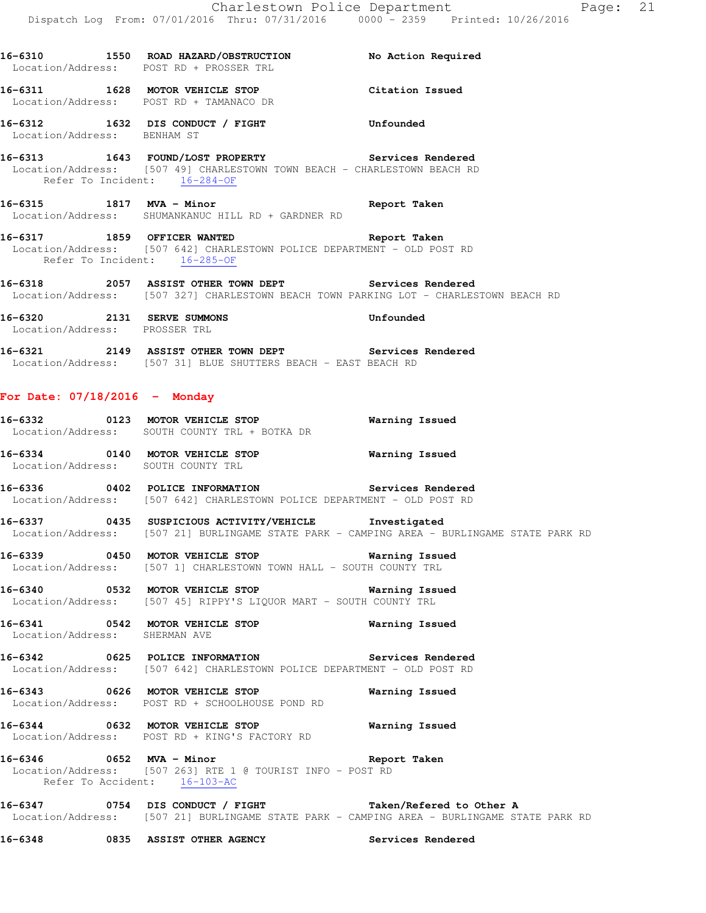**16-6310 1550 ROAD HAZARD/OBSTRUCTION** **No Action Required**
Location/Address: POST RD + PROSSER TRL

**16-6311 1628 MOTOR VEHICLE STOP** **Citation Issued**
Location/Address: POST RD + TAMANACO DR

**16-6312 1632 DIS CONDUCT / FIGHT** **Unfounded**
Location/Address: BENHAM ST

**16-6313 1643 FOUND/LOST PROPERTY** **Services Rendered**
Location/Address: [507 49] CHARLESTOWN TOWN BEACH - CHARLESTOWN BEACH RD
Refer To Incident: 16-284-OF

**16-6315 1817 MVA - Minor** **Report Taken**
Location/Address: SHUMANKANUC HILL RD + GARDNER RD

**16-6317 1859 OFFICER WANTED** **Report Taken**
Location/Address: [507 642] CHARLESTOWN POLICE DEPARTMENT - OLD POST RD
Refer To Incident: 16-285-OF

**16-6318 2057 ASSIST OTHER TOWN DEPT** **Services Rendered**
Location/Address: [507 327] CHARLESTOWN BEACH TOWN PARKING LOT - CHARLESTOWN BEACH RD

**16-6320 2131 SERVE SUMMONS** **Unfounded**
Location/Address: PROSSER TRL

**16-6321 2149 ASSIST OTHER TOWN DEPT** **Services Rendered**
Location/Address: [507 31] BLUE SHUTTERS BEACH - EAST BEACH RD

## For Date: 07/18/2016 - Monday

**16-6332 0123 MOTOR VEHICLE STOP** **Warning Issued**
Location/Address: SOUTH COUNTY TRL + BOTKA DR

**16-6334 0140 MOTOR VEHICLE STOP** **Warning Issued**
Location/Address: SOUTH COUNTY TRL

**16-6336 0402 POLICE INFORMATION** **Services Rendered**
Location/Address: [507 642] CHARLESTOWN POLICE DEPARTMENT - OLD POST RD

**16-6337 0435 SUSPICIOUS ACTIVITY/VEHICLE** **Investigated**
Location/Address: [507 21] BURLINGAME STATE PARK - CAMPING AREA - BURLINGAME STATE PARK RD

**16-6339 0450 MOTOR VEHICLE STOP** **Warning Issued**
Location/Address: [507 1] CHARLESTOWN TOWN HALL - SOUTH COUNTY TRL

**16-6340 0532 MOTOR VEHICLE STOP** **Warning Issued**
Location/Address: [507 45] RIPPY'S LIQUOR MART - SOUTH COUNTY TRL

**16-6341 0542 MOTOR VEHICLE STOP** **Warning Issued**
Location/Address: SHERMAN AVE

**16-6342 0625 POLICE INFORMATION** **Services Rendered**
Location/Address: [507 642] CHARLESTOWN POLICE DEPARTMENT - OLD POST RD

**16-6343 0626 MOTOR VEHICLE STOP** **Warning Issued**
Location/Address: POST RD + SCHOOLHOUSE POND RD

**16-6344 0632 MOTOR VEHICLE STOP** **Warning Issued**
Location/Address: POST RD + KING'S FACTORY RD

**16-6346 0652 MVA - Minor** **Report Taken**
Location/Address: [507 263] RTE 1 @ TOURIST INFO - POST RD
Refer To Accident: 16-103-AC

**16-6347 0754 DIS CONDUCT / FIGHT** **Taken/Refered to Other A**
Location/Address: [507 21] BURLINGAME STATE PARK - CAMPING AREA - BURLINGAME STATE PARK RD

**16-6348 0835 ASSIST OTHER AGENCY** **Services Rendered**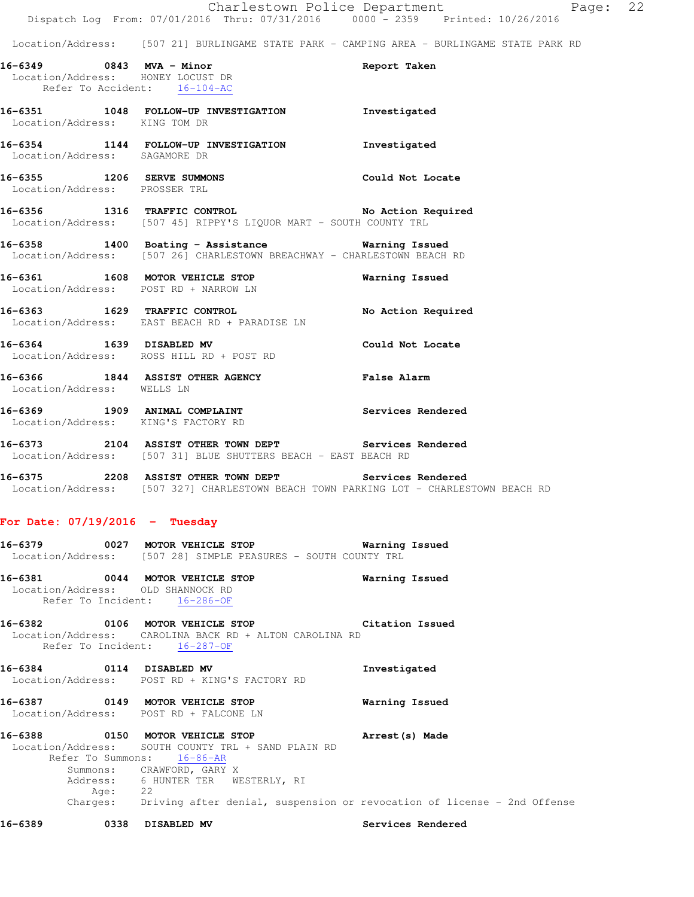Location/Address: [507 21] BURLINGAME STATE PARK - CAMPING AREA - BURLINGAME STATE PARK RD

**16-6349 0843 MVA - Minor** **Report Taken**
Location/Address: HONEY LOCUST DR
Refer To Accident: 16-104-AC

**16-6351 1048 FOLLOW-UP INVESTIGATION** **Investigated**
Location/Address: KING TOM DR

**16-6354 1144 FOLLOW-UP INVESTIGATION** **Investigated**
Location/Address: SAGAMORE DR

**16-6355 1206 SERVE SUMMONS** **Could Not Locate**
Location/Address: PROSSER TRL

**16-6356 1316 TRAFFIC CONTROL** **No Action Required**
Location/Address: [507 45] RIPPY'S LIQUOR MART - SOUTH COUNTY TRL

**16-6358 1400 Boating - Assistance** **Warning Issued**
Location/Address: [507 26] CHARLESTOWN BREACHWAY - CHARLESTOWN BEACH RD

**16-6361 1608 MOTOR VEHICLE STOP** **Warning Issued**
Location/Address: POST RD + NARROW LN

**16-6363 1629 TRAFFIC CONTROL** **No Action Required**
Location/Address: EAST BEACH RD + PARADISE LN

**16-6364 1639 DISABLED MV** **Could Not Locate**
Location/Address: ROSS HILL RD + POST RD

**16-6366 1844 ASSIST OTHER AGENCY** **False Alarm**
Location/Address: WELLS LN

**16-6369 1909 ANIMAL COMPLAINT** **Services Rendered**
Location/Address: KING'S FACTORY RD

**16-6373 2104 ASSIST OTHER TOWN DEPT** **Services Rendered**
Location/Address: [507 31] BLUE SHUTTERS BEACH - EAST BEACH RD

**16-6375 2208 ASSIST OTHER TOWN DEPT** **Services Rendered**
Location/Address: [507 327] CHARLESTOWN BEACH TOWN PARKING LOT - CHARLESTOWN BEACH RD

## For Date: 07/19/2016 - Tuesday

**16-6379 0027 MOTOR VEHICLE STOP** **Warning Issued**
Location/Address: [507 28] SIMPLE PEASURES - SOUTH COUNTY TRL

**16-6381 0044 MOTOR VEHICLE STOP** **Warning Issued**
Location/Address: OLD SHANNOCK RD
Refer To Incident: 16-286-OF

**16-6382 0106 MOTOR VEHICLE STOP** **Citation Issued**
Location/Address: CAROLINA BACK RD + ALTON CAROLINA RD
Refer To Incident: 16-287-OF

**16-6384 0114 DISABLED MV** **Investigated**
Location/Address: POST RD + KING'S FACTORY RD

**16-6387 0149 MOTOR VEHICLE STOP** **Warning Issued**
Location/Address: POST RD + FALCONE LN

**16-6388 0150 MOTOR VEHICLE STOP** **Arrest(s) Made**
Location/Address: SOUTH COUNTY TRL + SAND PLAIN RD
Refer To Summons: 16-86-AR
Summons: CRAWFORD, GARY X
Address: 6 HUNTER TER WESTERLY, RI
Age: 22
Charges: Driving after denial, suspension or revocation of license - 2nd Offense

**16-6389 0338 DISABLED MV** **Services Rendered**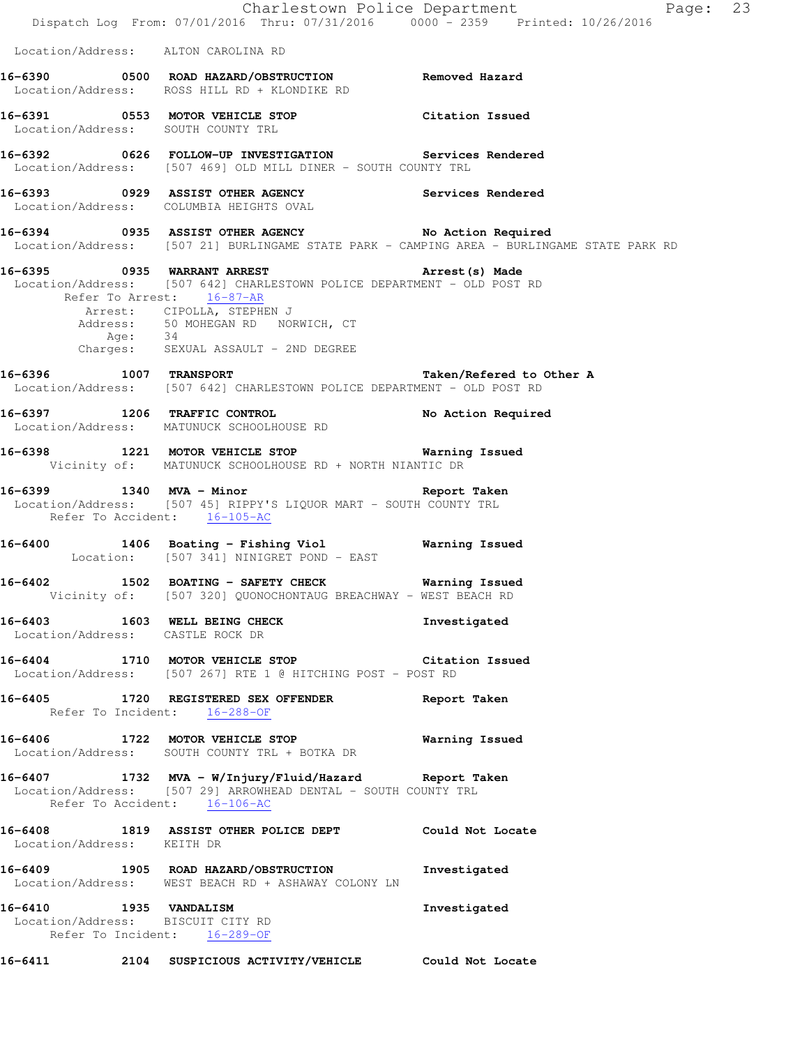Location/Address: ALTON CAROLINA RD

**16-6390 0500 ROAD HAZARD/OBSTRUCTION** Removed Hazard
Location/Address: ROSS HILL RD + KLONDIKE RD

**16-6391 0553 MOTOR VEHICLE STOP** Citation Issued
Location/Address: SOUTH COUNTY TRL

**16-6392 0626 FOLLOW-UP INVESTIGATION** Services Rendered
Location/Address: [507 469] OLD MILL DINER - SOUTH COUNTY TRL

**16-6393 0929 ASSIST OTHER AGENCY** Services Rendered
Location/Address: COLUMBIA HEIGHTS OVAL

**16-6394 0935 ASSIST OTHER AGENCY** No Action Required
Location/Address: [507 21] BURLINGAME STATE PARK - CAMPING AREA - BURLINGAME STATE PARK RD

**16-6395 0935 WARRANT ARREST** Arrest(s) Made
Location/Address: [507 642] CHARLESTOWN POLICE DEPARTMENT - OLD POST RD
Refer To Arrest: 16-87-AR
Arrest: CIPOLLA, STEPHEN J
Address: 50 MOHEGAN RD NORWICH, CT
Age: 34
Charges: SEXUAL ASSAULT - 2ND DEGREE

**16-6396 1007 TRANSPORT** Taken/Refered to Other A
Location/Address: [507 642] CHARLESTOWN POLICE DEPARTMENT - OLD POST RD

**16-6397 1206 TRAFFIC CONTROL** No Action Required
Location/Address: MATUNUCK SCHOOLHOUSE RD

**16-6398 1221 MOTOR VEHICLE STOP** Warning Issued
Vicinity of: MATUNUCK SCHOOLHOUSE RD + NORTH NIANTIC DR

**16-6399 1340 MVA - Minor** Report Taken
Location/Address: [507 45] RIPPY'S LIQUOR MART - SOUTH COUNTY TRL
Refer To Accident: 16-105-AC

**16-6400 1406 Boating - Fishing Viol** Warning Issued
Location: [507 341] NINIGRET POND - EAST

**16-6402 1502 BOATING - SAFETY CHECK** Warning Issued
Vicinity of: [507 320] QUONOCHONTAUG BREACHWAY - WEST BEACH RD

**16-6403 1603 WELL BEING CHECK** Investigated
Location/Address: CASTLE ROCK DR

**16-6404 1710 MOTOR VEHICLE STOP** Citation Issued
Location/Address: [507 267] RTE 1 @ HITCHING POST - POST RD

**16-6405 1720 REGISTERED SEX OFFENDER** Report Taken
Refer To Incident: 16-288-OF

**16-6406 1722 MOTOR VEHICLE STOP** Warning Issued
Location/Address: SOUTH COUNTY TRL + BOTKA DR

**16-6407 1732 MVA - W/Injury/Fluid/Hazard** Report Taken
Location/Address: [507 29] ARROWHEAD DENTAL - SOUTH COUNTY TRL
Refer To Accident: 16-106-AC

**16-6408 1819 ASSIST OTHER POLICE DEPT** Could Not Locate
Location/Address: KEITH DR

**16-6409 1905 ROAD HAZARD/OBSTRUCTION** Investigated
Location/Address: WEST BEACH RD + ASHAWAY COLONY LN

**16-6410 1935 VANDALISM** Investigated
Location/Address: BISCUIT CITY RD
Refer To Incident: 16-289-OF

**16-6411 2104 SUSPICIOUS ACTIVITY/VEHICLE** Could Not Locate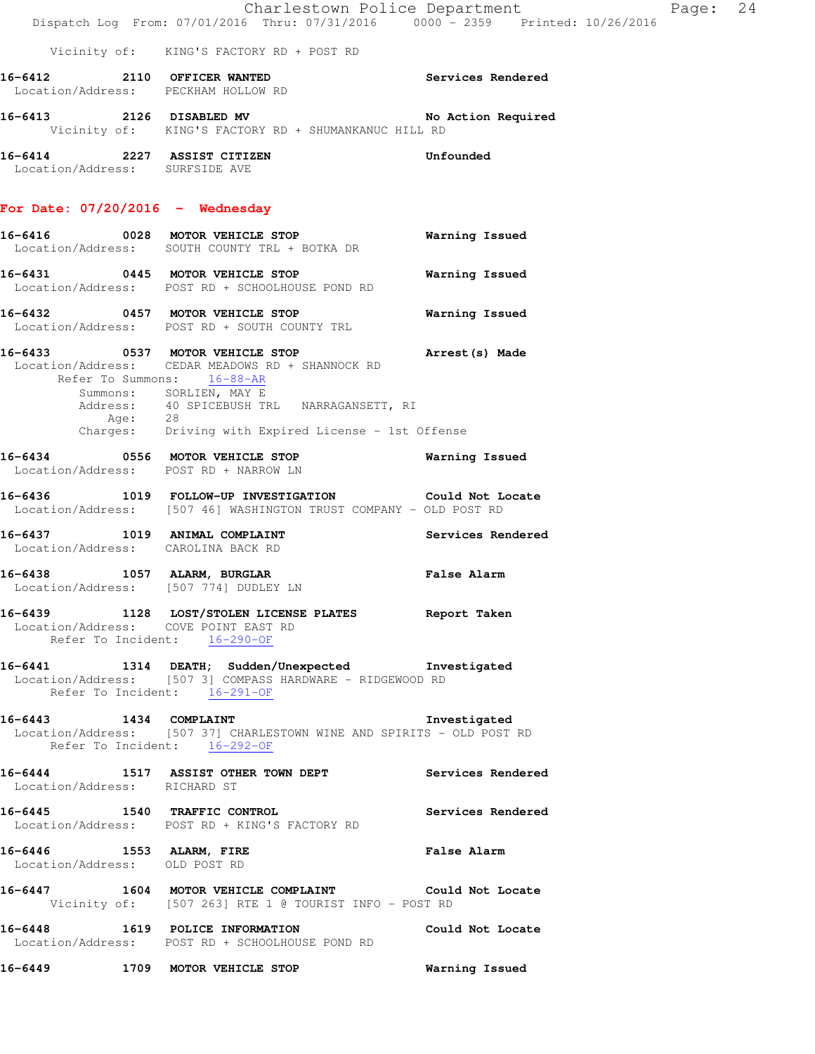Vicinity of: KING'S FACTORY RD + POST RD

**16-6412 2110 OFFICER WANTED** Services Rendered
Location/Address: PECKHAM HOLLOW RD

**16-6413 2126 DISABLED MV** No Action Required
Vicinity of: KING'S FACTORY RD + SHUMANKANUC HILL RD

**16-6414 2227 ASSIST CITIZEN** Unfounded
Location/Address: SURFSIDE AVE

## For Date: 07/20/2016 - Wednesday

**16-6416 0028 MOTOR VEHICLE STOP** Warning Issued
Location/Address: SOUTH COUNTY TRL + BOTKA DR

**16-6431 0445 MOTOR VEHICLE STOP** Warning Issued
Location/Address: POST RD + SCHOOLHOUSE POND RD

**16-6432 0457 MOTOR VEHICLE STOP** Warning Issued
Location/Address: POST RD + SOUTH COUNTY TRL

**16-6433 0537 MOTOR VEHICLE STOP** Arrest(s) Made
Location/Address: CEDAR MEADOWS RD + SHANNOCK RD
Refer To Summons: 16-88-AR
Summons: SORLIEN, MAY E
Address: 40 SPICEBUSH TRL NARRAGANSETT, RI
Age: 28
Charges: Driving with Expired License - 1st Offense

**16-6434 0556 MOTOR VEHICLE STOP** Warning Issued
Location/Address: POST RD + NARROW LN

**16-6436 1019 FOLLOW-UP INVESTIGATION** Could Not Locate
Location/Address: [507 46] WASHINGTON TRUST COMPANY - OLD POST RD

**16-6437 1019 ANIMAL COMPLAINT** Services Rendered
Location/Address: CAROLINA BACK RD

**16-6438 1057 ALARM, BURGLAR** False Alarm
Location/Address: [507 774] DUDLEY LN

**16-6439 1128 LOST/STOLEN LICENSE PLATES** Report Taken
Location/Address: COVE POINT EAST RD
Refer To Incident: 16-290-OF

**16-6441 1314 DEATH; Sudden/Unexpected** Investigated
Location/Address: [507 3] COMPASS HARDWARE - RIDGEWOOD RD
Refer To Incident: 16-291-OF

**16-6443 1434 COMPLAINT** Investigated
Location/Address: [507 37] CHARLESTOWN WINE AND SPIRITS - OLD POST RD
Refer To Incident: 16-292-OF

**16-6444 1517 ASSIST OTHER TOWN DEPT** Services Rendered
Location/Address: RICHARD ST

**16-6445 1540 TRAFFIC CONTROL** Services Rendered
Location/Address: POST RD + KING'S FACTORY RD

**16-6446 1553 ALARM, FIRE** False Alarm
Location/Address: OLD POST RD

**16-6447 1604 MOTOR VEHICLE COMPLAINT** Could Not Locate
Vicinity of: [507 263] RTE 1 @ TOURIST INFO - POST RD

**16-6448 1619 POLICE INFORMATION** Could Not Locate
Location/Address: POST RD + SCHOOLHOUSE POND RD

**16-6449 1709 MOTOR VEHICLE STOP** Warning Issued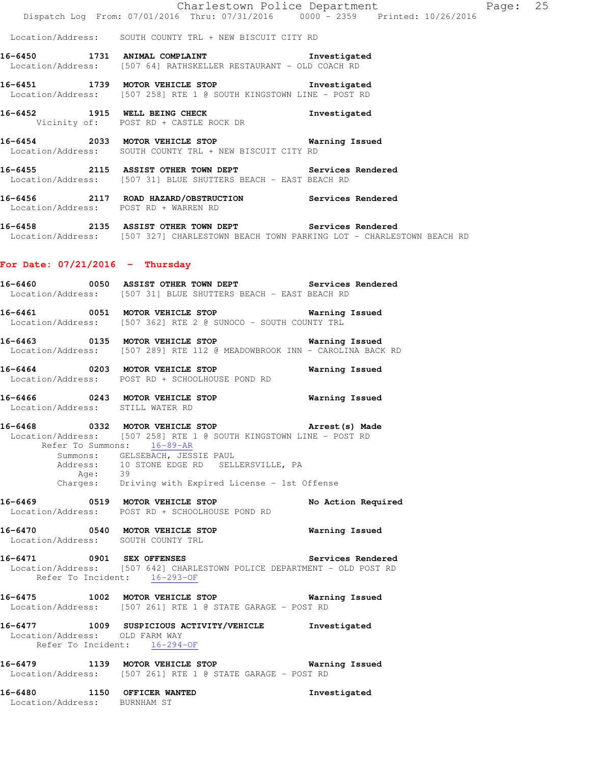Location/Address: SOUTH COUNTY TRL + NEW BISCUIT CITY RD

**16-6450 1731 ANIMAL COMPLAINT** Investigated
Location/Address: [507 64] RATHSKELLER RESTAURANT - OLD COACH RD

**16-6451 1739 MOTOR VEHICLE STOP** Investigated
Location/Address: [507 258] RTE 1 @ SOUTH KINGSTOWN LINE - POST RD

**16-6452 1915 WELL BEING CHECK** Investigated
Vicinity of: POST RD + CASTLE ROCK DR

**16-6454 2033 MOTOR VEHICLE STOP** Warning Issued
Location/Address: SOUTH COUNTY TRL + NEW BISCUIT CITY RD

**16-6455 2115 ASSIST OTHER TOWN DEPT** Services Rendered
Location/Address: [507 31] BLUE SHUTTERS BEACH - EAST BEACH RD

**16-6456 2117 ROAD HAZARD/OBSTRUCTION** Services Rendered
Location/Address: POST RD + WARREN RD

**16-6458 2135 ASSIST OTHER TOWN DEPT** Services Rendered
Location/Address: [507 327] CHARLESTOWN BEACH TOWN PARKING LOT - CHARLESTOWN BEACH RD

## For Date: 07/21/2016 - Thursday

**16-6460 0050 ASSIST OTHER TOWN DEPT** Services Rendered
Location/Address: [507 31] BLUE SHUTTERS BEACH - EAST BEACH RD

**16-6461 0051 MOTOR VEHICLE STOP** Warning Issued
Location/Address: [507 362] RTE 2 @ SUNOCO - SOUTH COUNTY TRL

**16-6463 0135 MOTOR VEHICLE STOP** Warning Issued
Location/Address: [507 289] RTE 112 @ MEADOWBROOK INN - CAROLINA BACK RD

**16-6464 0203 MOTOR VEHICLE STOP** Warning Issued
Location/Address: POST RD + SCHOOLHOUSE POND RD

**16-6466 0243 MOTOR VEHICLE STOP** Warning Issued
Location/Address: STILL WATER RD

**16-6468 0332 MOTOR VEHICLE STOP** Arrest(s) Made
Location/Address: [507 258] RTE 1 @ SOUTH KINGSTOWN LINE - POST RD
Refer To Summons: 16-89-AR
Summons: GELSEBACH, JESSIE PAUL
Address: 10 STONE EDGE RD SELLERSVILLE, PA
Age: 39
Charges: Driving with Expired License - 1st Offense

**16-6469 0519 MOTOR VEHICLE STOP** No Action Required
Location/Address: POST RD + SCHOOLHOUSE POND RD

**16-6470 0540 MOTOR VEHICLE STOP** Warning Issued
Location/Address: SOUTH COUNTY TRL

**16-6471 0901 SEX OFFENSES** Services Rendered
Location/Address: [507 642] CHARLESTOWN POLICE DEPARTMENT - OLD POST RD
Refer To Incident: 16-293-OF

**16-6475 1002 MOTOR VEHICLE STOP** Warning Issued
Location/Address: [507 261] RTE 1 @ STATE GARAGE - POST RD

**16-6477 1009 SUSPICIOUS ACTIVITY/VEHICLE** Investigated
Location/Address: OLD FARM WAY
Refer To Incident: 16-294-OF

**16-6479 1139 MOTOR VEHICLE STOP** Warning Issued
Location/Address: [507 261] RTE 1 @ STATE GARAGE - POST RD

**16-6480 1150 OFFICER WANTED** Investigated
Location/Address: BURNHAM ST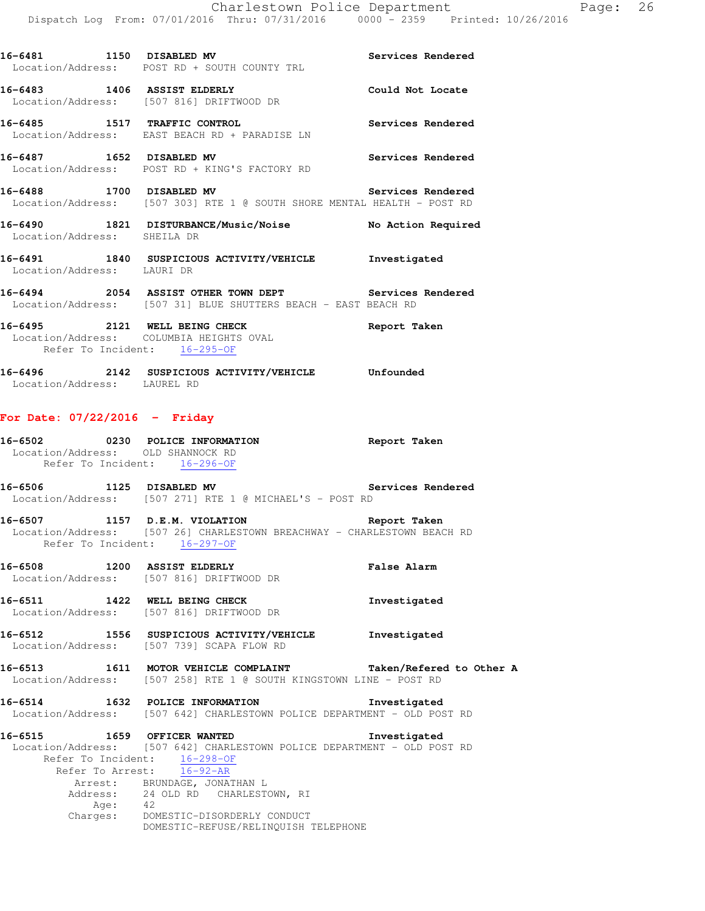**16-6481 1150 DISABLED MV** **Services Rendered**
Location/Address: POST RD + SOUTH COUNTY TRL

**16-6483 1406 ASSIST ELDERLY** **Could Not Locate**
Location/Address: [507 816] DRIFTWOOD DR

**16-6485 1517 TRAFFIC CONTROL** **Services Rendered**
Location/Address: EAST BEACH RD + PARADISE LN

**16-6487 1652 DISABLED MV** **Services Rendered**
Location/Address: POST RD + KING'S FACTORY RD

**16-6488 1700 DISABLED MV** **Services Rendered**
Location/Address: [507 303] RTE 1 @ SOUTH SHORE MENTAL HEALTH - POST RD

**16-6490 1821 DISTURBANCE/Music/Noise** **No Action Required**
Location/Address: SHEILA DR

**16-6491 1840 SUSPICIOUS ACTIVITY/VEHICLE** **Investigated**
Location/Address: LAURI DR

**16-6494 2054 ASSIST OTHER TOWN DEPT** **Services Rendered**
Location/Address: [507 31] BLUE SHUTTERS BEACH - EAST BEACH RD

**16-6495 2121 WELL BEING CHECK** **Report Taken**
Location/Address: COLUMBIA HEIGHTS OVAL
Refer To Incident: 16-295-OF

**16-6496 2142 SUSPICIOUS ACTIVITY/VEHICLE** **Unfounded**
Location/Address: LAUREL RD

## For Date: 07/22/2016 - Friday

**16-6502 0230 POLICE INFORMATION** **Report Taken**
Location/Address: OLD SHANNOCK RD
Refer To Incident: 16-296-OF

**16-6506 1125 DISABLED MV** **Services Rendered**
Location/Address: [507 271] RTE 1 @ MICHAEL'S - POST RD

**16-6507 1157 D.E.M. VIOLATION** **Report Taken**
Location/Address: [507 26] CHARLESTOWN BREACHWAY - CHARLESTOWN BEACH RD
Refer To Incident: 16-297-OF

**16-6508 1200 ASSIST ELDERLY** **False Alarm**
Location/Address: [507 816] DRIFTWOOD DR

**16-6511 1422 WELL BEING CHECK** **Investigated**
Location/Address: [507 816] DRIFTWOOD DR

**16-6512 1556 SUSPICIOUS ACTIVITY/VEHICLE** **Investigated**
Location/Address: [507 739] SCAPA FLOW RD

**16-6513 1611 MOTOR VEHICLE COMPLAINT** **Taken/Refered to Other A**
Location/Address: [507 258] RTE 1 @ SOUTH KINGSTOWN LINE - POST RD

**16-6514 1632 POLICE INFORMATION** **Investigated**
Location/Address: [507 642] CHARLESTOWN POLICE DEPARTMENT - OLD POST RD

**16-6515 1659 OFFICER WANTED** **Investigated**
Location/Address: [507 642] CHARLESTOWN POLICE DEPARTMENT - OLD POST RD
Refer To Incident: 16-298-OF
Refer To Arrest: 16-92-AR
Arrest: BRUNDAGE, JONATHAN L
Address: 24 OLD RD CHARLESTOWN, RI
Age: 42
Charges: DOMESTIC-DISORDERLY CONDUCT
DOMESTIC-REFUSE/RELINQUISH TELEPHONE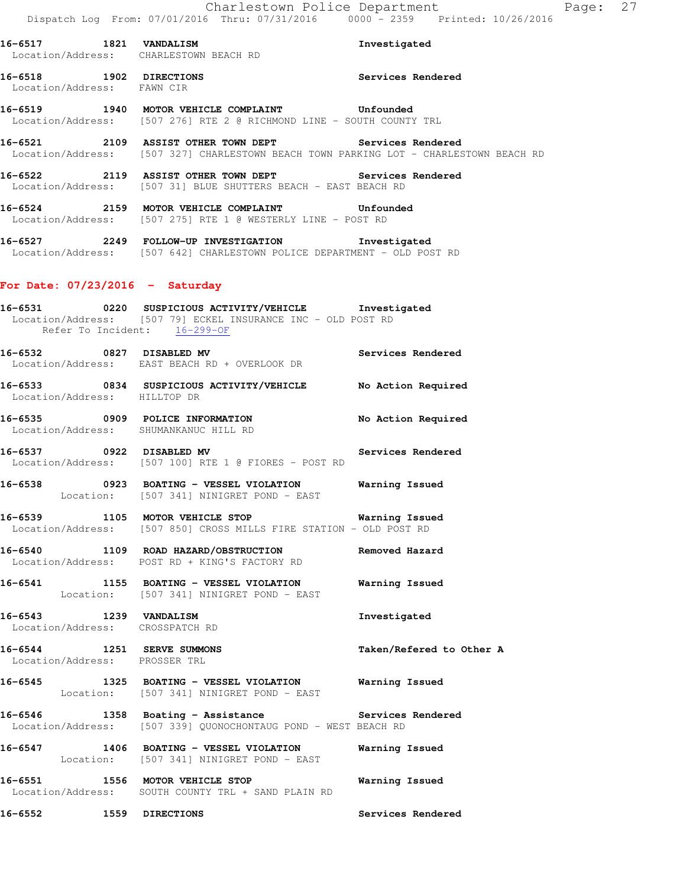16-6517 1821 **VANDALISM** Investigated
Location/Address: CHARLESTOWN BEACH RD

16-6518 1902 **DIRECTIONS** Services Rendered
Location/Address: FAWN CIR

16-6519 1940 **MOTOR VEHICLE COMPLAINT** Unfounded
Location/Address: [507 276] RTE 2 @ RICHMOND LINE - SOUTH COUNTY TRL

16-6521 2109 **ASSIST OTHER TOWN DEPT** Services Rendered
Location/Address: [507 327] CHARLESTOWN BEACH TOWN PARKING LOT - CHARLESTOWN BEACH RD

16-6522 2119 **ASSIST OTHER TOWN DEPT** Services Rendered
Location/Address: [507 31] BLUE SHUTTERS BEACH - EAST BEACH RD

16-6524 2159 **MOTOR VEHICLE COMPLAINT** Unfounded
Location/Address: [507 275] RTE 1 @ WESTERLY LINE - POST RD

16-6527 2249 **FOLLOW-UP INVESTIGATION** Investigated
Location/Address: [507 642] CHARLESTOWN POLICE DEPARTMENT - OLD POST RD

## For Date: 07/23/2016 - Saturday

16-6531 0220 **SUSPICIOUS ACTIVITY/VEHICLE** Investigated
Location/Address: [507 79] ECKEL INSURANCE INC - OLD POST RD
Refer To Incident: 16-299-OF

16-6532 0827 **DISABLED MV** Services Rendered
Location/Address: EAST BEACH RD + OVERLOOK DR

16-6533 0834 **SUSPICIOUS ACTIVITY/VEHICLE** No Action Required
Location/Address: HILLTOP DR

16-6535 0909 **POLICE INFORMATION** No Action Required
Location/Address: SHUMANKANUC HILL RD

16-6537 0922 **DISABLED MV** Services Rendered
Location/Address: [507 100] RTE 1 @ FIORES - POST RD

16-6538 0923 **BOATING - VESSEL VIOLATION** Warning Issued
Location: [507 341] NINIGRET POND - EAST

16-6539 1105 **MOTOR VEHICLE STOP** Warning Issued
Location/Address: [507 850] CROSS MILLS FIRE STATION - OLD POST RD

16-6540 1109 **ROAD HAZARD/OBSTRUCTION** Removed Hazard
Location/Address: POST RD + KING'S FACTORY RD

16-6541 1155 **BOATING - VESSEL VIOLATION** Warning Issued
Location: [507 341] NINIGRET POND - EAST

16-6543 1239 **VANDALISM** Investigated
Location/Address: CROSSPATCH RD

16-6544 1251 **SERVE SUMMONS** Taken/Refered to Other A
Location/Address: PROSSER TRL

16-6545 1325 **BOATING - VESSEL VIOLATION** Warning Issued
Location: [507 341] NINIGRET POND - EAST

16-6546 1358 **Boating - Assistance** Services Rendered
Location/Address: [507 339] QUONOCHONTAUG POND - WEST BEACH RD

16-6547 1406 **BOATING - VESSEL VIOLATION** Warning Issued
Location: [507 341] NINIGRET POND - EAST

16-6551 1556 **MOTOR VEHICLE STOP** Warning Issued
Location/Address: SOUTH COUNTY TRL + SAND PLAIN RD

16-6552 1559 **DIRECTIONS** Services Rendered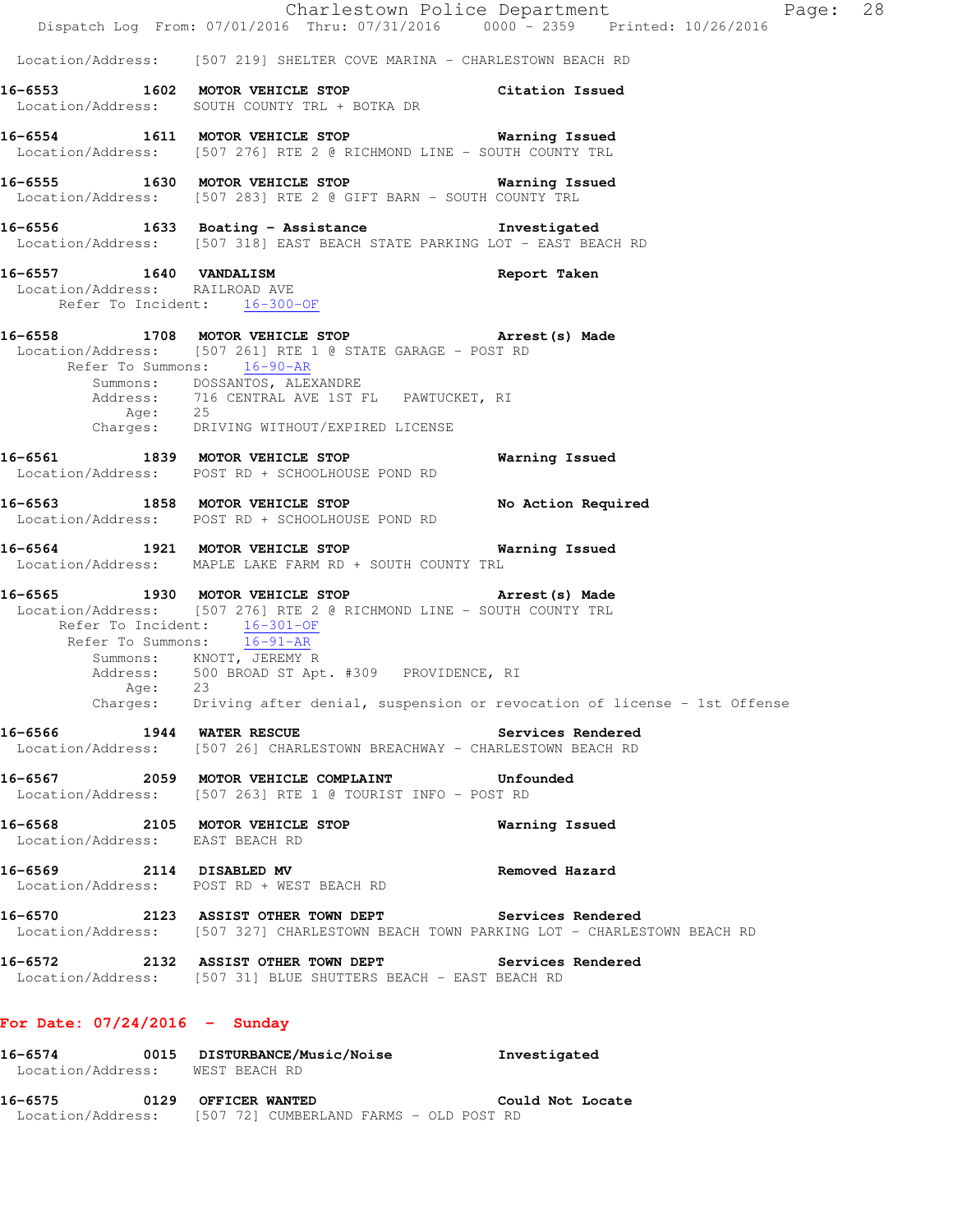Location/Address: [507 219] SHELTER COVE MARINA - CHARLESTOWN BEACH RD

**16-6553 1602 MOTOR VEHICLE STOP** Citation Issued
Location/Address: SOUTH COUNTY TRL + BOTKA DR

**16-6554 1611 MOTOR VEHICLE STOP** Warning Issued
Location/Address: [507 276] RTE 2 @ RICHMOND LINE - SOUTH COUNTY TRL

**16-6555 1630 MOTOR VEHICLE STOP** Warning Issued
Location/Address: [507 283] RTE 2 @ GIFT BARN - SOUTH COUNTY TRL

**16-6556 1633 Boating - Assistance** Investigated
Location/Address: [507 318] EAST BEACH STATE PARKING LOT - EAST BEACH RD

**16-6557 1640 VANDALISM** Report Taken
Location/Address: RAILROAD AVE
Refer To Incident: 16-300-OF

**16-6558 1708 MOTOR VEHICLE STOP** Arrest(s) Made
Location/Address: [507 261] RTE 1 @ STATE GARAGE - POST RD
Refer To Summons: 16-90-AR
Summons: DOSSANTOS, ALEXANDRE
Address: 716 CENTRAL AVE 1ST FL PAWTUCKET, RI
Age: 25
Charges: DRIVING WITHOUT/EXPIRED LICENSE

**16-6561 1839 MOTOR VEHICLE STOP** Warning Issued
Location/Address: POST RD + SCHOOLHOUSE POND RD

**16-6563 1858 MOTOR VEHICLE STOP** No Action Required
Location/Address: POST RD + SCHOOLHOUSE POND RD

**16-6564 1921 MOTOR VEHICLE STOP** Warning Issued
Location/Address: MAPLE LAKE FARM RD + SOUTH COUNTY TRL

**16-6565 1930 MOTOR VEHICLE STOP** Arrest(s) Made
Location/Address: [507 276] RTE 2 @ RICHMOND LINE - SOUTH COUNTY TRL
Refer To Incident: 16-301-OF
Refer To Summons: 16-91-AR
Summons: KNOTT, JEREMY R
Address: 500 BROAD ST Apt. #309 PROVIDENCE, RI
Age: 23
Charges: Driving after denial, suspension or revocation of license - 1st Offense

**16-6566 1944 WATER RESCUE** Services Rendered
Location/Address: [507 26] CHARLESTOWN BREACHWAY - CHARLESTOWN BEACH RD

**16-6567 2059 MOTOR VEHICLE COMPLAINT** Unfounded
Location/Address: [507 263] RTE 1 @ TOURIST INFO - POST RD

**16-6568 2105 MOTOR VEHICLE STOP** Warning Issued
Location/Address: EAST BEACH RD

**16-6569 2114 DISABLED MV** Removed Hazard
Location/Address: POST RD + WEST BEACH RD

**16-6570 2123 ASSIST OTHER TOWN DEPT** Services Rendered
Location/Address: [507 327] CHARLESTOWN BEACH TOWN PARKING LOT - CHARLESTOWN BEACH RD

**16-6572 2132 ASSIST OTHER TOWN DEPT** Services Rendered
Location/Address: [507 31] BLUE SHUTTERS BEACH - EAST BEACH RD

## For Date: 07/24/2016 - Sunday

**16-6574 0015 DISTURBANCE/Music/Noise** Investigated
Location/Address: WEST BEACH RD

**16-6575 0129 OFFICER WANTED** Could Not Locate
Location/Address: [507 72] CUMBERLAND FARMS - OLD POST RD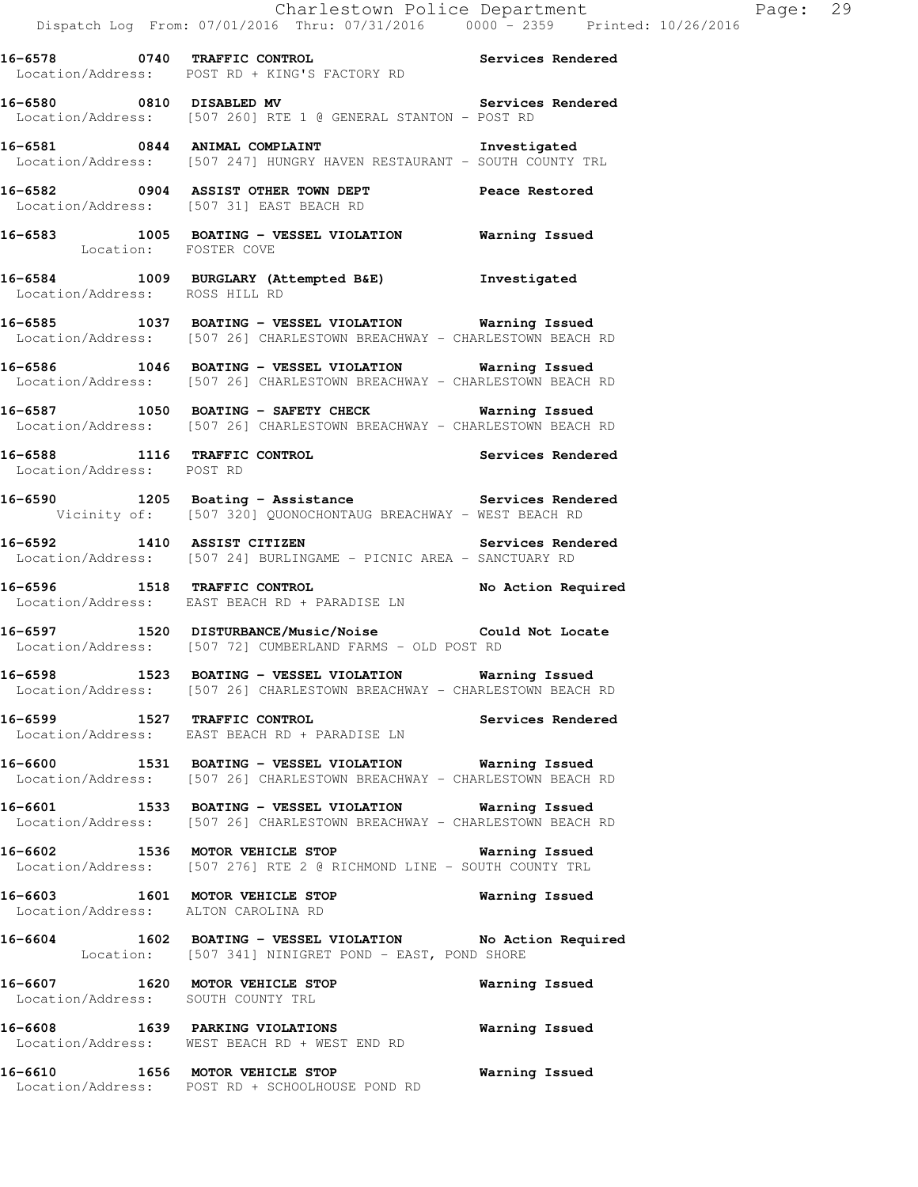16-6578 0740 TRAFFIC CONTROL Services Rendered
Location/Address: POST RD + KING'S FACTORY RD

16-6580 0810 DISABLED MV Services Rendered
Location/Address: [507 260] RTE 1 @ GENERAL STANTON - POST RD

16-6581 0844 ANIMAL COMPLAINT Investigated
Location/Address: [507 247] HUNGRY HAVEN RESTAURANT - SOUTH COUNTY TRL

16-6582 0904 ASSIST OTHER TOWN DEPT Peace Restored
Location/Address: [507 31] EAST BEACH RD

16-6583 1005 BOATING - VESSEL VIOLATION Warning Issued
Location: FOSTER COVE

16-6584 1009 BURGLARY (Attempted B&E) Investigated
Location/Address: ROSS HILL RD

16-6585 1037 BOATING - VESSEL VIOLATION Warning Issued
Location/Address: [507 26] CHARLESTOWN BREACHWAY - CHARLESTOWN BEACH RD

16-6586 1046 BOATING - VESSEL VIOLATION Warning Issued
Location/Address: [507 26] CHARLESTOWN BREACHWAY - CHARLESTOWN BEACH RD

16-6587 1050 BOATING - SAFETY CHECK Warning Issued
Location/Address: [507 26] CHARLESTOWN BREACHWAY - CHARLESTOWN BEACH RD

16-6588 1116 TRAFFIC CONTROL Services Rendered
Location/Address: POST RD

16-6590 1205 Boating - Assistance Services Rendered
Vicinity of: [507 320] QUONOCHONTAUG BREACHWAY - WEST BEACH RD

16-6592 1410 ASSIST CITIZEN Services Rendered
Location/Address: [507 24] BURLINGAME - PICNIC AREA - SANCTUARY RD

16-6596 1518 TRAFFIC CONTROL No Action Required
Location/Address: EAST BEACH RD + PARADISE LN

16-6597 1520 DISTURBANCE/Music/Noise Could Not Locate
Location/Address: [507 72] CUMBERLAND FARMS - OLD POST RD

16-6598 1523 BOATING - VESSEL VIOLATION Warning Issued
Location/Address: [507 26] CHARLESTOWN BREACHWAY - CHARLESTOWN BEACH RD

16-6599 1527 TRAFFIC CONTROL Services Rendered
Location/Address: EAST BEACH RD + PARADISE LN

16-6600 1531 BOATING - VESSEL VIOLATION Warning Issued
Location/Address: [507 26] CHARLESTOWN BREACHWAY - CHARLESTOWN BEACH RD

16-6601 1533 BOATING - VESSEL VIOLATION Warning Issued
Location/Address: [507 26] CHARLESTOWN BREACHWAY - CHARLESTOWN BEACH RD

16-6602 1536 MOTOR VEHICLE STOP Warning Issued
Location/Address: [507 276] RTE 2 @ RICHMOND LINE - SOUTH COUNTY TRL

16-6603 1601 MOTOR VEHICLE STOP Warning Issued
Location/Address: ALTON CAROLINA RD

16-6604 1602 BOATING - VESSEL VIOLATION No Action Required
Location: [507 341] NINIGRET POND - EAST, POND SHORE

16-6607 1620 MOTOR VEHICLE STOP Warning Issued
Location/Address: SOUTH COUNTY TRL

16-6608 1639 PARKING VIOLATIONS Warning Issued
Location/Address: WEST BEACH RD + WEST END RD

16-6610 1656 MOTOR VEHICLE STOP Warning Issued
Location/Address: POST RD + SCHOOLHOUSE POND RD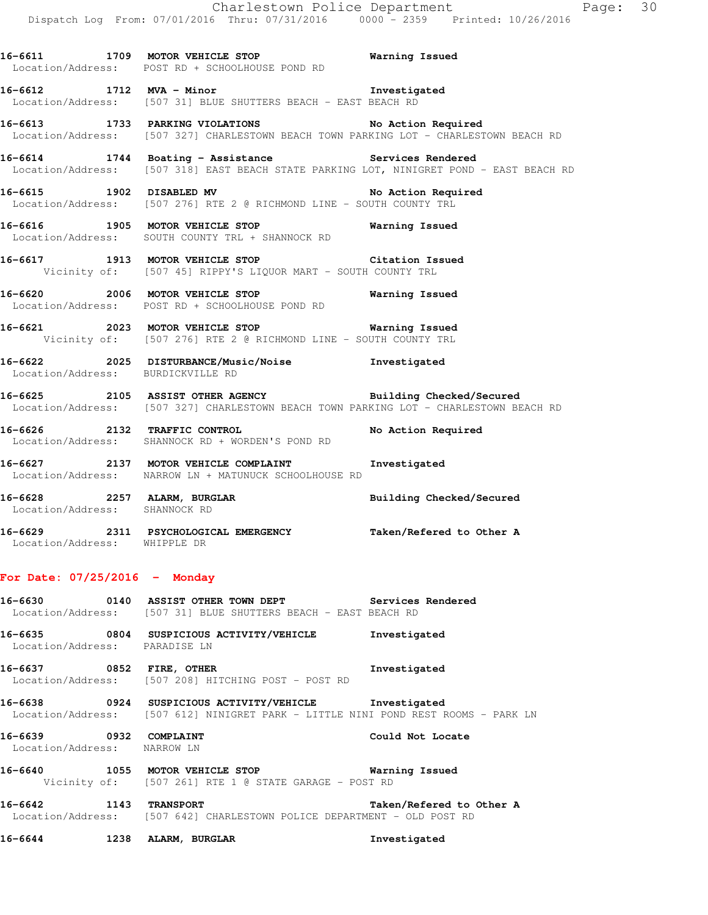16-6611 1709 **MOTOR VEHICLE STOP** **Warning Issued**
Location/Address: POST RD + SCHOOLHOUSE POND RD

16-6612 1712 **MVA - Minor** **Investigated**
Location/Address: [507 31] BLUE SHUTTERS BEACH - EAST BEACH RD

16-6613 1733 **PARKING VIOLATIONS** **No Action Required**
Location/Address: [507 327] CHARLESTOWN BEACH TOWN PARKING LOT - CHARLESTOWN BEACH RD

16-6614 1744 **Boating - Assistance** **Services Rendered**
Location/Address: [507 318] EAST BEACH STATE PARKING LOT, NINIGRET POND - EAST BEACH RD

16-6615 1902 **DISABLED MV** **No Action Required**
Location/Address: [507 276] RTE 2 @ RICHMOND LINE - SOUTH COUNTY TRL

16-6616 1905 **MOTOR VEHICLE STOP** **Warning Issued**
Location/Address: SOUTH COUNTY TRL + SHANNOCK RD

16-6617 1913 **MOTOR VEHICLE STOP** **Citation Issued**
Vicinity of: [507 45] RIPPY'S LIQUOR MART - SOUTH COUNTY TRL

16-6620 2006 **MOTOR VEHICLE STOP** **Warning Issued**
Location/Address: POST RD + SCHOOLHOUSE POND RD

16-6621 2023 **MOTOR VEHICLE STOP** **Warning Issued**
Vicinity of: [507 276] RTE 2 @ RICHMOND LINE - SOUTH COUNTY TRL

16-6622 2025 **DISTURBANCE/Music/Noise** **Investigated**
Location/Address: BURDICKVILLE RD

16-6625 2105 **ASSIST OTHER AGENCY** **Building Checked/Secured**
Location/Address: [507 327] CHARLESTOWN BEACH TOWN PARKING LOT - CHARLESTOWN BEACH RD

16-6626 2132 **TRAFFIC CONTROL** **No Action Required**
Location/Address: SHANNOCK RD + WORDEN'S POND RD

16-6627 2137 **MOTOR VEHICLE COMPLAINT** **Investigated**
Location/Address: NARROW LN + MATUNUCK SCHOOLHOUSE RD

16-6628 2257 **ALARM, BURGLAR** **Building Checked/Secured**
Location/Address: SHANNOCK RD

16-6629 2311 **PSYCHOLOGICAL EMERGENCY** **Taken/Refered to Other A**
Location/Address: WHIPPLE DR

## For Date: 07/25/2016 - Monday

16-6630 0140 **ASSIST OTHER TOWN DEPT** **Services Rendered**
Location/Address: [507 31] BLUE SHUTTERS BEACH - EAST BEACH RD

16-6635 0804 **SUSPICIOUS ACTIVITY/VEHICLE** **Investigated**
Location/Address: PARADISE LN

16-6637 0852 **FIRE, OTHER** **Investigated**
Location/Address: [507 208] HITCHING POST - POST RD

16-6638 0924 **SUSPICIOUS ACTIVITY/VEHICLE** **Investigated**
Location/Address: [507 612] NINIGRET PARK - LITTLE NINI POND REST ROOMS - PARK LN

16-6639 0932 **COMPLAINT** **Could Not Locate**
Location/Address: NARROW LN

16-6640 1055 **MOTOR VEHICLE STOP** **Warning Issued**
Vicinity of: [507 261] RTE 1 @ STATE GARAGE - POST RD

16-6642 1143 **TRANSPORT** **Taken/Refered to Other A**
Location/Address: [507 642] CHARLESTOWN POLICE DEPARTMENT - OLD POST RD

16-6644 1238 **ALARM, BURGLAR** **Investigated**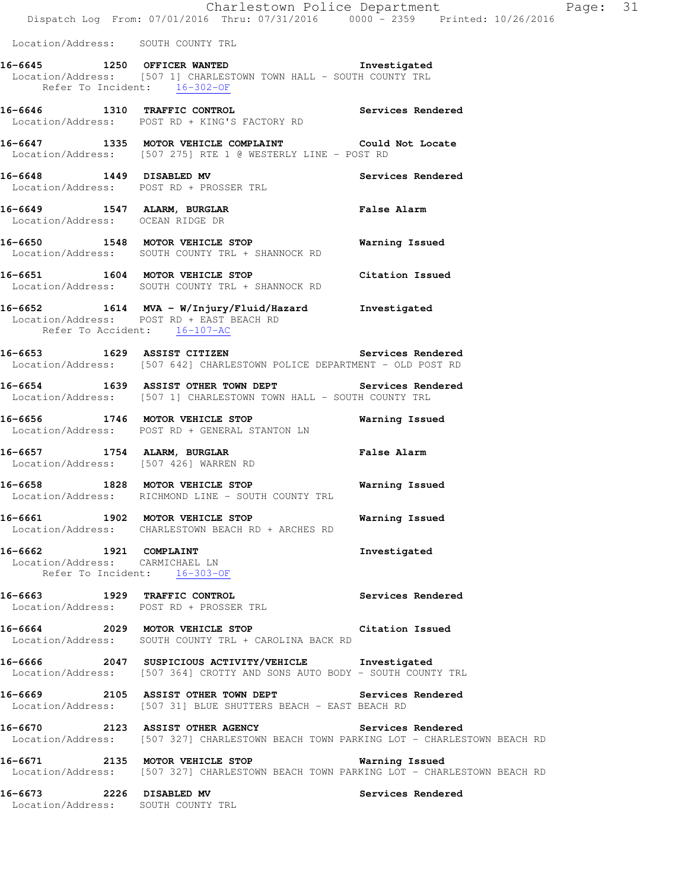Location/Address: SOUTH COUNTY TRL

**16-6645 1250 OFFICER WANTED Investigated**
Location/Address: [507 1] CHARLESTOWN TOWN HALL - SOUTH COUNTY TRL
Refer To Incident: 16-302-OF

**16-6646 1310 TRAFFIC CONTROL Services Rendered**
Location/Address: POST RD + KING'S FACTORY RD

**16-6647 1335 MOTOR VEHICLE COMPLAINT Could Not Locate**
Location/Address: [507 275] RTE 1 @ WESTERLY LINE - POST RD

**16-6648 1449 DISABLED MV Services Rendered**
Location/Address: POST RD + PROSSER TRL

**16-6649 1547 ALARM, BURGLAR False Alarm**
Location/Address: OCEAN RIDGE DR

**16-6650 1548 MOTOR VEHICLE STOP Warning Issued**
Location/Address: SOUTH COUNTY TRL + SHANNOCK RD

**16-6651 1604 MOTOR VEHICLE STOP Citation Issued**
Location/Address: SOUTH COUNTY TRL + SHANNOCK RD

**16-6652 1614 MVA - W/Injury/Fluid/Hazard Investigated**
Location/Address: POST RD + EAST BEACH RD
Refer To Accident: 16-107-AC

**16-6653 1629 ASSIST CITIZEN Services Rendered**
Location/Address: [507 642] CHARLESTOWN POLICE DEPARTMENT - OLD POST RD

**16-6654 1639 ASSIST OTHER TOWN DEPT Services Rendered**
Location/Address: [507 1] CHARLESTOWN TOWN HALL - SOUTH COUNTY TRL

**16-6656 1746 MOTOR VEHICLE STOP Warning Issued**
Location/Address: POST RD + GENERAL STANTON LN

**16-6657 1754 ALARM, BURGLAR False Alarm**
Location/Address: [507 426] WARREN RD

**16-6658 1828 MOTOR VEHICLE STOP Warning Issued**
Location/Address: RICHMOND LINE - SOUTH COUNTY TRL

**16-6661 1902 MOTOR VEHICLE STOP Warning Issued**
Location/Address: CHARLESTOWN BEACH RD + ARCHES RD

**16-6662 1921 COMPLAINT Investigated**
Location/Address: CARMICHAEL LN
Refer To Incident: 16-303-OF

**16-6663 1929 TRAFFIC CONTROL Services Rendered**
Location/Address: POST RD + PROSSER TRL

**16-6664 2029 MOTOR VEHICLE STOP Citation Issued**
Location/Address: SOUTH COUNTY TRL + CAROLINA BACK RD

**16-6666 2047 SUSPICIOUS ACTIVITY/VEHICLE Investigated**
Location/Address: [507 364] CROTTY AND SONS AUTO BODY - SOUTH COUNTY TRL

**16-6669 2105 ASSIST OTHER TOWN DEPT Services Rendered**
Location/Address: [507 31] BLUE SHUTTERS BEACH - EAST BEACH RD

**16-6670 2123 ASSIST OTHER AGENCY Services Rendered**
Location/Address: [507 327] CHARLESTOWN BEACH TOWN PARKING LOT - CHARLESTOWN BEACH RD

**16-6671 2135 MOTOR VEHICLE STOP Warning Issued**
Location/Address: [507 327] CHARLESTOWN BEACH TOWN PARKING LOT - CHARLESTOWN BEACH RD

**16-6673 2226 DISABLED MV Services Rendered**
Location/Address: SOUTH COUNTY TRL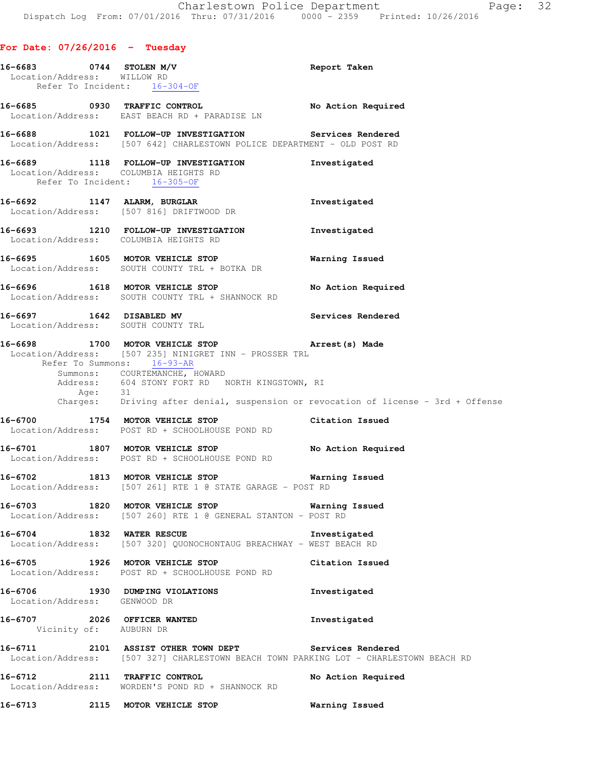## For Date: 07/26/2016 - Tuesday

**16-6683 0744 STOLEN M/V** Report Taken
Location/Address: WILLOW RD
Refer To Incident: 16-304-OF

**16-6685 0930 TRAFFIC CONTROL** No Action Required
Location/Address: EAST BEACH RD + PARADISE LN

**16-6688 1021 FOLLOW-UP INVESTIGATION** Services Rendered
Location/Address: [507 642] CHARLESTOWN POLICE DEPARTMENT - OLD POST RD

**16-6689 1118 FOLLOW-UP INVESTIGATION** Investigated
Location/Address: COLUMBIA HEIGHTS RD
Refer To Incident: 16-305-OF

**16-6692 1147 ALARM, BURGLAR** Investigated
Location/Address: [507 816] DRIFTWOOD DR

**16-6693 1210 FOLLOW-UP INVESTIGATION** Investigated
Location/Address: COLUMBIA HEIGHTS RD

**16-6695 1605 MOTOR VEHICLE STOP** Warning Issued
Location/Address: SOUTH COUNTY TRL + BOTKA DR

**16-6696 1618 MOTOR VEHICLE STOP** No Action Required
Location/Address: SOUTH COUNTY TRL + SHANNOCK RD

**16-6697 1642 DISABLED MV** Services Rendered
Location/Address: SOUTH COUNTY TRL

**16-6698 1700 MOTOR VEHICLE STOP** Arrest(s) Made
Location/Address: [507 235] NINIGRET INN - PROSSER TRL
Refer To Summons: 16-93-AR
Summons: COURTEMANCHE, HOWARD
Address: 604 STONY FORT RD NORTH KINGSTOWN, RI
Age: 31
Charges: Driving after denial, suspension or revocation of license - 3rd + Offense

**16-6700 1754 MOTOR VEHICLE STOP** Citation Issued
Location/Address: POST RD + SCHOOLHOUSE POND RD

**16-6701 1807 MOTOR VEHICLE STOP** No Action Required
Location/Address: POST RD + SCHOOLHOUSE POND RD

**16-6702 1813 MOTOR VEHICLE STOP** Warning Issued
Location/Address: [507 261] RTE 1 @ STATE GARAGE - POST RD

**16-6703 1820 MOTOR VEHICLE STOP** Warning Issued
Location/Address: [507 260] RTE 1 @ GENERAL STANTON - POST RD

**16-6704 1832 WATER RESCUE** Investigated
Location/Address: [507 320] QUONOCHONTAUG BREACHWAY - WEST BEACH RD

**16-6705 1926 MOTOR VEHICLE STOP** Citation Issued
Location/Address: POST RD + SCHOOLHOUSE POND RD

**16-6706 1930 DUMPING VIOLATIONS** Investigated
Location/Address: GENWOOD DR

**16-6707 2026 OFFICER WANTED** Investigated
Vicinity of: AUBURN DR

**16-6711 2101 ASSIST OTHER TOWN DEPT** Services Rendered
Location/Address: [507 327] CHARLESTOWN BEACH TOWN PARKING LOT - CHARLESTOWN BEACH RD

**16-6712 2111 TRAFFIC CONTROL** No Action Required
Location/Address: WORDEN'S POND RD + SHANNOCK RD

**16-6713 2115 MOTOR VEHICLE STOP** Warning Issued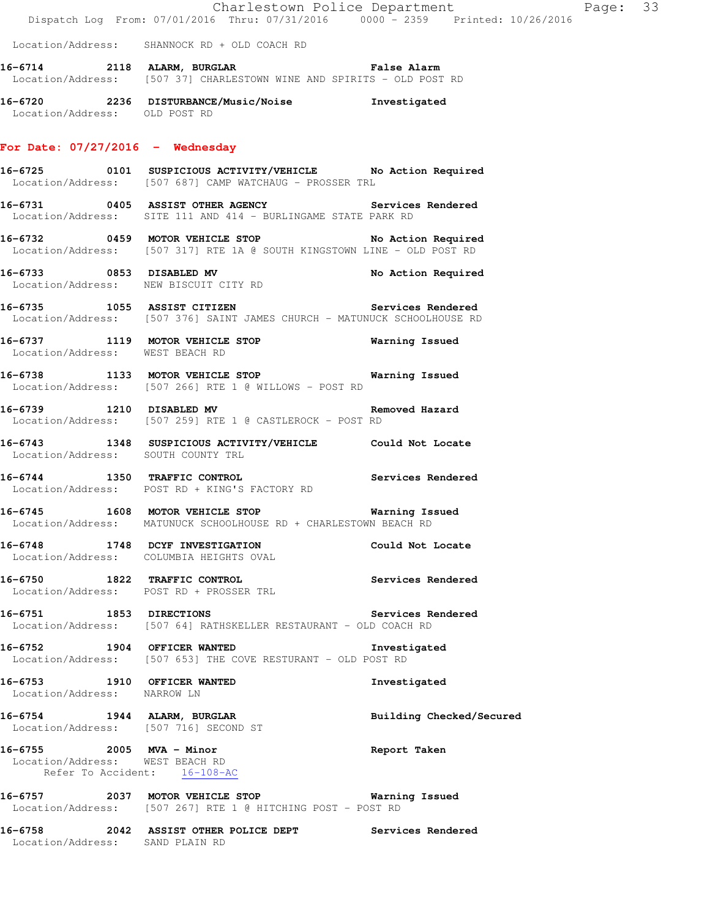Location/Address: SHANNOCK RD + OLD COACH RD

**16-6714** 2118 **ALARM, BURGLAR** **False Alarm**
Location/Address: [507 37] CHARLESTOWN WINE AND SPIRITS - OLD POST RD

**16-6720** 2236 **DISTURBANCE/Music/Noise** **Investigated**
Location/Address: OLD POST RD

## For Date: 07/27/2016 - Wednesday

**16-6725** 0101 **SUSPICIOUS ACTIVITY/VEHICLE** **No Action Required**
Location/Address: [507 687] CAMP WATCHAUG - PROSSER TRL

**16-6731** 0405 **ASSIST OTHER AGENCY** **Services Rendered**
Location/Address: SITE 111 AND 414 - BURLINGAME STATE PARK RD

**16-6732** 0459 **MOTOR VEHICLE STOP** **No Action Required**
Location/Address: [507 317] RTE 1A @ SOUTH KINGSTOWN LINE - OLD POST RD

**16-6733** 0853 **DISABLED MV** **No Action Required**
Location/Address: NEW BISCUIT CITY RD

**16-6735** 1055 **ASSIST CITIZEN** **Services Rendered**
Location/Address: [507 376] SAINT JAMES CHURCH - MATUNUCK SCHOOLHOUSE RD

**16-6737** 1119 **MOTOR VEHICLE STOP** **Warning Issued**
Location/Address: WEST BEACH RD

**16-6738** 1133 **MOTOR VEHICLE STOP** **Warning Issued**
Location/Address: [507 266] RTE 1 @ WILLOWS - POST RD

**16-6739** 1210 **DISABLED MV** **Removed Hazard**
Location/Address: [507 259] RTE 1 @ CASTLEROCK - POST RD

**16-6743** 1348 **SUSPICIOUS ACTIVITY/VEHICLE** **Could Not Locate**
Location/Address: SOUTH COUNTY TRL

**16-6744** 1350 **TRAFFIC CONTROL** **Services Rendered**
Location/Address: POST RD + KING'S FACTORY RD

**16-6745** 1608 **MOTOR VEHICLE STOP** **Warning Issued**
Location/Address: MATUNUCK SCHOOLHOUSE RD + CHARLESTOWN BEACH RD

**16-6748** 1748 **DCYF INVESTIGATION** **Could Not Locate**
Location/Address: COLUMBIA HEIGHTS OVAL

**16-6750** 1822 **TRAFFIC CONTROL** **Services Rendered**
Location/Address: POST RD + PROSSER TRL

**16-6751** 1853 **DIRECTIONS** **Services Rendered**
Location/Address: [507 64] RATHSKELLER RESTAURANT - OLD COACH RD

**16-6752** 1904 **OFFICER WANTED** **Investigated**
Location/Address: [507 653] THE COVE RESTURANT - OLD POST RD

**16-6753** 1910 **OFFICER WANTED** **Investigated**
Location/Address: NARROW LN

**16-6754** 1944 **ALARM, BURGLAR** **Building Checked/Secured**
Location/Address: [507 716] SECOND ST

**16-6755** 2005 **MVA - Minor** **Report Taken**
Location/Address: WEST BEACH RD
Refer To Accident: 16-108-AC

**16-6757** 2037 **MOTOR VEHICLE STOP** **Warning Issued**
Location/Address: [507 267] RTE 1 @ HITCHING POST - POST RD

**16-6758** 2042 **ASSIST OTHER POLICE DEPT** **Services Rendered**
Location/Address: SAND PLAIN RD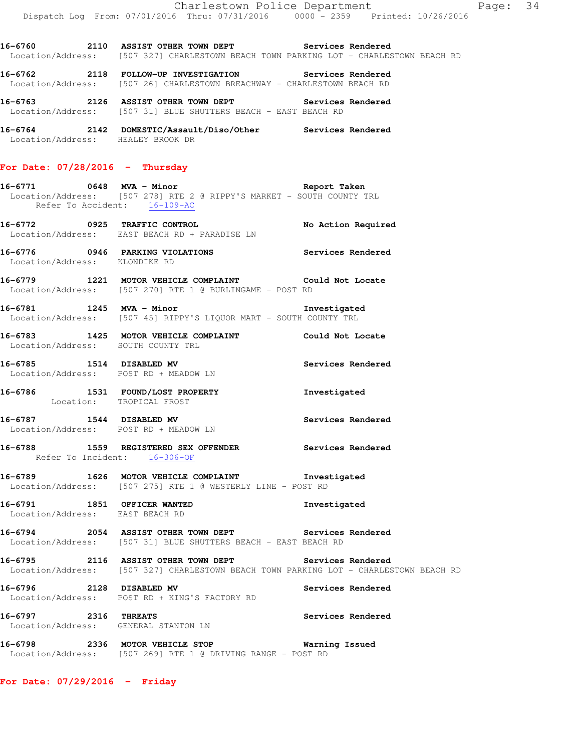16-6760 2110 ASSIST OTHER TOWN DEPT Services Rendered
Location/Address: [507 327] CHARLESTOWN BEACH TOWN PARKING LOT - CHARLESTOWN BEACH RD

16-6762 2118 FOLLOW-UP INVESTIGATION Services Rendered
Location/Address: [507 26] CHARLESTOWN BREACHWAY - CHARLESTOWN BEACH RD

16-6763 2126 ASSIST OTHER TOWN DEPT Services Rendered
Location/Address: [507 31] BLUE SHUTTERS BEACH - EAST BEACH RD

16-6764 2142 DOMESTIC/Assault/Diso/Other Services Rendered
Location/Address: HEALEY BROOK DR

## For Date: 07/28/2016 - Thursday

16-6771 0648 MVA - Minor Report Taken
Location/Address: [507 278] RTE 2 @ RIPPY'S MARKET - SOUTH COUNTY TRL
Refer To Accident: 16-109-AC

16-6772 0925 TRAFFIC CONTROL No Action Required
Location/Address: EAST BEACH RD + PARADISE LN

16-6776 0946 PARKING VIOLATIONS Services Rendered
Location/Address: KLONDIKE RD

16-6779 1221 MOTOR VEHICLE COMPLAINT Could Not Locate
Location/Address: [507 270] RTE 1 @ BURLINGAME - POST RD

16-6781 1245 MVA - Minor Investigated
Location/Address: [507 45] RIPPY'S LIQUOR MART - SOUTH COUNTY TRL

16-6783 1425 MOTOR VEHICLE COMPLAINT Could Not Locate
Location/Address: SOUTH COUNTY TRL

16-6785 1514 DISABLED MV Services Rendered
Location/Address: POST RD + MEADOW LN

16-6786 1531 FOUND/LOST PROPERTY Investigated
Location: TROPICAL FROST

16-6787 1544 DISABLED MV Services Rendered
Location/Address: POST RD + MEADOW LN

16-6788 1559 REGISTERED SEX OFFENDER Services Rendered
Refer To Incident: 16-306-OF

16-6789 1626 MOTOR VEHICLE COMPLAINT Investigated
Location/Address: [507 275] RTE 1 @ WESTERLY LINE - POST RD

16-6791 1851 OFFICER WANTED Investigated
Location/Address: EAST BEACH RD

16-6794 2054 ASSIST OTHER TOWN DEPT Services Rendered
Location/Address: [507 31] BLUE SHUTTERS BEACH - EAST BEACH RD

16-6795 2116 ASSIST OTHER TOWN DEPT Services Rendered
Location/Address: [507 327] CHARLESTOWN BEACH TOWN PARKING LOT - CHARLESTOWN BEACH RD

16-6796 2128 DISABLED MV Services Rendered
Location/Address: POST RD + KING'S FACTORY RD

16-6797 2316 THREATS Services Rendered
Location/Address: GENERAL STANTON LN

16-6798 2336 MOTOR VEHICLE STOP Warning Issued
Location/Address: [507 269] RTE 1 @ DRIVING RANGE - POST RD

## For Date: 07/29/2016 - Friday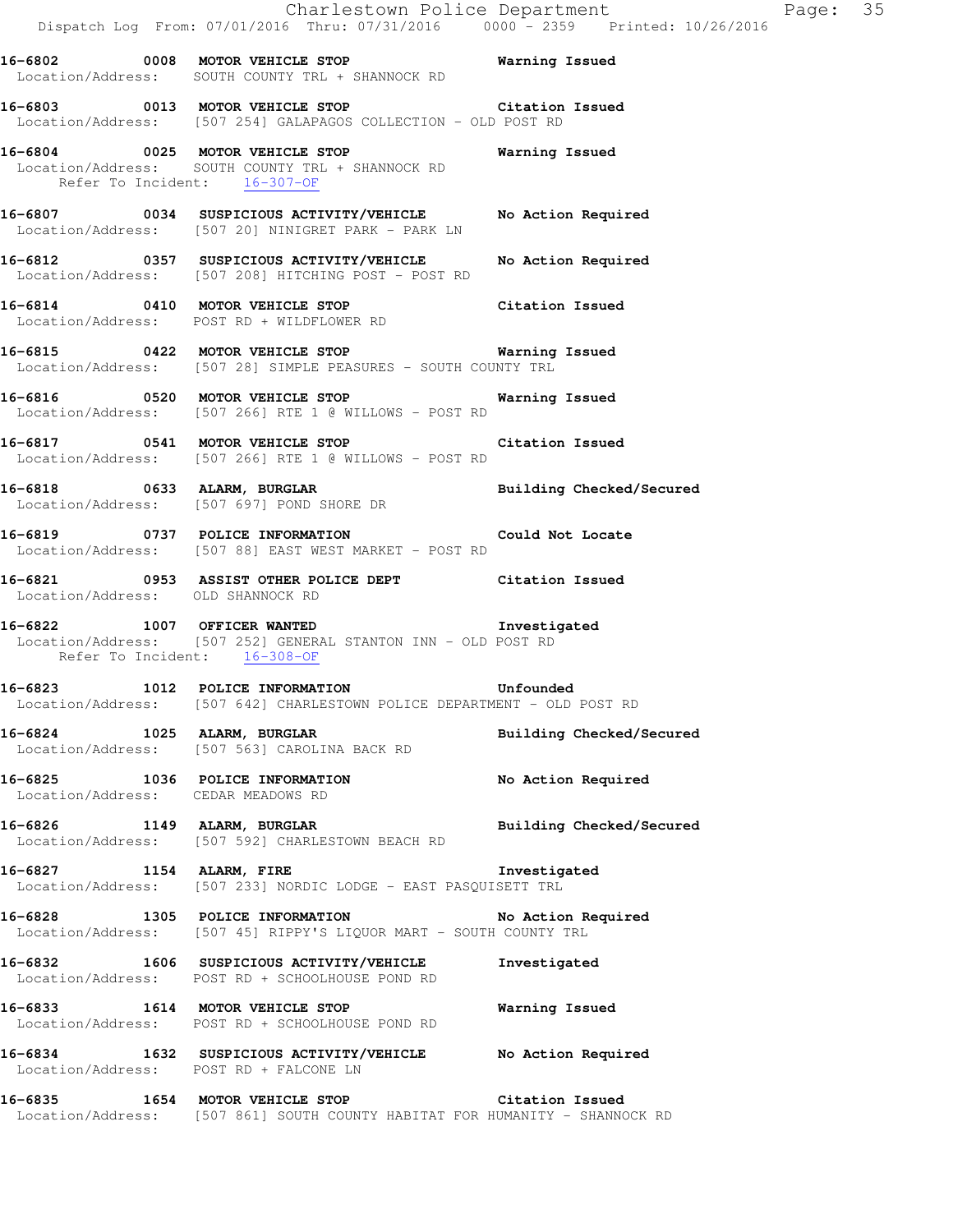16-6802 0008 MOTOR VEHICLE STOP Warning Issued
Location/Address: SOUTH COUNTY TRL + SHANNOCK RD

16-6803 0013 MOTOR VEHICLE STOP Citation Issued
Location/Address: [507 254] GALAPAGOS COLLECTION - OLD POST RD

16-6804 0025 MOTOR VEHICLE STOP Warning Issued
Location/Address: SOUTH COUNTY TRL + SHANNOCK RD
Refer To Incident: 16-307-OF

16-6807 0034 SUSPICIOUS ACTIVITY/VEHICLE No Action Required
Location/Address: [507 20] NINIGRET PARK - PARK LN

16-6812 0357 SUSPICIOUS ACTIVITY/VEHICLE No Action Required
Location/Address: [507 208] HITCHING POST - POST RD

16-6814 0410 MOTOR VEHICLE STOP Citation Issued
Location/Address: POST RD + WILDFLOWER RD

16-6815 0422 MOTOR VEHICLE STOP Warning Issued
Location/Address: [507 28] SIMPLE PEASURES - SOUTH COUNTY TRL

16-6816 0520 MOTOR VEHICLE STOP Warning Issued
Location/Address: [507 266] RTE 1 @ WILLOWS - POST RD

16-6817 0541 MOTOR VEHICLE STOP Citation Issued
Location/Address: [507 266] RTE 1 @ WILLOWS - POST RD

16-6818 0633 ALARM, BURGLAR Building Checked/Secured
Location/Address: [507 697] POND SHORE DR

16-6819 0737 POLICE INFORMATION Could Not Locate
Location/Address: [507 88] EAST WEST MARKET - POST RD

16-6821 0953 ASSIST OTHER POLICE DEPT Citation Issued
Location/Address: OLD SHANNOCK RD

16-6822 1007 OFFICER WANTED Investigated
Location/Address: [507 252] GENERAL STANTON INN - OLD POST RD
Refer To Incident: 16-308-OF

16-6823 1012 POLICE INFORMATION Unfounded
Location/Address: [507 642] CHARLESTOWN POLICE DEPARTMENT - OLD POST RD

16-6824 1025 ALARM, BURGLAR Building Checked/Secured
Location/Address: [507 563] CAROLINA BACK RD

16-6825 1036 POLICE INFORMATION No Action Required
Location/Address: CEDAR MEADOWS RD

16-6826 1149 ALARM, BURGLAR Building Checked/Secured
Location/Address: [507 592] CHARLESTOWN BEACH RD

16-6827 1154 ALARM, FIRE Investigated
Location/Address: [507 233] NORDIC LODGE - EAST PASQUISETT TRL

16-6828 1305 POLICE INFORMATION No Action Required
Location/Address: [507 45] RIPPY'S LIQUOR MART - SOUTH COUNTY TRL

16-6832 1606 SUSPICIOUS ACTIVITY/VEHICLE Investigated
Location/Address: POST RD + SCHOOLHOUSE POND RD

16-6833 1614 MOTOR VEHICLE STOP Warning Issued
Location/Address: POST RD + SCHOOLHOUSE POND RD

16-6834 1632 SUSPICIOUS ACTIVITY/VEHICLE No Action Required
Location/Address: POST RD + FALCONE LN

16-6835 1654 MOTOR VEHICLE STOP Citation Issued
Location/Address: [507 861] SOUTH COUNTY HABITAT FOR HUMANITY - SHANNOCK RD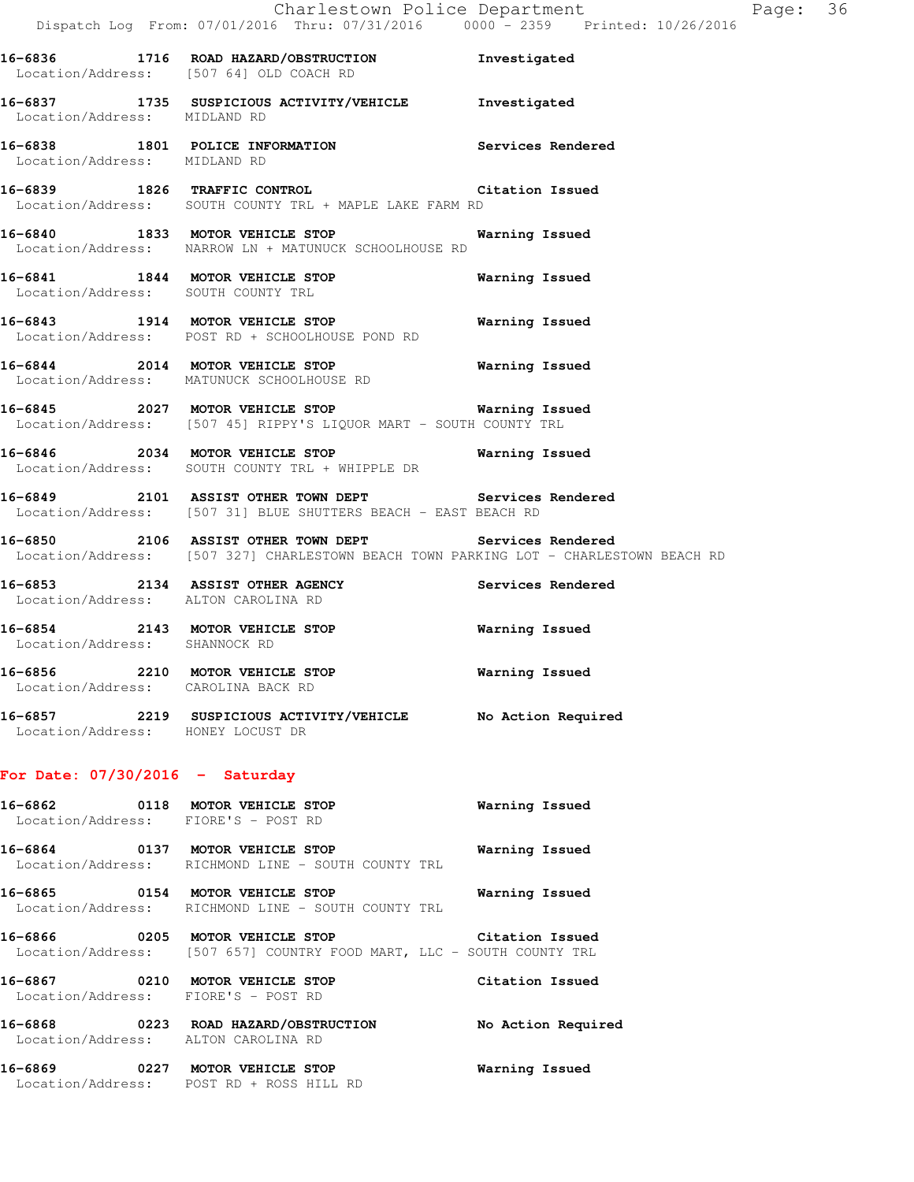**16-6836 1716 ROAD HAZARD/OBSTRUCTION** Investigated
Location/Address: [507 64] OLD COACH RD

**16-6837 1735 SUSPICIOUS ACTIVITY/VEHICLE** Investigated
Location/Address: MIDLAND RD

**16-6838 1801 POLICE INFORMATION** Services Rendered
Location/Address: MIDLAND RD

**16-6839 1826 TRAFFIC CONTROL** Citation Issued
Location/Address: SOUTH COUNTY TRL + MAPLE LAKE FARM RD

**16-6840 1833 MOTOR VEHICLE STOP** Warning Issued
Location/Address: NARROW LN + MATUNUCK SCHOOLHOUSE RD

**16-6841 1844 MOTOR VEHICLE STOP** Warning Issued
Location/Address: SOUTH COUNTY TRL

**16-6843 1914 MOTOR VEHICLE STOP** Warning Issued
Location/Address: POST RD + SCHOOLHOUSE POND RD

**16-6844 2014 MOTOR VEHICLE STOP** Warning Issued
Location/Address: MATUNUCK SCHOOLHOUSE RD

**16-6845 2027 MOTOR VEHICLE STOP** Warning Issued
Location/Address: [507 45] RIPPY'S LIQUOR MART - SOUTH COUNTY TRL

**16-6846 2034 MOTOR VEHICLE STOP** Warning Issued
Location/Address: SOUTH COUNTY TRL + WHIPPLE DR

**16-6849 2101 ASSIST OTHER TOWN DEPT** Services Rendered
Location/Address: [507 31] BLUE SHUTTERS BEACH - EAST BEACH RD

**16-6850 2106 ASSIST OTHER TOWN DEPT** Services Rendered
Location/Address: [507 327] CHARLESTOWN BEACH TOWN PARKING LOT - CHARLESTOWN BEACH RD

**16-6853 2134 ASSIST OTHER AGENCY** Services Rendered
Location/Address: ALTON CAROLINA RD

**16-6854 2143 MOTOR VEHICLE STOP** Warning Issued
Location/Address: SHANNOCK RD

**16-6856 2210 MOTOR VEHICLE STOP** Warning Issued
Location/Address: CAROLINA BACK RD

**16-6857 2219 SUSPICIOUS ACTIVITY/VEHICLE** No Action Required
Location/Address: HONEY LOCUST DR

## For Date: 07/30/2016 - Saturday

**16-6862 0118 MOTOR VEHICLE STOP** Warning Issued
Location/Address: FIORE'S - POST RD

**16-6864 0137 MOTOR VEHICLE STOP** Warning Issued
Location/Address: RICHMOND LINE - SOUTH COUNTY TRL

**16-6865 0154 MOTOR VEHICLE STOP** Warning Issued
Location/Address: RICHMOND LINE - SOUTH COUNTY TRL

**16-6866 0205 MOTOR VEHICLE STOP** Citation Issued
Location/Address: [507 657] COUNTRY FOOD MART, LLC - SOUTH COUNTY TRL

**16-6867 0210 MOTOR VEHICLE STOP** Citation Issued
Location/Address: FIORE'S - POST RD

**16-6868 0223 ROAD HAZARD/OBSTRUCTION** No Action Required
Location/Address: ALTON CAROLINA RD

**16-6869 0227 MOTOR VEHICLE STOP** Warning Issued
Location/Address: POST RD + ROSS HILL RD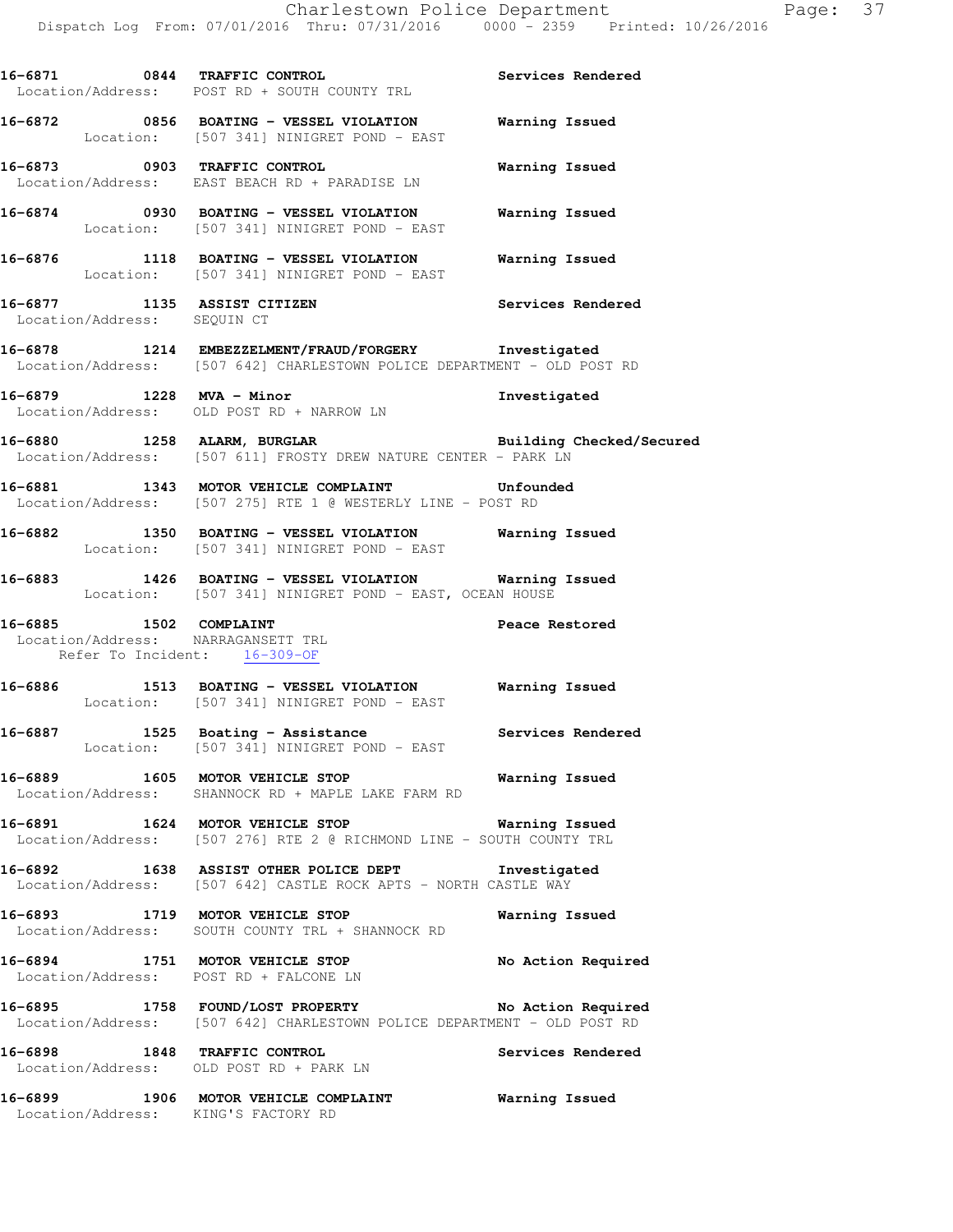**16-6871 0844 TRAFFIC CONTROL** Services Rendered
Location/Address: POST RD + SOUTH COUNTY TRL

**16-6872 0856 BOATING - VESSEL VIOLATION** Warning Issued
Location: [507 341] NINIGRET POND - EAST

**16-6873 0903 TRAFFIC CONTROL** Warning Issued
Location/Address: EAST BEACH RD + PARADISE LN

**16-6874 0930 BOATING - VESSEL VIOLATION** Warning Issued
Location: [507 341] NINIGRET POND - EAST

**16-6876 1118 BOATING - VESSEL VIOLATION** Warning Issued
Location: [507 341] NINIGRET POND - EAST

**16-6877 1135 ASSIST CITIZEN** Services Rendered
Location/Address: SEQUIN CT

**16-6878 1214 EMBEZZELMENT/FRAUD/FORGERY** Investigated
Location/Address: [507 642] CHARLESTOWN POLICE DEPARTMENT - OLD POST RD

**16-6879 1228 MVA - Minor** Investigated
Location/Address: OLD POST RD + NARROW LN

**16-6880 1258 ALARM, BURGLAR** Building Checked/Secured
Location/Address: [507 611] FROSTY DREW NATURE CENTER - PARK LN

**16-6881 1343 MOTOR VEHICLE COMPLAINT** Unfounded
Location/Address: [507 275] RTE 1 @ WESTERLY LINE - POST RD

**16-6882 1350 BOATING - VESSEL VIOLATION** Warning Issued
Location: [507 341] NINIGRET POND - EAST

**16-6883 1426 BOATING - VESSEL VIOLATION** Warning Issued
Location: [507 341] NINIGRET POND - EAST, OCEAN HOUSE

**16-6885 1502 COMPLAINT** Peace Restored
Location/Address: NARRAGANSETT TRL
Refer To Incident: 16-309-OF

**16-6886 1513 BOATING - VESSEL VIOLATION** Warning Issued
Location: [507 341] NINIGRET POND - EAST

**16-6887 1525 Boating - Assistance** Services Rendered
Location: [507 341] NINIGRET POND - EAST

**16-6889 1605 MOTOR VEHICLE STOP** Warning Issued
Location/Address: SHANNOCK RD + MAPLE LAKE FARM RD

**16-6891 1624 MOTOR VEHICLE STOP** Warning Issued
Location/Address: [507 276] RTE 2 @ RICHMOND LINE - SOUTH COUNTY TRL

**16-6892 1638 ASSIST OTHER POLICE DEPT** Investigated
Location/Address: [507 642] CASTLE ROCK APTS - NORTH CASTLE WAY

**16-6893 1719 MOTOR VEHICLE STOP** Warning Issued
Location/Address: SOUTH COUNTY TRL + SHANNOCK RD

**16-6894 1751 MOTOR VEHICLE STOP** No Action Required
Location/Address: POST RD + FALCONE LN

**16-6895 1758 FOUND/LOST PROPERTY** No Action Required
Location/Address: [507 642] CHARLESTOWN POLICE DEPARTMENT - OLD POST RD

**16-6898 1848 TRAFFIC CONTROL** Services Rendered
Location/Address: OLD POST RD + PARK LN

**16-6899 1906 MOTOR VEHICLE COMPLAINT** Warning Issued
Location/Address: KING'S FACTORY RD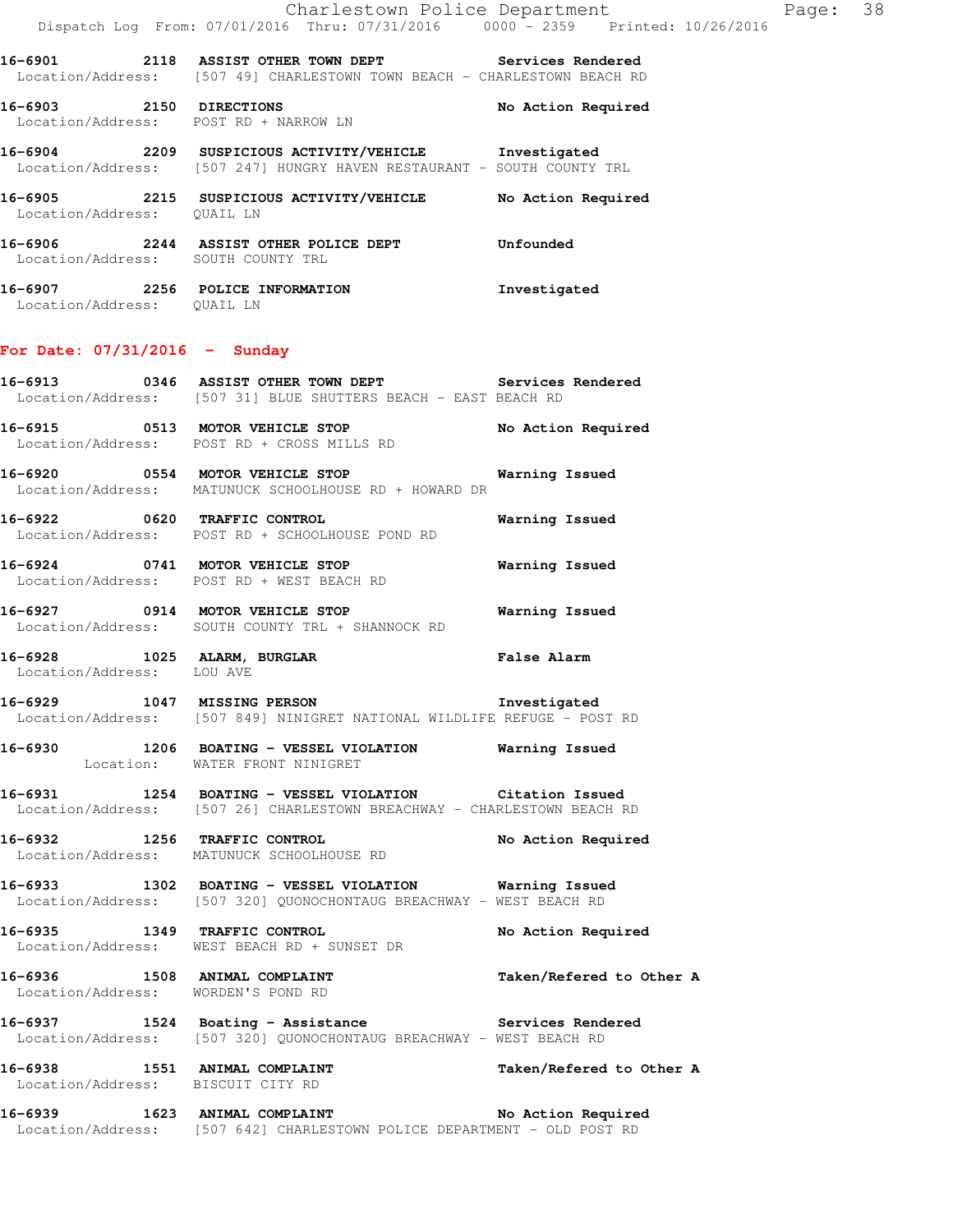16-6901 2118 ASSIST OTHER TOWN DEPT Services Rendered
Location/Address: [507 49] CHARLESTOWN TOWN BEACH - CHARLESTOWN BEACH RD

16-6903 2150 DIRECTIONS No Action Required
Location/Address: POST RD + NARROW LN

16-6904 2209 SUSPICIOUS ACTIVITY/VEHICLE Investigated
Location/Address: [507 247] HUNGRY HAVEN RESTAURANT - SOUTH COUNTY TRL

16-6905 2215 SUSPICIOUS ACTIVITY/VEHICLE No Action Required
Location/Address: QUAIL LN

16-6906 2244 ASSIST OTHER POLICE DEPT Unfounded
Location/Address: SOUTH COUNTY TRL

16-6907 2256 POLICE INFORMATION Investigated
Location/Address: QUAIL LN

**For Date: 07/31/2016 - Sunday**

16-6913 0346 ASSIST OTHER TOWN DEPT Services Rendered
Location/Address: [507 31] BLUE SHUTTERS BEACH - EAST BEACH RD

16-6915 0513 MOTOR VEHICLE STOP No Action Required
Location/Address: POST RD + CROSS MILLS RD

16-6920 0554 MOTOR VEHICLE STOP Warning Issued
Location/Address: MATUNUCK SCHOOLHOUSE RD + HOWARD DR

16-6922 0620 TRAFFIC CONTROL Warning Issued
Location/Address: POST RD + SCHOOLHOUSE POND RD

16-6924 0741 MOTOR VEHICLE STOP Warning Issued
Location/Address: POST RD + WEST BEACH RD

16-6927 0914 MOTOR VEHICLE STOP Warning Issued
Location/Address: SOUTH COUNTY TRL + SHANNOCK RD

16-6928 1025 ALARM, BURGLAR False Alarm
Location/Address: LOU AVE

16-6929 1047 MISSING PERSON Investigated
Location/Address: [507 849] NINIGRET NATIONAL WILDLIFE REFUGE - POST RD

16-6930 1206 BOATING - VESSEL VIOLATION Warning Issued
Location: WATER FRONT NINIGRET

16-6931 1254 BOATING - VESSEL VIOLATION Citation Issued
Location/Address: [507 26] CHARLESTOWN BREACHWAY - CHARLESTOWN BEACH RD

16-6932 1256 TRAFFIC CONTROL No Action Required
Location/Address: MATUNUCK SCHOOLHOUSE RD

16-6933 1302 BOATING - VESSEL VIOLATION Warning Issued
Location/Address: [507 320] QUONOCHONTAUG BREACHWAY - WEST BEACH RD

16-6935 1349 TRAFFIC CONTROL No Action Required
Location/Address: WEST BEACH RD + SUNSET DR

16-6936 1508 ANIMAL COMPLAINT Taken/Refered to Other A
Location/Address: WORDEN'S POND RD

16-6937 1524 Boating - Assistance Services Rendered
Location/Address: [507 320] QUONOCHONTAUG BREACHWAY - WEST BEACH RD

16-6938 1551 ANIMAL COMPLAINT Taken/Refered to Other A
Location/Address: BISCUIT CITY RD

16-6939 1623 ANIMAL COMPLAINT No Action Required
Location/Address: [507 642] CHARLESTOWN POLICE DEPARTMENT - OLD POST RD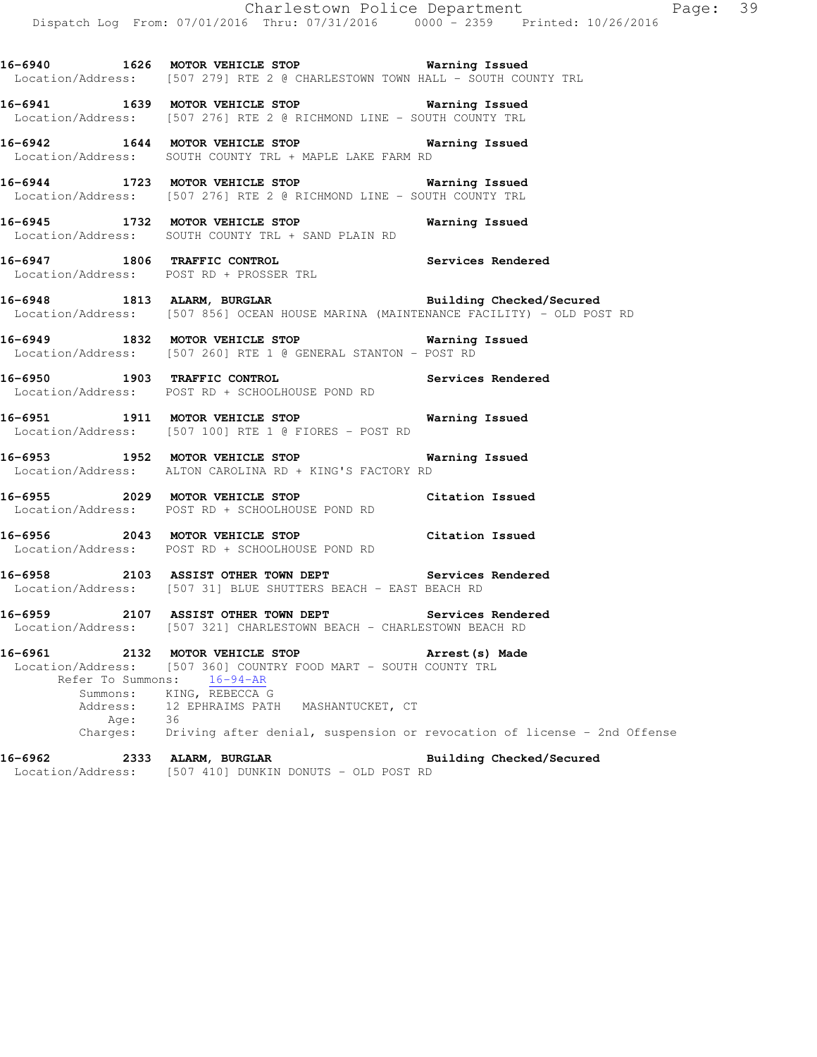**16-6940 1626 MOTOR VEHICLE STOP Warning Issued**
Location/Address: [507 279] RTE 2 @ CHARLESTOWN TOWN HALL - SOUTH COUNTY TRL

**16-6941 1639 MOTOR VEHICLE STOP Warning Issued**
Location/Address: [507 276] RTE 2 @ RICHMOND LINE - SOUTH COUNTY TRL

**16-6942 1644 MOTOR VEHICLE STOP Warning Issued**
Location/Address: SOUTH COUNTY TRL + MAPLE LAKE FARM RD

**16-6944 1723 MOTOR VEHICLE STOP Warning Issued**
Location/Address: [507 276] RTE 2 @ RICHMOND LINE - SOUTH COUNTY TRL

**16-6945 1732 MOTOR VEHICLE STOP Warning Issued**
Location/Address: SOUTH COUNTY TRL + SAND PLAIN RD

**16-6947 1806 TRAFFIC CONTROL Services Rendered**
Location/Address: POST RD + PROSSER TRL

**16-6948 1813 ALARM, BURGLAR Building Checked/Secured**
Location/Address: [507 856] OCEAN HOUSE MARINA (MAINTENANCE FACILITY) - OLD POST RD

**16-6949 1832 MOTOR VEHICLE STOP Warning Issued**
Location/Address: [507 260] RTE 1 @ GENERAL STANTON - POST RD

**16-6950 1903 TRAFFIC CONTROL Services Rendered**
Location/Address: POST RD + SCHOOLHOUSE POND RD

**16-6951 1911 MOTOR VEHICLE STOP Warning Issued**
Location/Address: [507 100] RTE 1 @ FIORES - POST RD

**16-6953 1952 MOTOR VEHICLE STOP Warning Issued**
Location/Address: ALTON CAROLINA RD + KING'S FACTORY RD

**16-6955 2029 MOTOR VEHICLE STOP Citation Issued**
Location/Address: POST RD + SCHOOLHOUSE POND RD

**16-6956 2043 MOTOR VEHICLE STOP Citation Issued**
Location/Address: POST RD + SCHOOLHOUSE POND RD

**16-6958 2103 ASSIST OTHER TOWN DEPT Services Rendered**
Location/Address: [507 31] BLUE SHUTTERS BEACH - EAST BEACH RD

**16-6959 2107 ASSIST OTHER TOWN DEPT Services Rendered**
Location/Address: [507 321] CHARLESTOWN BEACH - CHARLESTOWN BEACH RD

**16-6961 2132 MOTOR VEHICLE STOP Arrest(s) Made**
Location/Address: [507 360] COUNTRY FOOD MART - SOUTH COUNTY TRL
Refer To Summons: 16-94-AR
Summons: KING, REBECCA G
Address: 12 EPHRAIMS PATH MASHANTUCKET, CT
Age: 36
Charges: Driving after denial, suspension or revocation of license - 2nd Offense

**16-6962 2333 ALARM, BURGLAR Building Checked/Secured**
Location/Address: [507 410] DUNKIN DONUTS - OLD POST RD